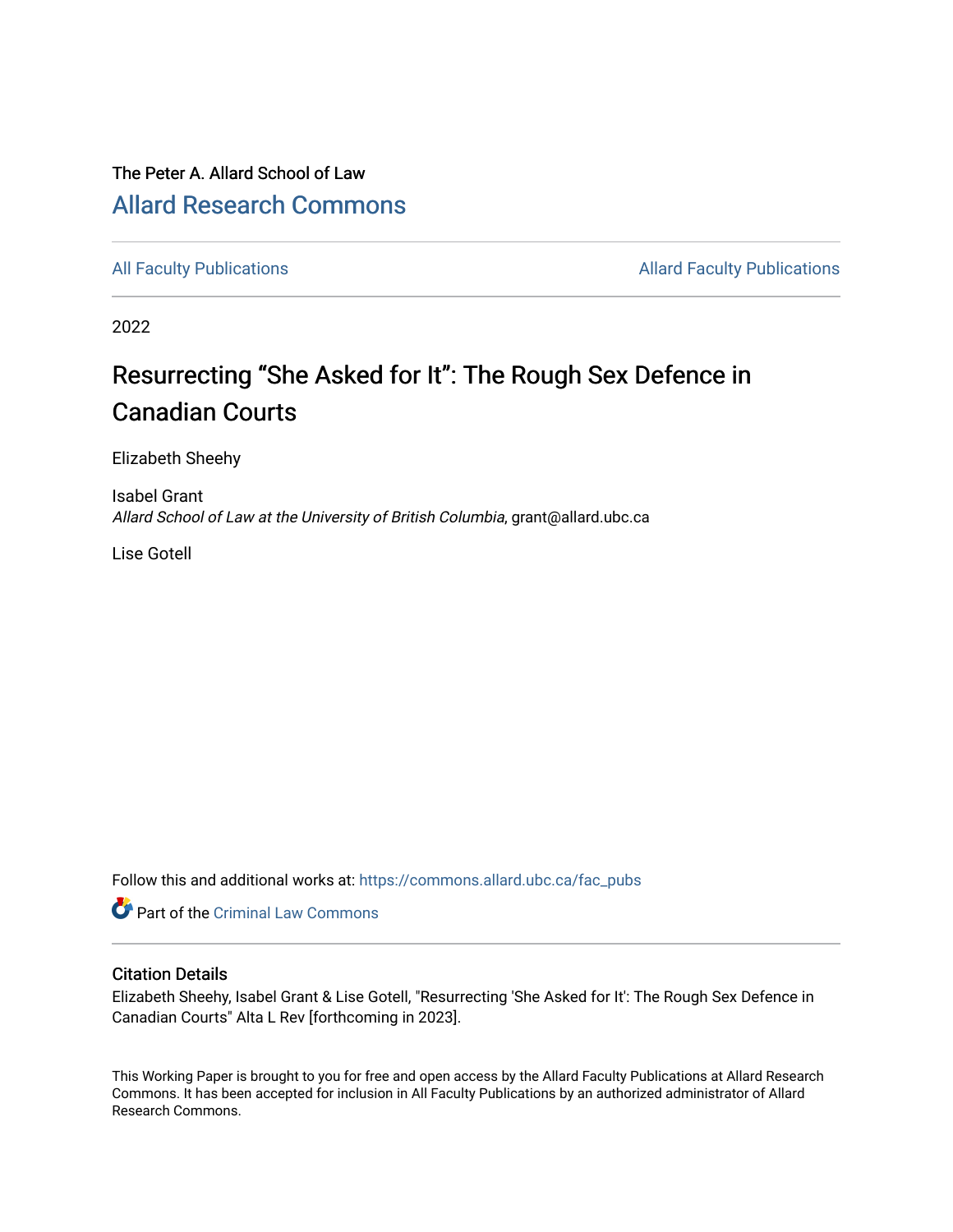The Peter A. Allard School of Law

# Allard Research Commons

All Faculty Publications | Allard Faculty Publications

2022

# Resurrecting "She Asked for It": The Rough Sex Defence in Canadian Courts

Elizabeth Sheehy

Isabel Grant
*Allard School of Law at the University of British Columbia*, grant@allard.ubc.ca

Lise Gotell

Follow this and additional works at: https://commons.allard.ubc.ca/fac_pubs

Part of the Criminal Law Commons

## Citation Details

Elizabeth Sheehy, Isabel Grant & Lise Gotell, "Resurrecting 'She Asked for It': The Rough Sex Defence in Canadian Courts" Alta L Rev [forthcoming in 2023].

This Working Paper is brought to you for free and open access by the Allard Faculty Publications at Allard Research Commons. It has been accepted for inclusion in All Faculty Publications by an authorized administrator of Allard Research Commons.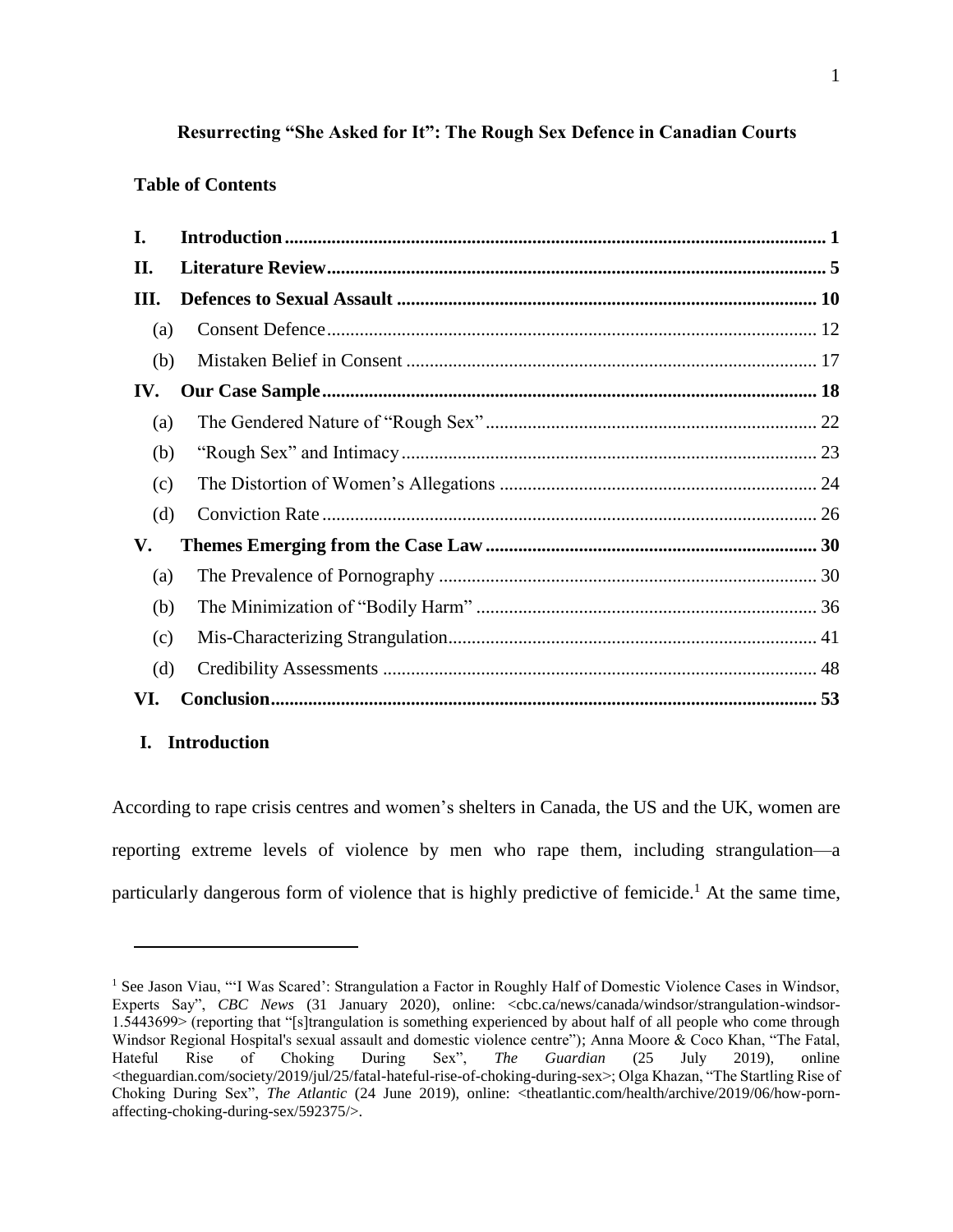**Resurrecting "She Asked for It": The Rough Sex Defence in Canadian Courts**

**Table of Contents**

| | | |
|---|---|---|
| **I.** | **Introduction** | **1** |
| **II.** | **Literature Review** | **5** |
| **III.** | **Defences to Sexual Assault** | **10** |
| (a) | Consent Defence | 12 |
| (b) | Mistaken Belief in Consent | 17 |
| **IV.** | **Our Case Sample** | **18** |
| (a) | The Gendered Nature of "Rough Sex" | 22 |
| (b) | "Rough Sex" and Intimacy | 23 |
| (c) | The Distortion of Women's Allegations | 24 |
| (d) | Conviction Rate | 26 |
| **V.** | **Themes Emerging from the Case Law** | **30** |
| (a) | The Prevalence of Pornography | 30 |
| (b) | The Minimization of "Bodily Harm" | 36 |
| (c) | Mis-Characterizing Strangulation | 41 |
| (d) | Credibility Assessments | 48 |
| **VI.** | **Conclusion** | **53** |

## I. Introduction

According to rape crisis centres and women's shelters in Canada, the US and the UK, women are reporting extreme levels of violence by men who rape them, including strangulation—a particularly dangerous form of violence that is highly predictive of femicide.[1] At the same time,

---

[1] See Jason Viau, "'I Was Scared': Strangulation a Factor in Roughly Half of Domestic Violence Cases in Windsor, Experts Say", *CBC News* (31 January 2020), online: <cbc.ca/news/canada/windsor/strangulation-windsor-1.5443699> (reporting that "[s]trangulation is something experienced by about half of all people who come through Windsor Regional Hospital's sexual assault and domestic violence centre"); Anna Moore & Coco Khan, "The Fatal, Hateful Rise of Choking During Sex", *The Guardian* (25 July 2019), online <theguardian.com/society/2019/jul/25/fatal-hateful-rise-of-choking-during-sex>; Olga Khazan, "The Startling Rise of Choking During Sex", *The Atlantic* (24 June 2019), online: <theatlantic.com/health/archive/2019/06/how-porn-affecting-choking-during-sex/592375/>.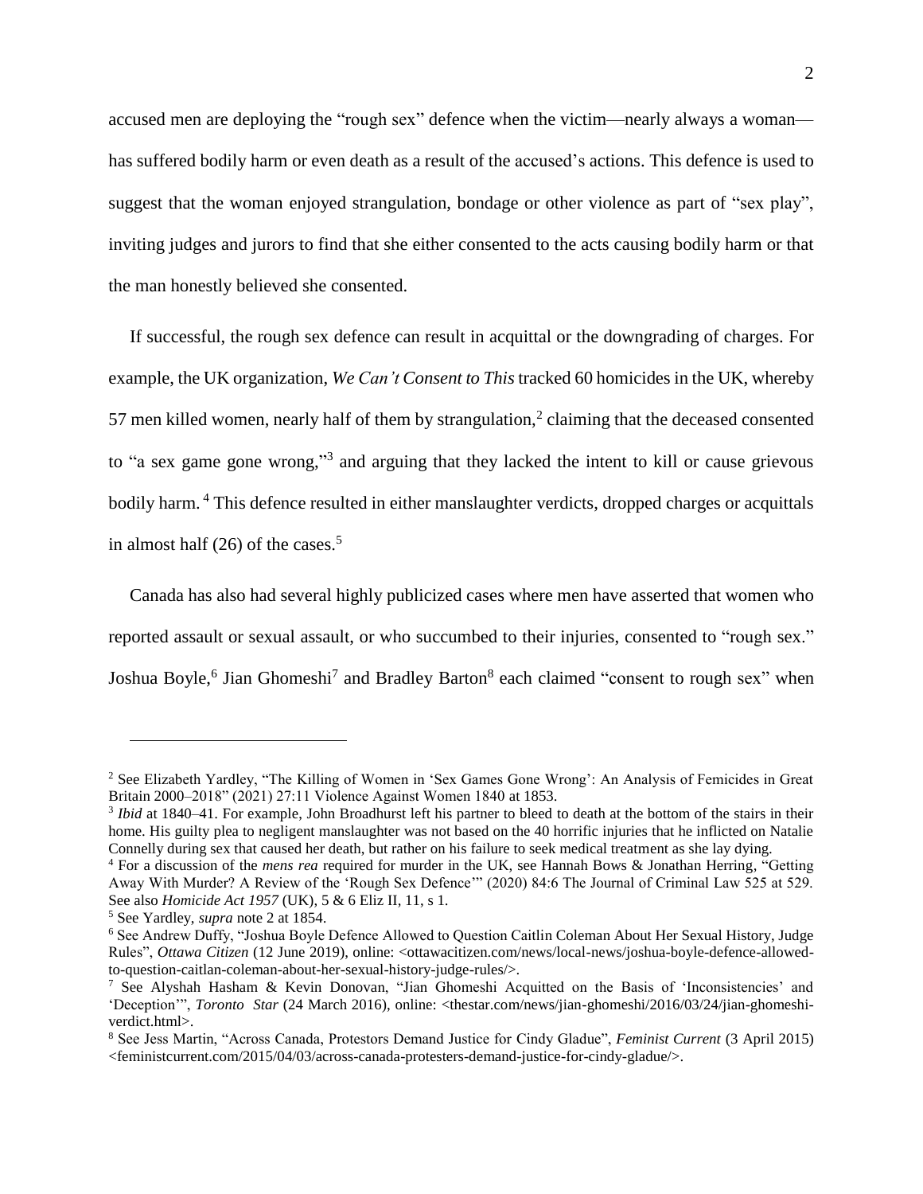accused men are deploying the "rough sex" defence when the victim—nearly always a woman—has suffered bodily harm or even death as a result of the accused's actions. This defence is used to suggest that the woman enjoyed strangulation, bondage or other violence as part of "sex play", inviting judges and jurors to find that she either consented to the acts causing bodily harm or that the man honestly believed she consented.

If successful, the rough sex defence can result in acquittal or the downgrading of charges. For example, the UK organization, *We Can't Consent to This* tracked 60 homicides in the UK, whereby 57 men killed women, nearly half of them by strangulation,[2] claiming that the deceased consented to "a sex game gone wrong,"[3] and arguing that they lacked the intent to kill or cause grievous bodily harm.[4] This defence resulted in either manslaughter verdicts, dropped charges or acquittals in almost half (26) of the cases.[5]

Canada has also had several highly publicized cases where men have asserted that women who reported assault or sexual assault, or who succumbed to their injuries, consented to "rough sex." Joshua Boyle,[6] Jian Ghomeshi[7] and Bradley Barton[8] each claimed "consent to rough sex" when

---

[2] See Elizabeth Yardley, "The Killing of Women in 'Sex Games Gone Wrong': An Analysis of Femicides in Great Britain 2000–2018" (2021) 27:11 Violence Against Women 1840 at 1853.

[3] *Ibid* at 1840–41. For example, John Broadhurst left his partner to bleed to death at the bottom of the stairs in their home. His guilty plea to negligent manslaughter was not based on the 40 horrific injuries that he inflicted on Natalie Connelly during sex that caused her death, but rather on his failure to seek medical treatment as she lay dying.

[4] For a discussion of the *mens rea* required for murder in the UK, see Hannah Bows & Jonathan Herring, "Getting Away With Murder? A Review of the 'Rough Sex Defence'" (2020) 84:6 The Journal of Criminal Law 525 at 529. See also *Homicide Act 1957* (UK), 5 & 6 Eliz II, 11, s 1.

[5] See Yardley, *supra* note 2 at 1854.

[6] See Andrew Duffy, "Joshua Boyle Defence Allowed to Question Caitlin Coleman About Her Sexual History, Judge Rules", *Ottawa Citizen* (12 June 2019), online: <ottawacitizen.com/news/local-news/joshua-boyle-defence-allowed-to-question-caitlan-coleman-about-her-sexual-history-judge-rules/>.

[7] See Alyshah Hasham & Kevin Donovan, "Jian Ghomeshi Acquitted on the Basis of 'Inconsistencies' and 'Deception'", *Toronto Star* (24 March 2016), online: <thestar.com/news/jian-ghomeshi/2016/03/24/jian-ghomeshi-verdict.html>.

[8] See Jess Martin, "Across Canada, Protestors Demand Justice for Cindy Gladue", *Feminist Current* (3 April 2015) <feministcurrent.com/2015/04/03/across-canada-protesters-demand-justice-for-cindy-gladue/>.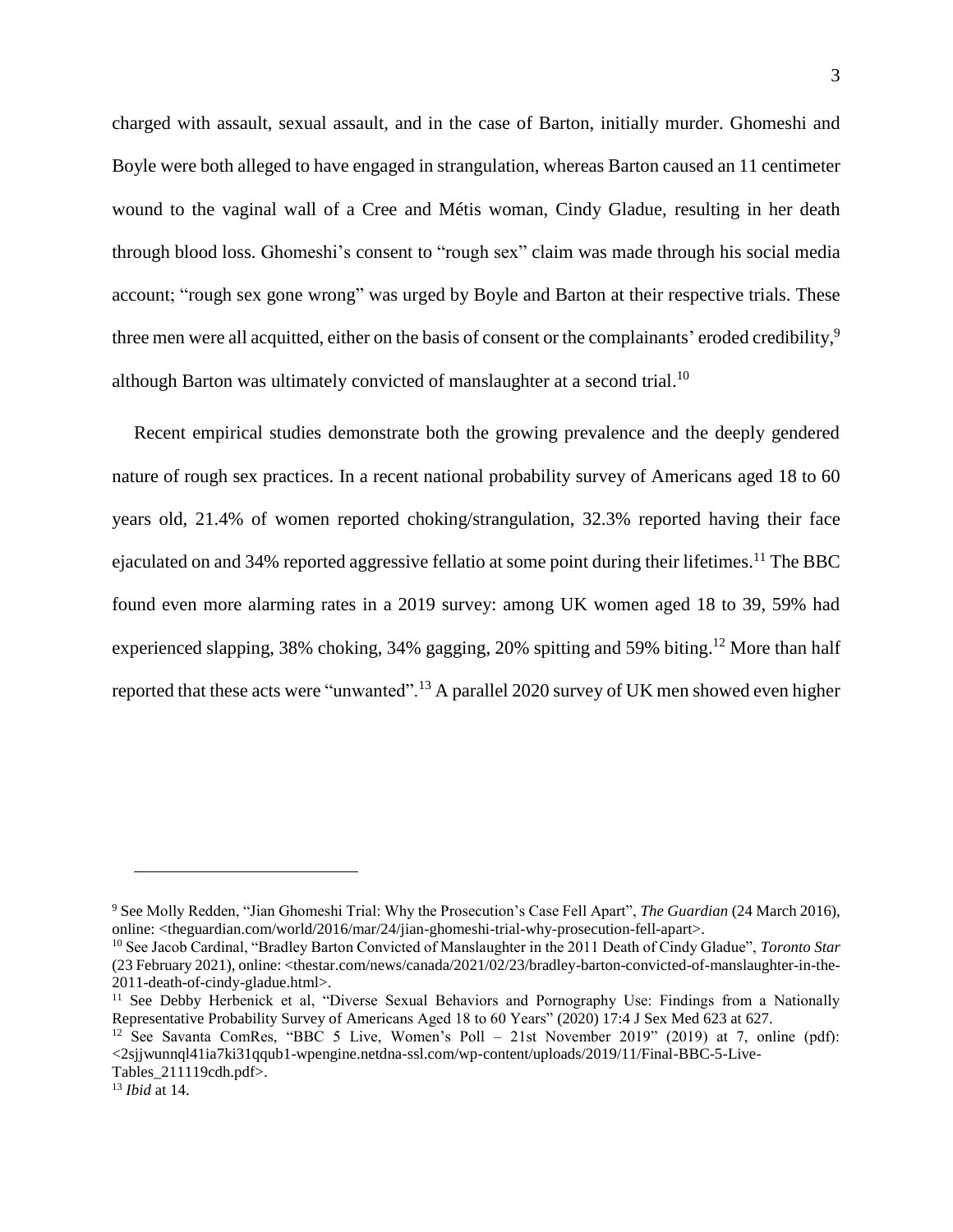charged with assault, sexual assault, and in the case of Barton, initially murder. Ghomeshi and Boyle were both alleged to have engaged in strangulation, whereas Barton caused an 11 centimeter wound to the vaginal wall of a Cree and Métis woman, Cindy Gladue, resulting in her death through blood loss. Ghomeshi's consent to "rough sex" claim was made through his social media account; "rough sex gone wrong" was urged by Boyle and Barton at their respective trials. These three men were all acquitted, either on the basis of consent or the complainants' eroded credibility,[9] although Barton was ultimately convicted of manslaughter at a second trial.[10]

Recent empirical studies demonstrate both the growing prevalence and the deeply gendered nature of rough sex practices. In a recent national probability survey of Americans aged 18 to 60 years old, 21.4% of women reported choking/strangulation, 32.3% reported having their face ejaculated on and 34% reported aggressive fellatio at some point during their lifetimes.[11] The BBC found even more alarming rates in a 2019 survey: among UK women aged 18 to 39, 59% had experienced slapping, 38% choking, 34% gagging, 20% spitting and 59% biting.[12] More than half reported that these acts were "unwanted".[13] A parallel 2020 survey of UK men showed even higher

---

[9] See Molly Redden, "Jian Ghomeshi Trial: Why the Prosecution's Case Fell Apart", *The Guardian* (24 March 2016), online: <theguardian.com/world/2016/mar/24/jian-ghomeshi-trial-why-prosecution-fell-apart>.

[10] See Jacob Cardinal, "Bradley Barton Convicted of Manslaughter in the 2011 Death of Cindy Gladue", *Toronto Star* (23 February 2021), online: <thestar.com/news/canada/2021/02/23/bradley-barton-convicted-of-manslaughter-in-the-2011-death-of-cindy-gladue.html>.

[11] See Debby Herbenick et al, "Diverse Sexual Behaviors and Pornography Use: Findings from a Nationally Representative Probability Survey of Americans Aged 18 to 60 Years" (2020) 17:4 J Sex Med 623 at 627.

[12] See Savanta ComRes, "BBC 5 Live, Women's Poll – 21st November 2019" (2019) at 7, online (pdf): <2sjjwunnql41ia7ki31qqub1-wpengine.netdna-ssl.com/wp-content/uploads/2019/11/Final-BBC-5-Live-Tables_211119cdh.pdf>.

[13] *Ibid* at 14.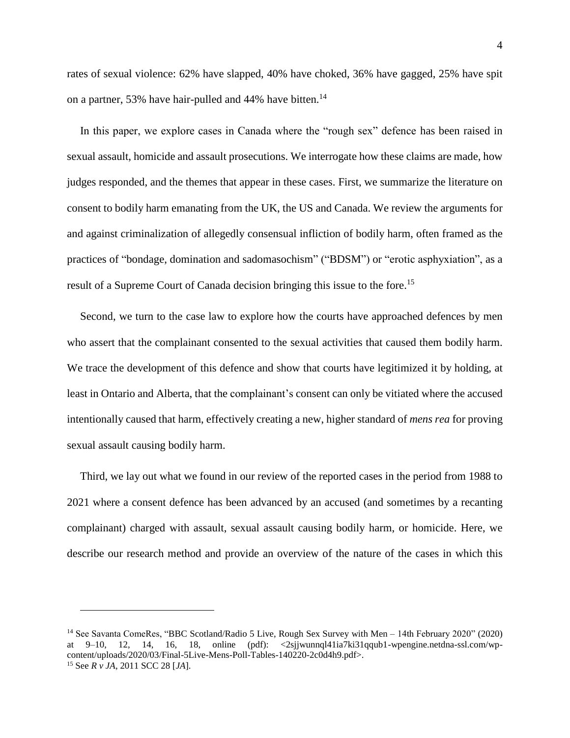rates of sexual violence: 62% have slapped, 40% have choked, 36% have gagged, 25% have spit on a partner, 53% have hair-pulled and 44% have bitten.[14]

In this paper, we explore cases in Canada where the "rough sex" defence has been raised in sexual assault, homicide and assault prosecutions. We interrogate how these claims are made, how judges responded, and the themes that appear in these cases. First, we summarize the literature on consent to bodily harm emanating from the UK, the US and Canada. We review the arguments for and against criminalization of allegedly consensual infliction of bodily harm, often framed as the practices of "bondage, domination and sadomasochism" ("BDSM") or "erotic asphyxiation", as a result of a Supreme Court of Canada decision bringing this issue to the fore.[15]

Second, we turn to the case law to explore how the courts have approached defences by men who assert that the complainant consented to the sexual activities that caused them bodily harm. We trace the development of this defence and show that courts have legitimized it by holding, at least in Ontario and Alberta, that the complainant's consent can only be vitiated where the accused intentionally caused that harm, effectively creating a new, higher standard of *mens rea* for proving sexual assault causing bodily harm.

Third, we lay out what we found in our review of the reported cases in the period from 1988 to 2021 where a consent defence has been advanced by an accused (and sometimes by a recanting complainant) charged with assault, sexual assault causing bodily harm, or homicide. Here, we describe our research method and provide an overview of the nature of the cases in which this

---

[14] See Savanta ComeRes, "BBC Scotland/Radio 5 Live, Rough Sex Survey with Men – 14th February 2020" (2020) at 9–10, 12, 14, 16, 18, online (pdf): <2sjjwunnql41ia7ki31qqub1-wpengine.netdna-ssl.com/wp-content/uploads/2020/03/Final-5Live-Mens-Poll-Tables-140220-2c0d4h9.pdf>.

[15] See *R v JA*, 2011 SCC 28 [*JA*].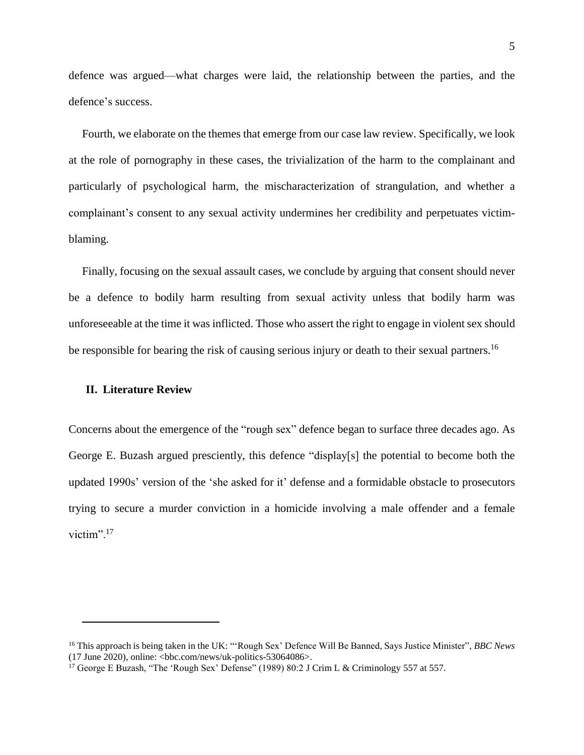defence was argued—what charges were laid, the relationship between the parties, and the defence's success.

Fourth, we elaborate on the themes that emerge from our case law review. Specifically, we look at the role of pornography in these cases, the trivialization of the harm to the complainant and particularly of psychological harm, the mischaracterization of strangulation, and whether a complainant's consent to any sexual activity undermines her credibility and perpetuates victim-blaming.

Finally, focusing on the sexual assault cases, we conclude by arguing that consent should never be a defence to bodily harm resulting from sexual activity unless that bodily harm was unforeseeable at the time it was inflicted. Those who assert the right to engage in violent sex should be responsible for bearing the risk of causing serious injury or death to their sexual partners.[16]

## II. Literature Review

Concerns about the emergence of the "rough sex" defence began to surface three decades ago. As George E. Buzash argued presciently, this defence "display[s] the potential to become both the updated 1990s' version of the 'she asked for it' defense and a formidable obstacle to prosecutors trying to secure a murder conviction in a homicide involving a male offender and a female victim".[17]

---

[16] This approach is being taken in the UK: "'Rough Sex' Defence Will Be Banned, Says Justice Minister", *BBC News* (17 June 2020), online: <bbc.com/news/uk-politics-53064086>.

[17] George E Buzash, "The 'Rough Sex' Defense" (1989) 80:2 J Crim L & Criminology 557 at 557.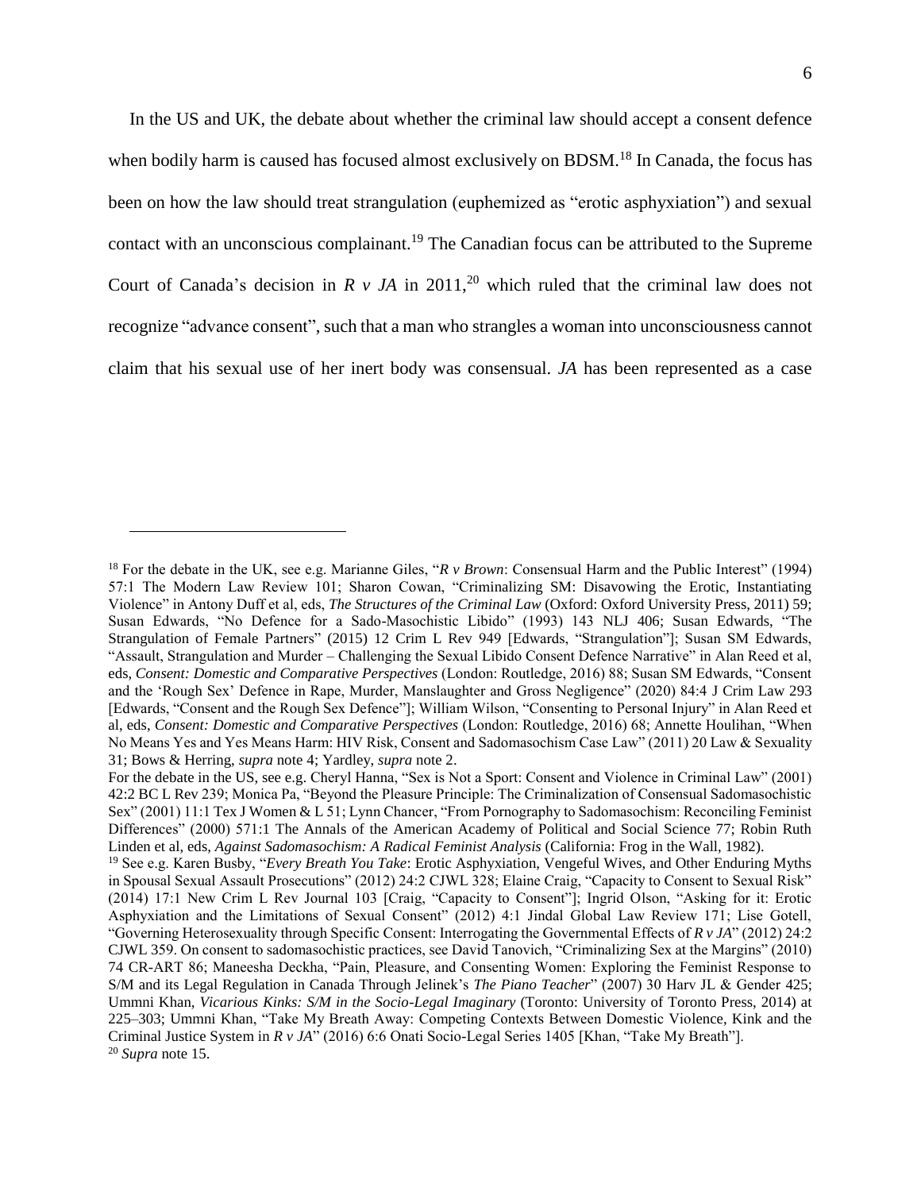In the US and UK, the debate about whether the criminal law should accept a consent defence when bodily harm is caused has focused almost exclusively on BDSM.[18] In Canada, the focus has been on how the law should treat strangulation (euphemized as "erotic asphyxiation") and sexual contact with an unconscious complainant.[19] The Canadian focus can be attributed to the Supreme Court of Canada's decision in *R v JA* in 2011,[20] which ruled that the criminal law does not recognize "advance consent", such that a man who strangles a woman into unconsciousness cannot claim that his sexual use of her inert body was consensual. *JA* has been represented as a case

---

[18] For the debate in the UK, see e.g. Marianne Giles, "*R v Brown*: Consensual Harm and the Public Interest" (1994) 57:1 The Modern Law Review 101; Sharon Cowan, "Criminalizing SM: Disavowing the Erotic, Instantiating Violence" in Antony Duff et al, eds, *The Structures of the Criminal Law* (Oxford: Oxford University Press, 2011) 59; Susan Edwards, "No Defence for a Sado-Masochistic Libido" (1993) 143 NLJ 406; Susan Edwards, "The Strangulation of Female Partners" (2015) 12 Crim L Rev 949 [Edwards, "Strangulation"]; Susan SM Edwards, "Assault, Strangulation and Murder – Challenging the Sexual Libido Consent Defence Narrative" in Alan Reed et al, eds, *Consent: Domestic and Comparative Perspectives* (London: Routledge, 2016) 88; Susan SM Edwards, "Consent and the 'Rough Sex' Defence in Rape, Murder, Manslaughter and Gross Negligence" (2020) 84:4 J Crim Law 293 [Edwards, "Consent and the Rough Sex Defence"]; William Wilson, "Consenting to Personal Injury" in Alan Reed et al, eds, *Consent: Domestic and Comparative Perspectives* (London: Routledge, 2016) 68; Annette Houlihan, "When No Means Yes and Yes Means Harm: HIV Risk, Consent and Sadomasochism Case Law" (2011) 20 Law & Sexuality 31; Bows & Herring, *supra* note 4; Yardley, *supra* note 2.

For the debate in the US, see e.g. Cheryl Hanna, "Sex is Not a Sport: Consent and Violence in Criminal Law" (2001) 42:2 BC L Rev 239; Monica Pa, "Beyond the Pleasure Principle: The Criminalization of Consensual Sadomasochistic Sex" (2001) 11:1 Tex J Women & L 51; Lynn Chancer, "From Pornography to Sadomasochism: Reconciling Feminist Differences" (2000) 571:1 The Annals of the American Academy of Political and Social Science 77; Robin Ruth Linden et al, eds, *Against Sadomasochism: A Radical Feminist Analysis* (California: Frog in the Wall, 1982).

[19] See e.g. Karen Busby, "*Every Breath You Take*: Erotic Asphyxiation, Vengeful Wives, and Other Enduring Myths in Spousal Sexual Assault Prosecutions" (2012) 24:2 CJWL 328; Elaine Craig, "Capacity to Consent to Sexual Risk" (2014) 17:1 New Crim L Rev Journal 103 [Craig, "Capacity to Consent"]; Ingrid Olson, "Asking for it: Erotic Asphyxiation and the Limitations of Sexual Consent" (2012) 4:1 Jindal Global Law Review 171; Lise Gotell, "Governing Heterosexuality through Specific Consent: Interrogating the Governmental Effects of *R v JA*" (2012) 24:2 CJWL 359. On consent to sadomasochistic practices, see David Tanovich, "Criminalizing Sex at the Margins" (2010) 74 CR-ART 86; Maneesha Deckha, "Pain, Pleasure, and Consenting Women: Exploring the Feminist Response to S/M and its Legal Regulation in Canada Through Jelinek's *The Piano Teacher*" (2007) 30 Harv JL & Gender 425; Ummni Khan, *Vicarious Kinks: S/M in the Socio-Legal Imaginary* (Toronto: University of Toronto Press, 2014) at 225–303; Ummni Khan, "Take My Breath Away: Competing Contexts Between Domestic Violence, Kink and the Criminal Justice System in *R v JA*" (2016) 6:6 Onati Socio-Legal Series 1405 [Khan, "Take My Breath"].

[20] *Supra* note 15.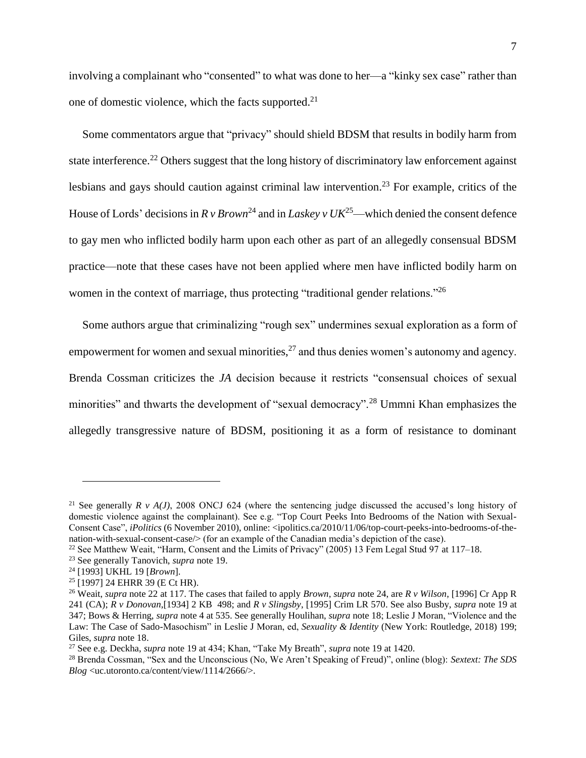involving a complainant who "consented" to what was done to her—a "kinky sex case" rather than one of domestic violence, which the facts supported.[21]

Some commentators argue that "privacy" should shield BDSM that results in bodily harm from state interference.[22] Others suggest that the long history of discriminatory law enforcement against lesbians and gays should caution against criminal law intervention.[23] For example, critics of the House of Lords' decisions in *R v Brown*[24] and in *Laskey v UK*[25]—which denied the consent defence to gay men who inflicted bodily harm upon each other as part of an allegedly consensual BDSM practice—note that these cases have not been applied where men have inflicted bodily harm on women in the context of marriage, thus protecting "traditional gender relations."[26]

Some authors argue that criminalizing "rough sex" undermines sexual exploration as a form of empowerment for women and sexual minorities,[27] and thus denies women's autonomy and agency. Brenda Cossman criticizes the *JA* decision because it restricts "consensual choices of sexual minorities" and thwarts the development of "sexual democracy".[28] Ummni Khan emphasizes the allegedly transgressive nature of BDSM, positioning it as a form of resistance to dominant

---

[21] See generally *R v A(J)*, 2008 ONCJ 624 (where the sentencing judge discussed the accused's long history of domestic violence against the complainant). See e.g. "Top Court Peeks Into Bedrooms of the Nation with Sexual-Consent Case", *iPolitics* (6 November 2010), online: <ipolitics.ca/2010/11/06/top-court-peeks-into-bedrooms-of-the-nation-with-sexual-consent-case/> (for an example of the Canadian media's depiction of the case).

[22] See Matthew Weait, "Harm, Consent and the Limits of Privacy" (2005) 13 Fem Legal Stud 97 at 117–18.

[23] See generally Tanovich, *supra* note 19.

[24] [1993] UKHL 19 [*Brown*].

[25] [1997] 24 EHRR 39 (E Ct HR).

[26] Weait, *supra* note 22 at 117. The cases that failed to apply *Brown*, *supra* note 24, are *R v Wilson*, [1996] Cr App R 241 (CA); *R v Donovan*,[1934] 2 KB 498; and *R v Slingsby*, [1995] Crim LR 570. See also Busby, *supra* note 19 at 347; Bows & Herring, *supra* note 4 at 535. See generally Houlihan, *supra* note 18; Leslie J Moran, "Violence and the Law: The Case of Sado-Masochism" in Leslie J Moran, ed, *Sexuality & Identity* (New York: Routledge, 2018) 199; Giles, *supra* note 18.

[27] See e.g. Deckha, *supra* note 19 at 434; Khan, "Take My Breath", *supra* note 19 at 1420.

[28] Brenda Cossman, "Sex and the Unconscious (No, We Aren't Speaking of Freud)", online (blog): *Sextext: The SDS Blog* <uc.utoronto.ca/content/view/1114/2666/>.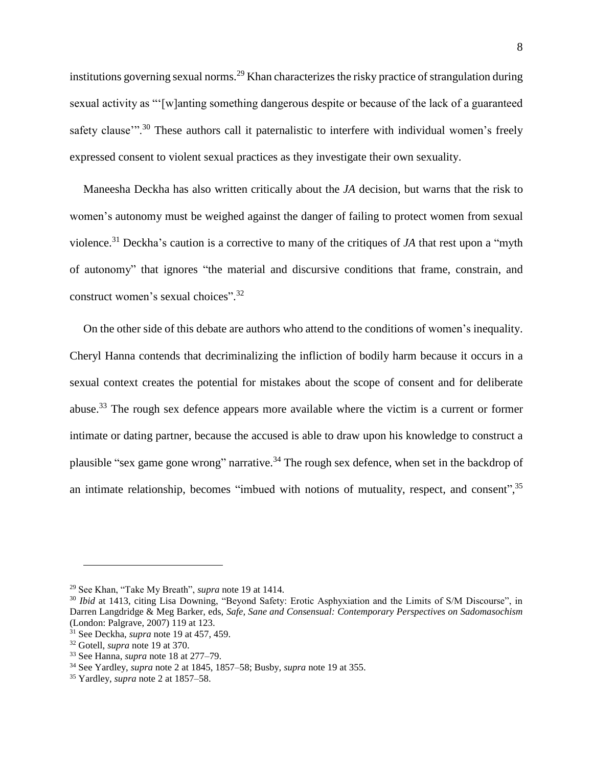institutions governing sexual norms.[29] Khan characterizes the risky practice of strangulation during sexual activity as "'[w]anting something dangerous despite or because of the lack of a guaranteed safety clause'".[30] These authors call it paternalistic to interfere with individual women's freely expressed consent to violent sexual practices as they investigate their own sexuality.

Maneesha Deckha has also written critically about the *JA* decision, but warns that the risk to women's autonomy must be weighed against the danger of failing to protect women from sexual violence.[31] Deckha's caution is a corrective to many of the critiques of *JA* that rest upon a "myth of autonomy" that ignores "the material and discursive conditions that frame, constrain, and construct women's sexual choices".[32]

On the other side of this debate are authors who attend to the conditions of women's inequality. Cheryl Hanna contends that decriminalizing the infliction of bodily harm because it occurs in a sexual context creates the potential for mistakes about the scope of consent and for deliberate abuse.[33] The rough sex defence appears more available where the victim is a current or former intimate or dating partner, because the accused is able to draw upon his knowledge to construct a plausible "sex game gone wrong" narrative.[34] The rough sex defence, when set in the backdrop of an intimate relationship, becomes "imbued with notions of mutuality, respect, and consent",[35]

---

[29] See Khan, "Take My Breath", *supra* note 19 at 1414.

[30] *Ibid* at 1413, citing Lisa Downing, "Beyond Safety: Erotic Asphyxiation and the Limits of S/M Discourse", in Darren Langdridge & Meg Barker, eds, *Safe, Sane and Consensual: Contemporary Perspectives on Sadomasochism* (London: Palgrave, 2007) 119 at 123.

[31] See Deckha, *supra* note 19 at 457, 459.

[32] Gotell, *supra* note 19 at 370.

[33] See Hanna, *supra* note 18 at 277–79.

[34] See Yardley, *supra* note 2 at 1845, 1857–58; Busby, *supra* note 19 at 355.

[35] Yardley, *supra* note 2 at 1857–58.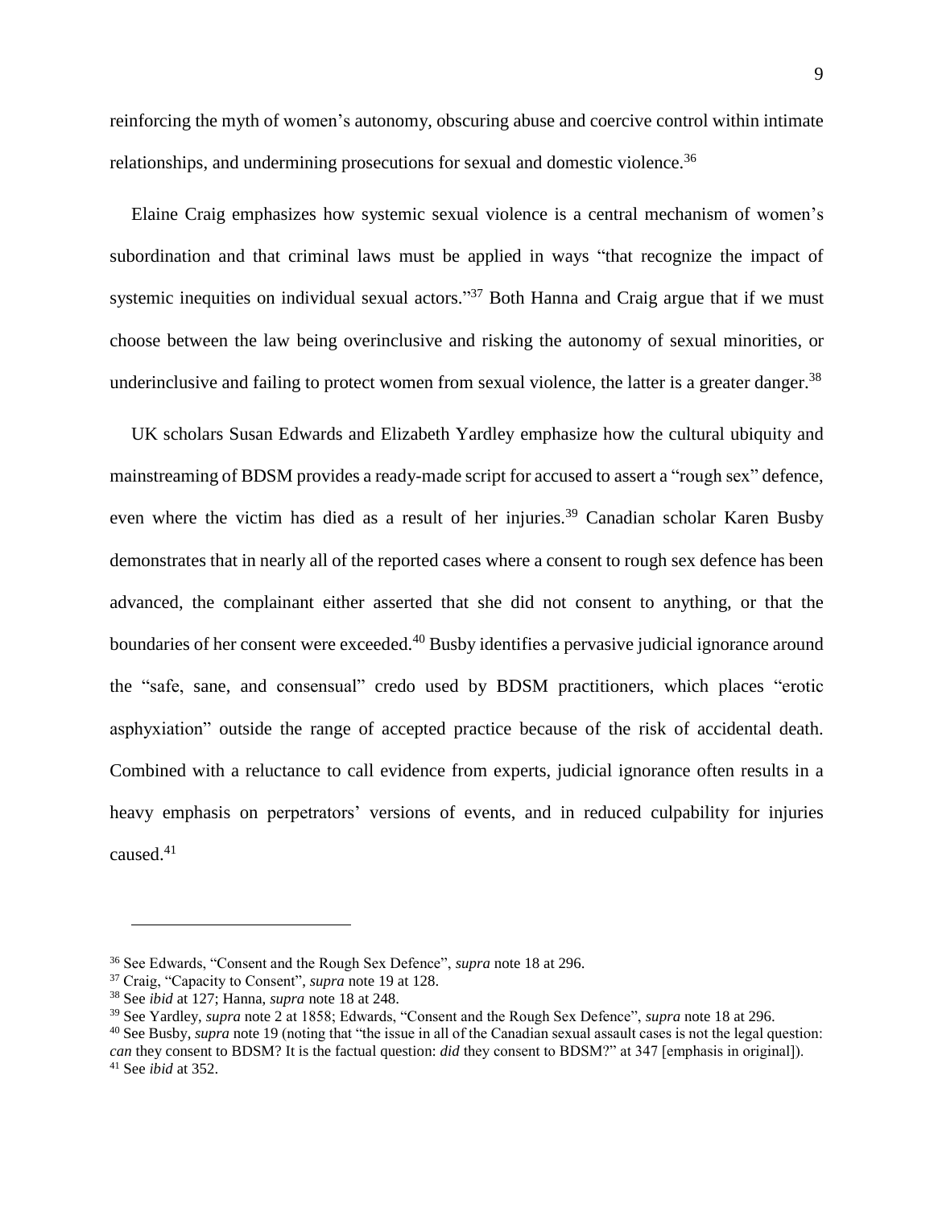reinforcing the myth of women's autonomy, obscuring abuse and coercive control within intimate relationships, and undermining prosecutions for sexual and domestic violence.[36]

Elaine Craig emphasizes how systemic sexual violence is a central mechanism of women's subordination and that criminal laws must be applied in ways "that recognize the impact of systemic inequities on individual sexual actors."[37] Both Hanna and Craig argue that if we must choose between the law being overinclusive and risking the autonomy of sexual minorities, or underinclusive and failing to protect women from sexual violence, the latter is a greater danger.[38]

UK scholars Susan Edwards and Elizabeth Yardley emphasize how the cultural ubiquity and mainstreaming of BDSM provides a ready-made script for accused to assert a "rough sex" defence, even where the victim has died as a result of her injuries.[39] Canadian scholar Karen Busby demonstrates that in nearly all of the reported cases where a consent to rough sex defence has been advanced, the complainant either asserted that she did not consent to anything, or that the boundaries of her consent were exceeded.[40] Busby identifies a pervasive judicial ignorance around the "safe, sane, and consensual" credo used by BDSM practitioners, which places "erotic asphyxiation" outside the range of accepted practice because of the risk of accidental death. Combined with a reluctance to call evidence from experts, judicial ignorance often results in a heavy emphasis on perpetrators' versions of events, and in reduced culpability for injuries caused.[41]

---

[36] See Edwards, "Consent and the Rough Sex Defence", *supra* note 18 at 296.

[37] Craig, "Capacity to Consent", *supra* note 19 at 128.

[38] See *ibid* at 127; Hanna, *supra* note 18 at 248.

[39] See Yardley, *supra* note 2 at 1858; Edwards, "Consent and the Rough Sex Defence", *supra* note 18 at 296.

[40] See Busby, *supra* note 19 (noting that "the issue in all of the Canadian sexual assault cases is not the legal question: *can* they consent to BDSM? It is the factual question: *did* they consent to BDSM?" at 347 [emphasis in original]).

[41] See *ibid* at 352.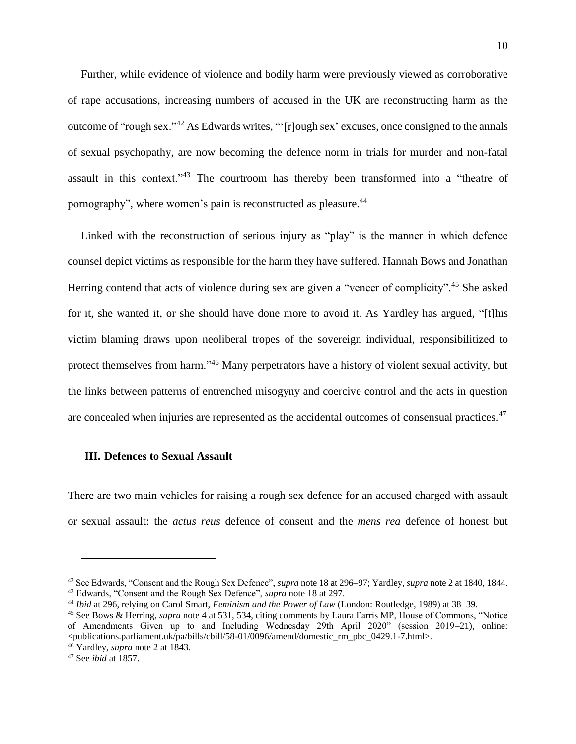Further, while evidence of violence and bodily harm were previously viewed as corroborative of rape accusations, increasing numbers of accused in the UK are reconstructing harm as the outcome of "rough sex."[42] As Edwards writes, "'[r]ough sex' excuses, once consigned to the annals of sexual psychopathy, are now becoming the defence norm in trials for murder and non-fatal assault in this context."[43] The courtroom has thereby been transformed into a "theatre of pornography", where women's pain is reconstructed as pleasure.[44]

Linked with the reconstruction of serious injury as "play" is the manner in which defence counsel depict victims as responsible for the harm they have suffered. Hannah Bows and Jonathan Herring contend that acts of violence during sex are given a "veneer of complicity".[45] She asked for it, she wanted it, or she should have done more to avoid it. As Yardley has argued, "[t]his victim blaming draws upon neoliberal tropes of the sovereign individual, responsibilitized to protect themselves from harm."[46] Many perpetrators have a history of violent sexual activity, but the links between patterns of entrenched misogyny and coercive control and the acts in question are concealed when injuries are represented as the accidental outcomes of consensual practices.[47]

### III. Defences to Sexual Assault

There are two main vehicles for raising a rough sex defence for an accused charged with assault or sexual assault: the *actus reus* defence of consent and the *mens rea* defence of honest but

---

[42] See Edwards, "Consent and the Rough Sex Defence", *supra* note 18 at 296–97; Yardley, *supra* note 2 at 1840, 1844.

[43] Edwards, "Consent and the Rough Sex Defence", *supra* note 18 at 297.

[44] *Ibid* at 296, relying on Carol Smart, *Feminism and the Power of Law* (London: Routledge, 1989) at 38–39.

[45] See Bows & Herring, *supra* note 4 at 531, 534, citing comments by Laura Farris MP, House of Commons, "Notice of Amendments Given up to and Including Wednesday 29th April 2020" (session 2019–21), online: <publications.parliament.uk/pa/bills/cbill/58-01/0096/amend/domestic_rm_pbc_0429.1-7.html>.

[46] Yardley, *supra* note 2 at 1843.

[47] See *ibid* at 1857.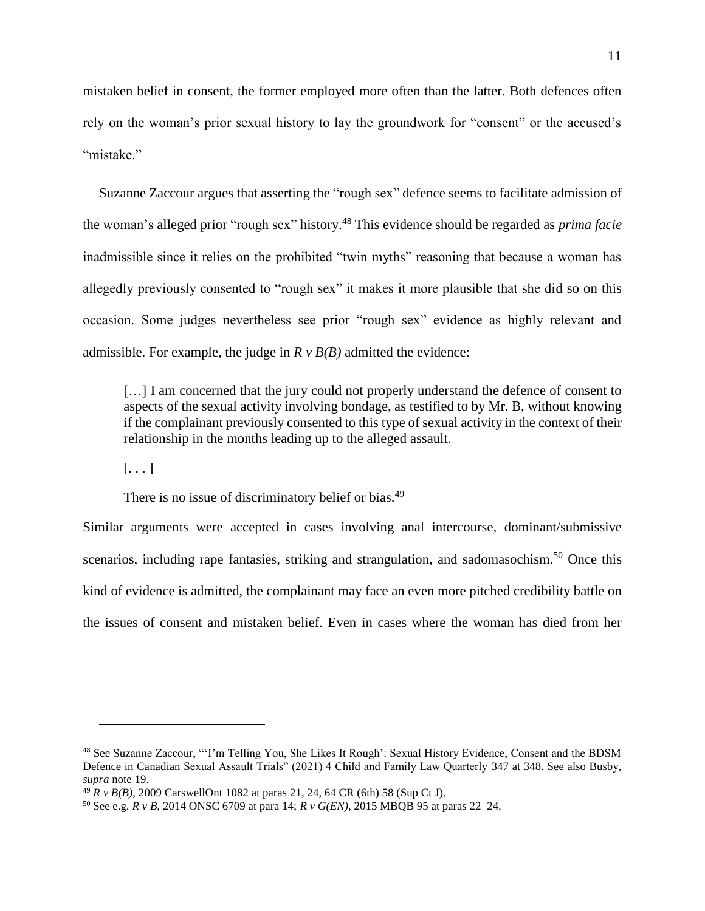mistaken belief in consent, the former employed more often than the latter. Both defences often rely on the woman's prior sexual history to lay the groundwork for "consent" or the accused's "mistake."

Suzanne Zaccour argues that asserting the "rough sex" defence seems to facilitate admission of the woman's alleged prior "rough sex" history.[48] This evidence should be regarded as *prima facie* inadmissible since it relies on the prohibited "twin myths" reasoning that because a woman has allegedly previously consented to "rough sex" it makes it more plausible that she did so on this occasion. Some judges nevertheless see prior "rough sex" evidence as highly relevant and admissible. For example, the judge in *R v B(B)* admitted the evidence:

> […] I am concerned that the jury could not properly understand the defence of consent to aspects of the sexual activity involving bondage, as testified to by Mr. B, without knowing if the complainant previously consented to this type of sexual activity in the context of their relationship in the months leading up to the alleged assault.
>
> [. . . ]
>
> There is no issue of discriminatory belief or bias.[49]

Similar arguments were accepted in cases involving anal intercourse, dominant/submissive scenarios, including rape fantasies, striking and strangulation, and sadomasochism.[50] Once this kind of evidence is admitted, the complainant may face an even more pitched credibility battle on the issues of consent and mistaken belief. Even in cases where the woman has died from her

---

[48] See Suzanne Zaccour, "'I'm Telling You, She Likes It Rough': Sexual History Evidence, Consent and the BDSM Defence in Canadian Sexual Assault Trials" (2021) 4 Child and Family Law Quarterly 347 at 348. See also Busby, *supra* note 19.

[49] *R v B(B)*, 2009 CarswellOnt 1082 at paras 21, 24, 64 CR (6th) 58 (Sup Ct J).

[50] See e.g. *R v B*, 2014 ONSC 6709 at para 14; *R v G(EN)*, 2015 MBQB 95 at paras 22–24.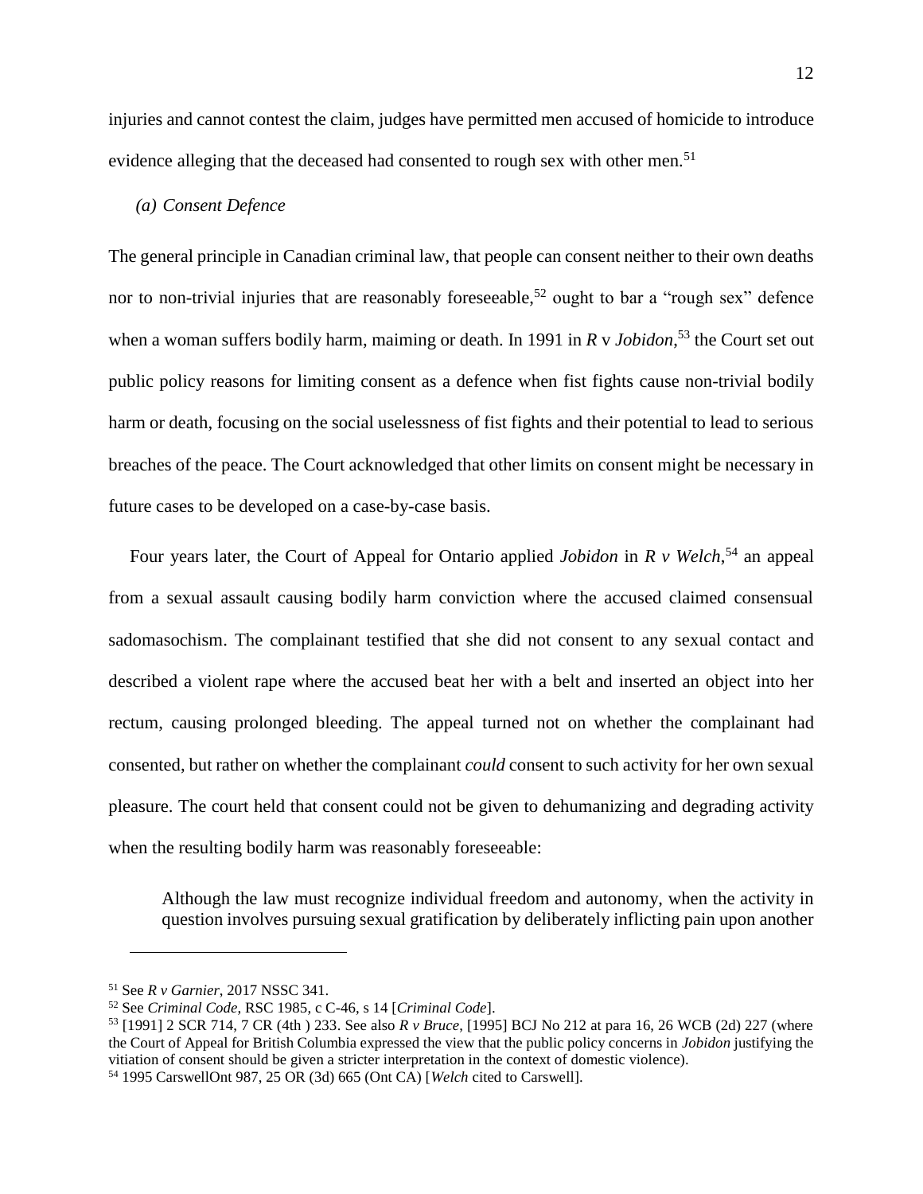injuries and cannot contest the claim, judges have permitted men accused of homicide to introduce evidence alleging that the deceased had consented to rough sex with other men.[51]

### *(a) Consent Defence*

The general principle in Canadian criminal law, that people can consent neither to their own deaths nor to non-trivial injuries that are reasonably foreseeable,[52] ought to bar a "rough sex" defence when a woman suffers bodily harm, maiming or death. In 1991 in *R* v *Jobidon*,[53] the Court set out public policy reasons for limiting consent as a defence when fist fights cause non-trivial bodily harm or death, focusing on the social uselessness of fist fights and their potential to lead to serious breaches of the peace. The Court acknowledged that other limits on consent might be necessary in future cases to be developed on a case-by-case basis.

Four years later, the Court of Appeal for Ontario applied *Jobidon* in *R v Welch*,[54] an appeal from a sexual assault causing bodily harm conviction where the accused claimed consensual sadomasochism. The complainant testified that she did not consent to any sexual contact and described a violent rape where the accused beat her with a belt and inserted an object into her rectum, causing prolonged bleeding. The appeal turned not on whether the complainant had consented, but rather on whether the complainant *could* consent to such activity for her own sexual pleasure. The court held that consent could not be given to dehumanizing and degrading activity when the resulting bodily harm was reasonably foreseeable:

> Although the law must recognize individual freedom and autonomy, when the activity in question involves pursuing sexual gratification by deliberately inflicting pain upon another

---

[51] See *R v Garnier*, 2017 NSSC 341.

[52] See *Criminal Code*, RSC 1985, c C-46, s 14 [*Criminal Code*].

[53] [1991] 2 SCR 714, 7 CR (4th ) 233. See also *R v Bruce*, [1995] BCJ No 212 at para 16, 26 WCB (2d) 227 (where the Court of Appeal for British Columbia expressed the view that the public policy concerns in *Jobidon* justifying the vitiation of consent should be given a stricter interpretation in the context of domestic violence).

[54] 1995 CarswellOnt 987, 25 OR (3d) 665 (Ont CA) [*Welch* cited to Carswell].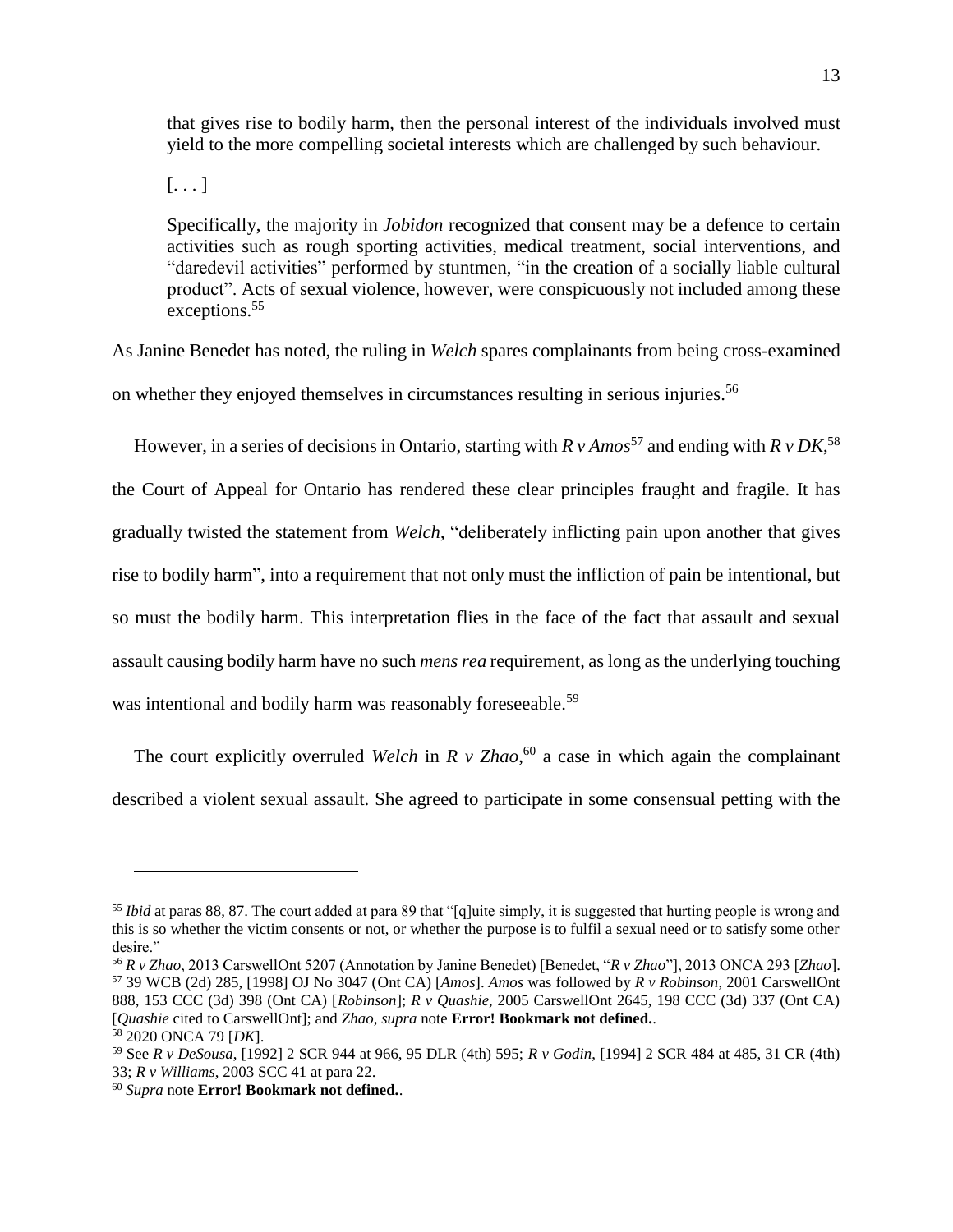> that gives rise to bodily harm, then the personal interest of the individuals involved must yield to the more compelling societal interests which are challenged by such behaviour.
>
> [. . . ]
>
> Specifically, the majority in *Jobidon* recognized that consent may be a defence to certain activities such as rough sporting activities, medical treatment, social interventions, and "daredevil activities" performed by stuntmen, "in the creation of a socially liable cultural product". Acts of sexual violence, however, were conspicuously not included among these exceptions.[55]

As Janine Benedet has noted, the ruling in *Welch* spares complainants from being cross-examined on whether they enjoyed themselves in circumstances resulting in serious injuries.[56]

However, in a series of decisions in Ontario, starting with *R v Amos*[57] and ending with *R v DK*,[58] the Court of Appeal for Ontario has rendered these clear principles fraught and fragile. It has gradually twisted the statement from *Welch*, "deliberately inflicting pain upon another that gives rise to bodily harm", into a requirement that not only must the infliction of pain be intentional, but so must the bodily harm. This interpretation flies in the face of the fact that assault and sexual assault causing bodily harm have no such *mens rea* requirement, as long as the underlying touching was intentional and bodily harm was reasonably foreseeable.[59]

The court explicitly overruled *Welch* in *R v Zhao*,[60] a case in which again the complainant described a violent sexual assault. She agreed to participate in some consensual petting with the

---

[55] *Ibid* at paras 88, 87. The court added at para 89 that "[q]uite simply, it is suggested that hurting people is wrong and this is so whether the victim consents or not, or whether the purpose is to fulfil a sexual need or to satisfy some other desire."

[56] *R v Zhao*, 2013 CarswellOnt 5207 (Annotation by Janine Benedet) [Benedet, "*R v Zhao*"], 2013 ONCA 293 [*Zhao*].

[57] 39 WCB (2d) 285, [1998] OJ No 3047 (Ont CA) [*Amos*]. *Amos* was followed by *R v Robinson*, 2001 CarswellOnt 888, 153 CCC (3d) 398 (Ont CA) [*Robinson*]; *R v Quashie*, 2005 CarswellOnt 2645, 198 CCC (3d) 337 (Ont CA) [*Quashie* cited to CarswellOnt]; and *Zhao*, *supra* note **Error! Bookmark not defined.**.

[58] 2020 ONCA 79 [*DK*].

[59] See *R v DeSousa*, [1992] 2 SCR 944 at 966, 95 DLR (4th) 595; *R v Godin*, [1994] 2 SCR 484 at 485, 31 CR (4th) 33; *R v Williams*, 2003 SCC 41 at para 22.

[60] *Supra* note **Error! Bookmark not defined.**.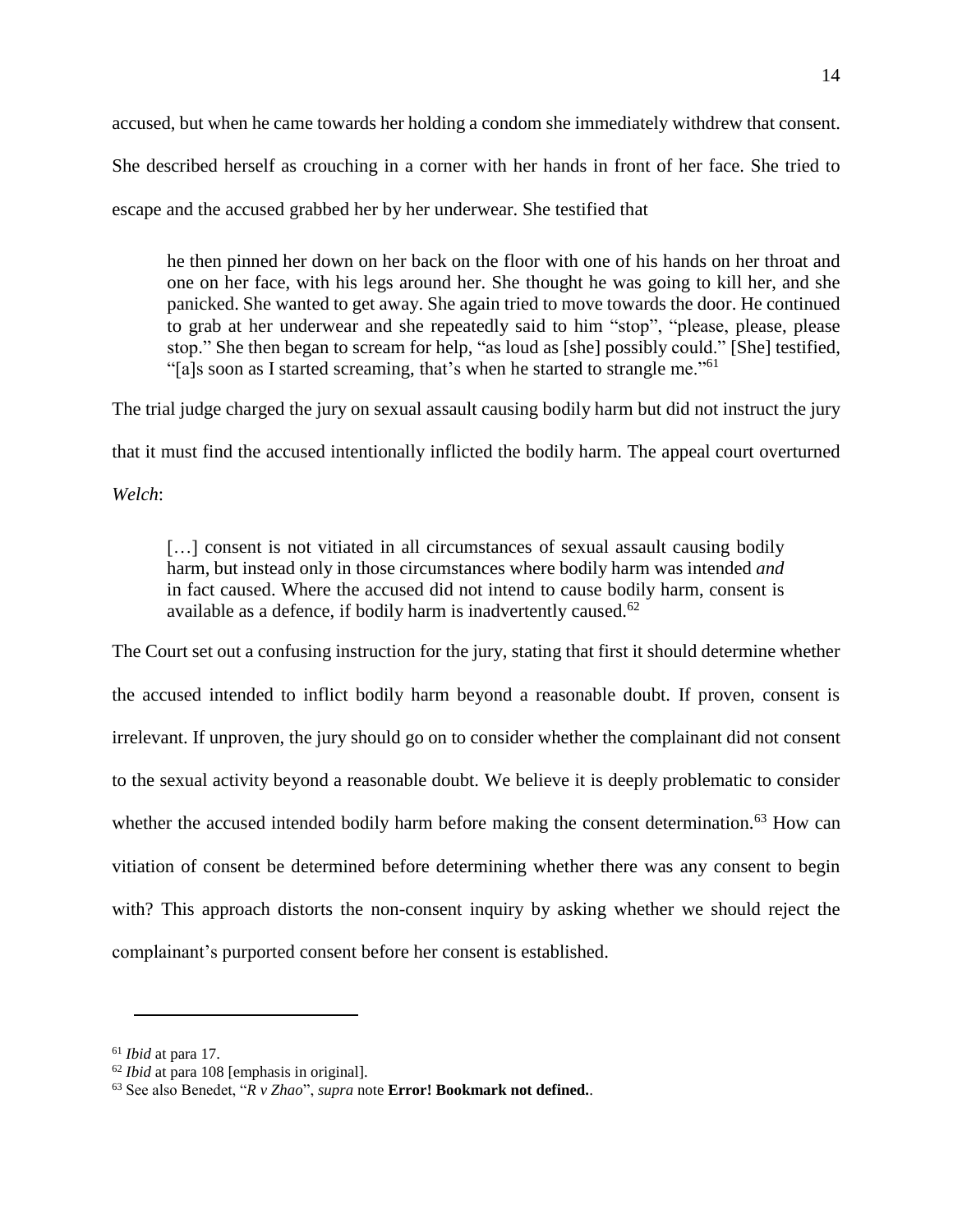accused, but when he came towards her holding a condom she immediately withdrew that consent. She described herself as crouching in a corner with her hands in front of her face. She tried to escape and the accused grabbed her by her underwear. She testified that

> he then pinned her down on her back on the floor with one of his hands on her throat and one on her face, with his legs around her. She thought he was going to kill her, and she panicked. She wanted to get away. She again tried to move towards the door. He continued to grab at her underwear and she repeatedly said to him "stop", "please, please, please stop." She then began to scream for help, "as loud as [she] possibly could." [She] testified, "[a]s soon as I started screaming, that's when he started to strangle me."[61]

The trial judge charged the jury on sexual assault causing bodily harm but did not instruct the jury that it must find the accused intentionally inflicted the bodily harm. The appeal court overturned *Welch*:

> […] consent is not vitiated in all circumstances of sexual assault causing bodily harm, but instead only in those circumstances where bodily harm was intended *and* in fact caused. Where the accused did not intend to cause bodily harm, consent is available as a defence, if bodily harm is inadvertently caused.[62]

The Court set out a confusing instruction for the jury, stating that first it should determine whether the accused intended to inflict bodily harm beyond a reasonable doubt. If proven, consent is irrelevant. If unproven, the jury should go on to consider whether the complainant did not consent to the sexual activity beyond a reasonable doubt. We believe it is deeply problematic to consider whether the accused intended bodily harm before making the consent determination.[63] How can vitiation of consent be determined before determining whether there was any consent to begin with? This approach distorts the non-consent inquiry by asking whether we should reject the complainant's purported consent before her consent is established.

---

[61] *Ibid* at para 17.

[62] *Ibid* at para 108 [emphasis in original].

[63] See also Benedet, "*R v Zhao*", *supra* note **Error! Bookmark not defined.**.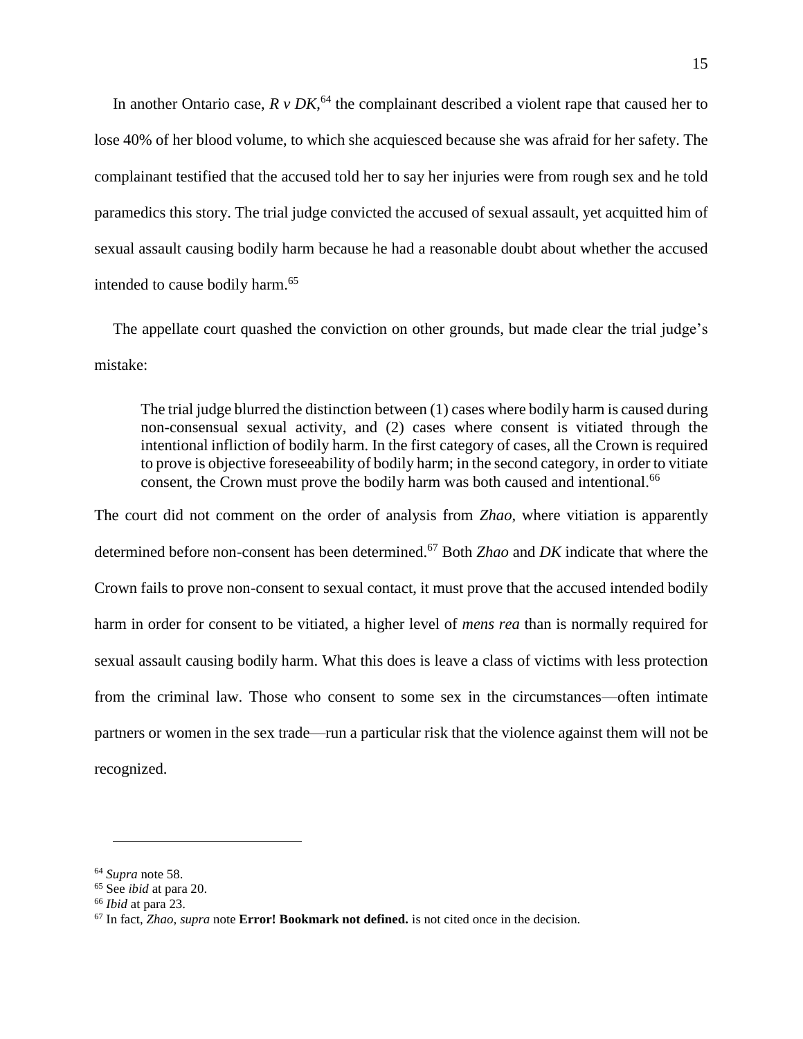In another Ontario case, *R v DK*,[64] the complainant described a violent rape that caused her to lose 40% of her blood volume, to which she acquiesced because she was afraid for her safety. The complainant testified that the accused told her to say her injuries were from rough sex and he told paramedics this story. The trial judge convicted the accused of sexual assault, yet acquitted him of sexual assault causing bodily harm because he had a reasonable doubt about whether the accused intended to cause bodily harm.[65]

The appellate court quashed the conviction on other grounds, but made clear the trial judge's mistake:

> The trial judge blurred the distinction between (1) cases where bodily harm is caused during non-consensual sexual activity, and (2) cases where consent is vitiated through the intentional infliction of bodily harm. In the first category of cases, all the Crown is required to prove is objective foreseeability of bodily harm; in the second category, in order to vitiate consent, the Crown must prove the bodily harm was both caused and intentional.[66]

The court did not comment on the order of analysis from *Zhao*, where vitiation is apparently determined before non-consent has been determined.[67] Both *Zhao* and *DK* indicate that where the Crown fails to prove non-consent to sexual contact, it must prove that the accused intended bodily harm in order for consent to be vitiated, a higher level of *mens rea* than is normally required for sexual assault causing bodily harm. What this does is leave a class of victims with less protection from the criminal law. Those who consent to some sex in the circumstances—often intimate partners or women in the sex trade—run a particular risk that the violence against them will not be recognized.

---

[64] *Supra* note 58.

[65] See *ibid* at para 20.

[66] *Ibid* at para 23.

[67] In fact, *Zhao*, *supra* note **Error! Bookmark not defined.** is not cited once in the decision.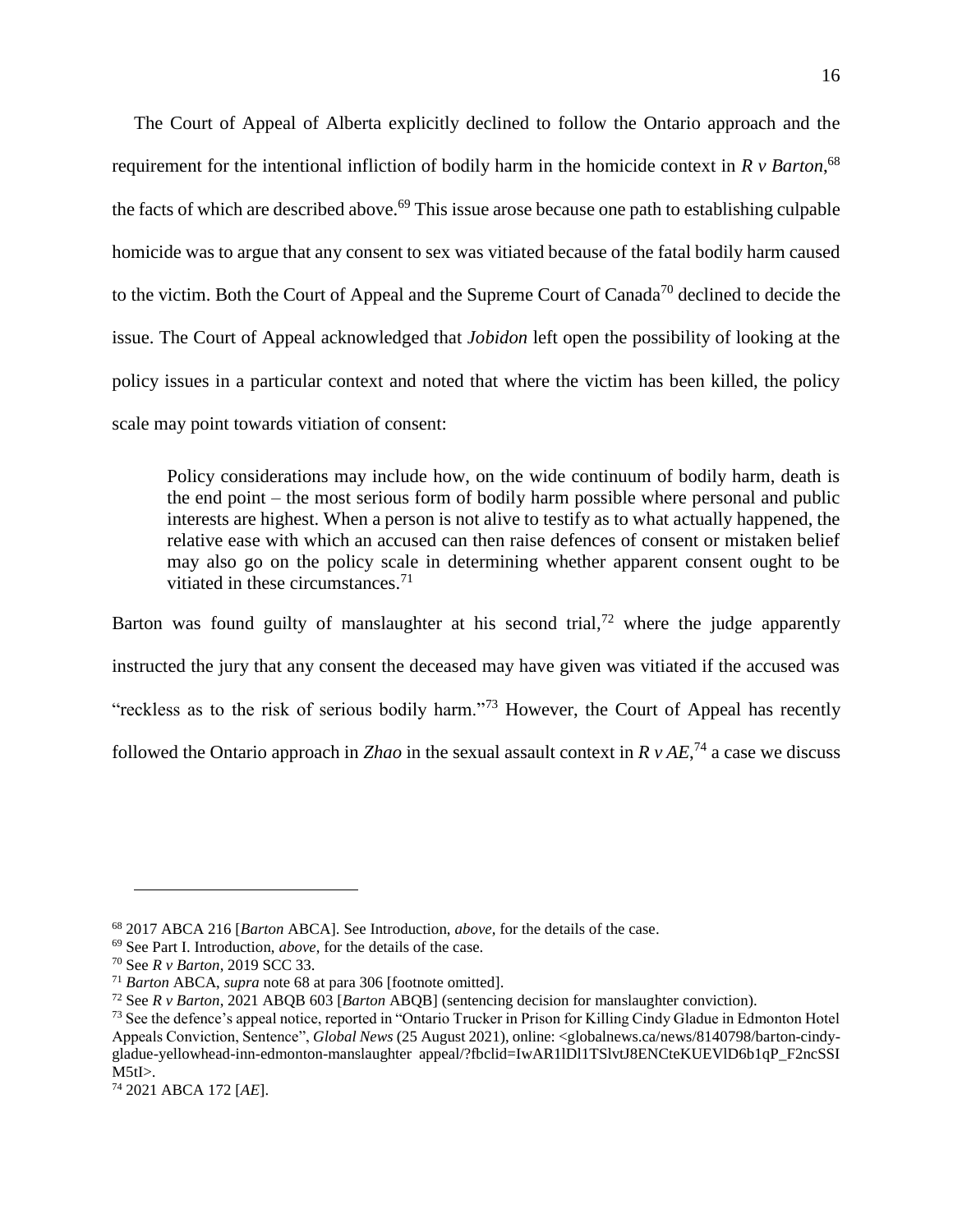The Court of Appeal of Alberta explicitly declined to follow the Ontario approach and the requirement for the intentional infliction of bodily harm in the homicide context in *R v Barton*,[68] the facts of which are described above.[69] This issue arose because one path to establishing culpable homicide was to argue that any consent to sex was vitiated because of the fatal bodily harm caused to the victim. Both the Court of Appeal and the Supreme Court of Canada[70] declined to decide the issue. The Court of Appeal acknowledged that *Jobidon* left open the possibility of looking at the policy issues in a particular context and noted that where the victim has been killed, the policy scale may point towards vitiation of consent:

> Policy considerations may include how, on the wide continuum of bodily harm, death is the end point – the most serious form of bodily harm possible where personal and public interests are highest. When a person is not alive to testify as to what actually happened, the relative ease with which an accused can then raise defences of consent or mistaken belief may also go on the policy scale in determining whether apparent consent ought to be vitiated in these circumstances.[71]

Barton was found guilty of manslaughter at his second trial,[72] where the judge apparently instructed the jury that any consent the deceased may have given was vitiated if the accused was "reckless as to the risk of serious bodily harm."[73] However, the Court of Appeal has recently followed the Ontario approach in *Zhao* in the sexual assault context in *R v AE*,[74] a case we discuss

---

[68] 2017 ABCA 216 [*Barton* ABCA]. See Introduction, *above*, for the details of the case.

[69] See Part I. Introduction, *above*, for the details of the case.

[70] See *R v Barton*, 2019 SCC 33.

[71] *Barton* ABCA, *supra* note 68 at para 306 [footnote omitted].

[72] See *R v Barton*, 2021 ABQB 603 [*Barton* ABQB] (sentencing decision for manslaughter conviction).

[73] See the defence's appeal notice, reported in "Ontario Trucker in Prison for Killing Cindy Gladue in Edmonton Hotel Appeals Conviction, Sentence", *Global News* (25 August 2021), online: <globalnews.ca/news/8140798/barton-cindy-gladue-yellowhead-inn-edmonton-manslaughter appeal/?fbclid=IwAR1lDl1TSlvtJ8ENCteKUEVlD6b1qP_F2ncSSIM5tI>.

[74] 2021 ABCA 172 [*AE*].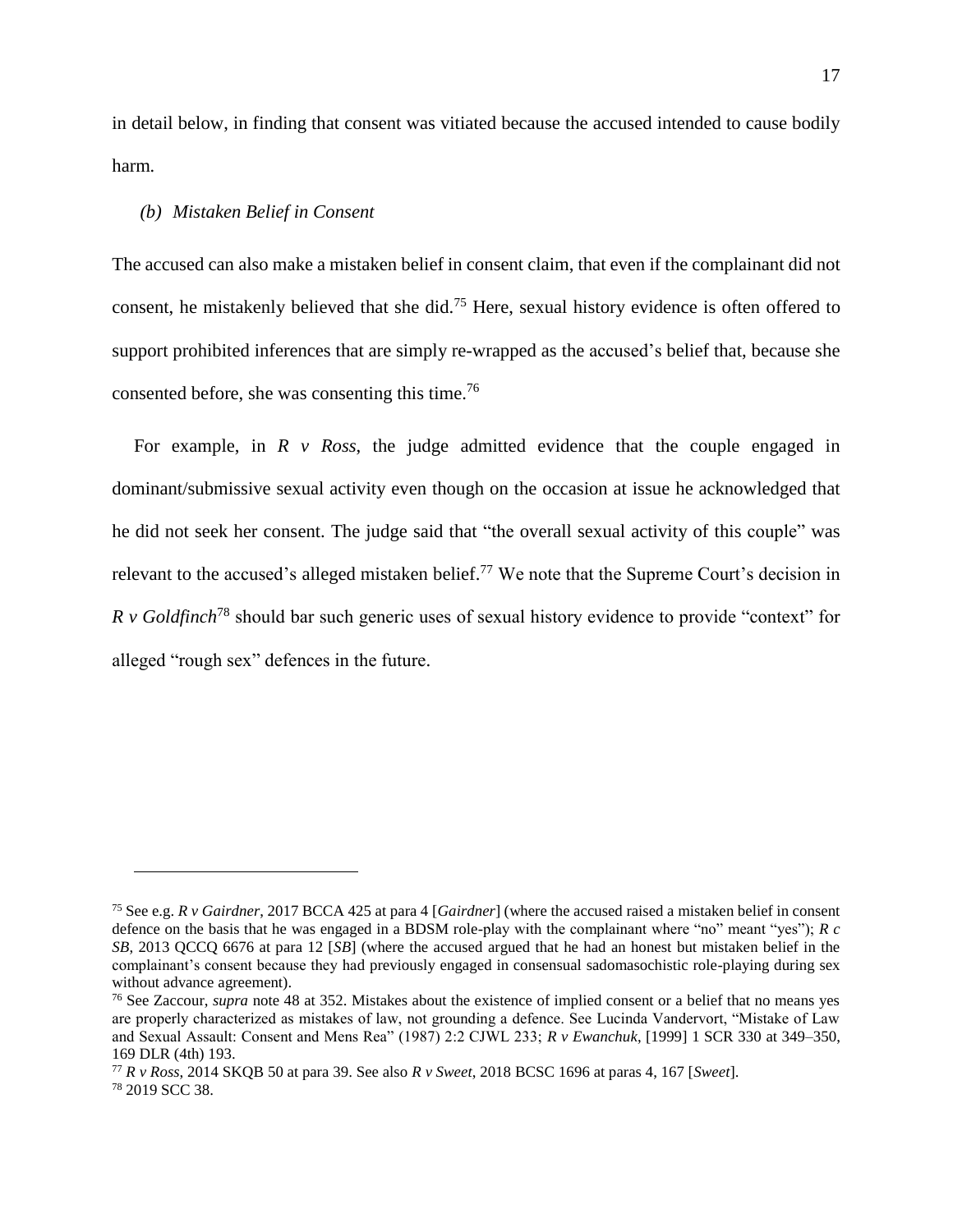in detail below, in finding that consent was vitiated because the accused intended to cause bodily harm.

### *(b) Mistaken Belief in Consent*

The accused can also make a mistaken belief in consent claim, that even if the complainant did not consent, he mistakenly believed that she did.[75] Here, sexual history evidence is often offered to support prohibited inferences that are simply re-wrapped as the accused's belief that, because she consented before, she was consenting this time.[76]

For example, in *R v Ross*, the judge admitted evidence that the couple engaged in dominant/submissive sexual activity even though on the occasion at issue he acknowledged that he did not seek her consent. The judge said that "the overall sexual activity of this couple" was relevant to the accused's alleged mistaken belief.[77] We note that the Supreme Court's decision in *R v Goldfinch*[78] should bar such generic uses of sexual history evidence to provide "context" for alleged "rough sex" defences in the future.

---

[75] See e.g. *R v Gairdner*, 2017 BCCA 425 at para 4 [*Gairdner*] (where the accused raised a mistaken belief in consent defence on the basis that he was engaged in a BDSM role-play with the complainant where "no" meant "yes"); *R c SB*, 2013 QCCQ 6676 at para 12 [*SB*] (where the accused argued that he had an honest but mistaken belief in the complainant's consent because they had previously engaged in consensual sadomasochistic role-playing during sex without advance agreement).

[76] See Zaccour, *supra* note 48 at 352. Mistakes about the existence of implied consent or a belief that no means yes are properly characterized as mistakes of law, not grounding a defence. See Lucinda Vandervort, "Mistake of Law and Sexual Assault: Consent and Mens Rea" (1987) 2:2 CJWL 233; *R v Ewanchuk*, [1999] 1 SCR 330 at 349–350, 169 DLR (4th) 193.

[77] *R v Ross*, 2014 SKQB 50 at para 39. See also *R v Sweet*, 2018 BCSC 1696 at paras 4, 167 [*Sweet*].

[78] 2019 SCC 38.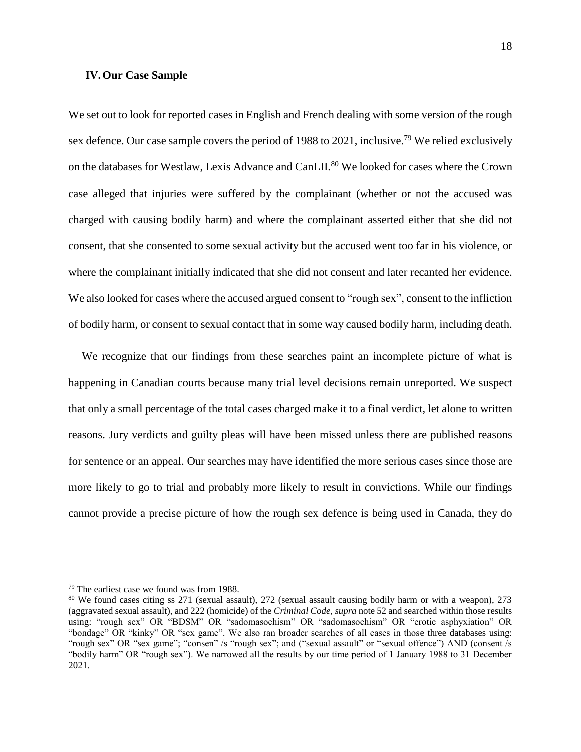## IV. Our Case Sample

We set out to look for reported cases in English and French dealing with some version of the rough sex defence. Our case sample covers the period of 1988 to 2021, inclusive.[79] We relied exclusively on the databases for Westlaw, Lexis Advance and CanLII.[80] We looked for cases where the Crown case alleged that injuries were suffered by the complainant (whether or not the accused was charged with causing bodily harm) and where the complainant asserted either that she did not consent, that she consented to some sexual activity but the accused went too far in his violence, or where the complainant initially indicated that she did not consent and later recanted her evidence. We also looked for cases where the accused argued consent to "rough sex", consent to the infliction of bodily harm, or consent to sexual contact that in some way caused bodily harm, including death.

We recognize that our findings from these searches paint an incomplete picture of what is happening in Canadian courts because many trial level decisions remain unreported. We suspect that only a small percentage of the total cases charged make it to a final verdict, let alone to written reasons. Jury verdicts and guilty pleas will have been missed unless there are published reasons for sentence or an appeal. Our searches may have identified the more serious cases since those are more likely to go to trial and probably more likely to result in convictions. While our findings cannot provide a precise picture of how the rough sex defence is being used in Canada, they do

---

[79] The earliest case we found was from 1988.

[80] We found cases citing ss 271 (sexual assault), 272 (sexual assault causing bodily harm or with a weapon), 273 (aggravated sexual assault), and 222 (homicide) of the *Criminal Code*, *supra* note 52 and searched within those results using: "rough sex" OR "BDSM" OR "sadomasochism" OR "sadomasochism" OR "erotic asphyxiation" OR "bondage" OR "kinky" OR "sex game". We also ran broader searches of all cases in those three databases using: "rough sex" OR "sex game"; "consen" /s "rough sex"; and ("sexual assault" or "sexual offence") AND (consent /s "bodily harm" OR "rough sex"). We narrowed all the results by our time period of 1 January 1988 to 31 December 2021.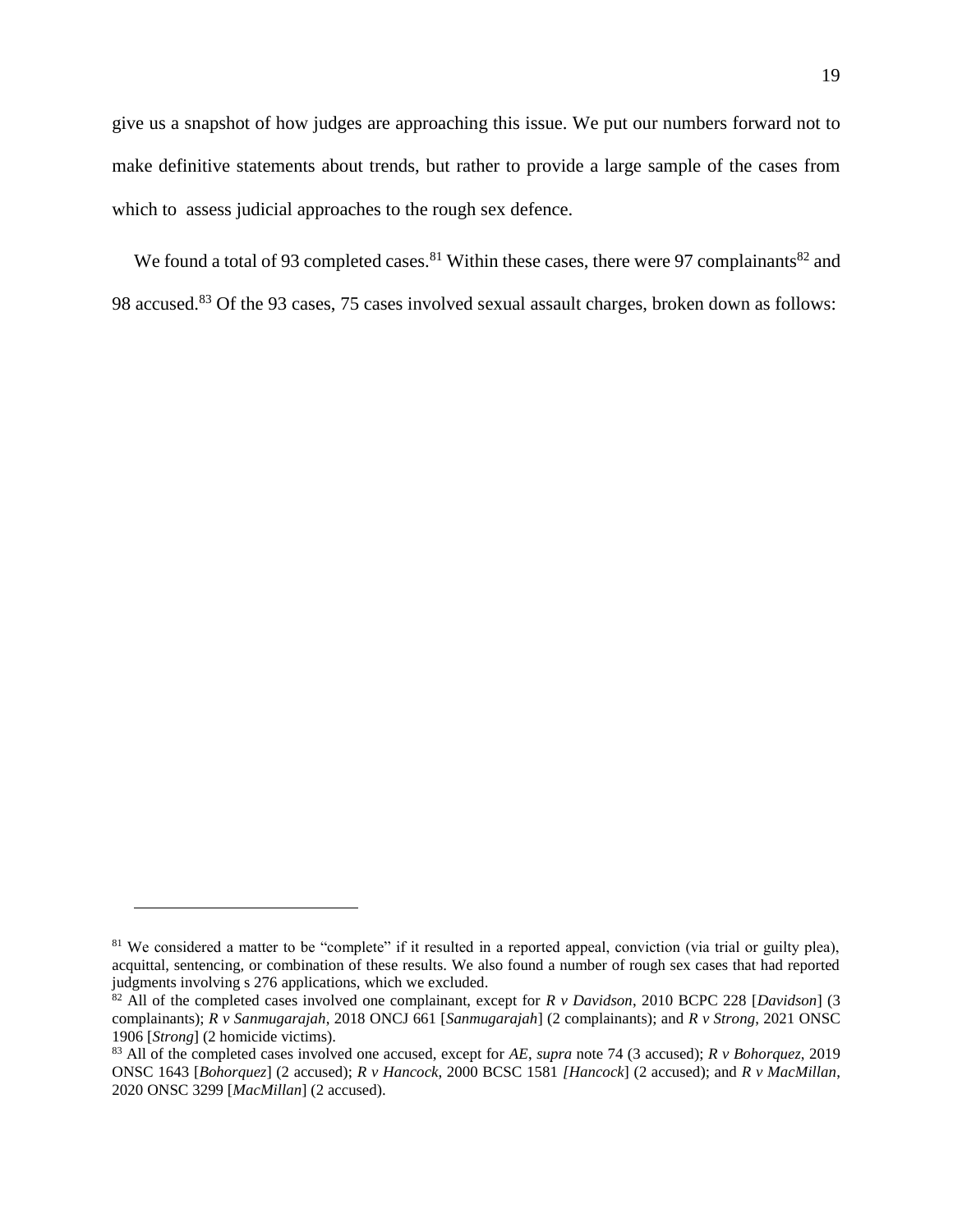give us a snapshot of how judges are approaching this issue. We put our numbers forward not to make definitive statements about trends, but rather to provide a large sample of the cases from which to assess judicial approaches to the rough sex defence.

We found a total of 93 completed cases.[81] Within these cases, there were 97 complainants[82] and 98 accused.[83] Of the 93 cases, 75 cases involved sexual assault charges, broken down as follows:

---

[81] We considered a matter to be "complete" if it resulted in a reported appeal, conviction (via trial or guilty plea), acquittal, sentencing, or combination of these results. We also found a number of rough sex cases that had reported judgments involving s 276 applications, which we excluded.

[82] All of the completed cases involved one complainant, except for *R v Davidson*, 2010 BCPC 228 [*Davidson*] (3 complainants); *R v Sanmugarajah*, 2018 ONCJ 661 [*Sanmugarajah*] (2 complainants); and *R v Strong*, 2021 ONSC 1906 [*Strong*] (2 homicide victims).

[83] All of the completed cases involved one accused, except for *AE*, *supra* note 74 (3 accused); *R v Bohorquez*, 2019 ONSC 1643 [*Bohorquez*] (2 accused); *R v Hancock*, 2000 BCSC 1581 *[Hancock*] (2 accused); and *R v MacMillan*, 2020 ONSC 3299 [*MacMillan*] (2 accused).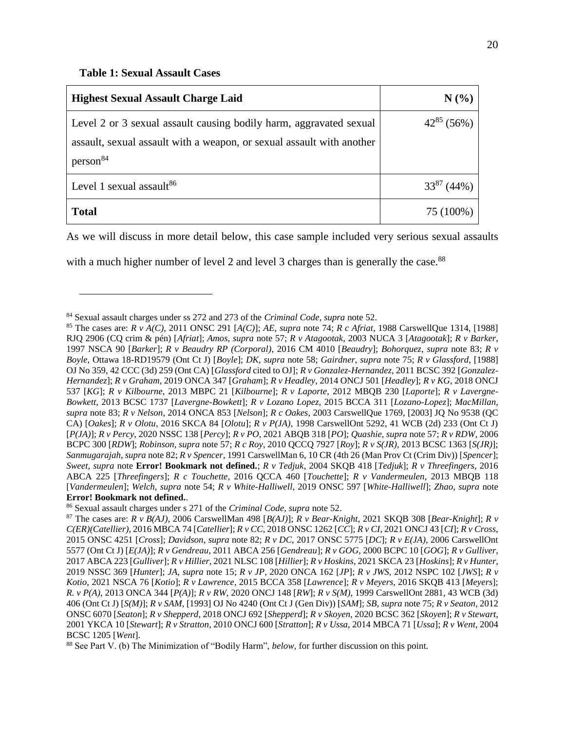**Table 1: Sexual Assault Cases**

| Highest Sexual Assault Charge Laid | N (%) |
| --- | --- |
| Level 2 or 3 sexual assault causing bodily harm, aggravated sexual assault, sexual assault with a weapon, or sexual assault with another person[84] | 42[85] (56%) |
| Level 1 sexual assault[86] | 33[87] (44%) |
| **Total** | 75 (100%) |

As we will discuss in more detail below, this case sample included very serious sexual assaults with a much higher number of level 2 and level 3 charges than is generally the case.[88]

---

[84] Sexual assault charges under ss 272 and 273 of the *Criminal Code*, *supra* note 52.

[85] The cases are: *R v A(C)*, 2011 ONSC 291 [*A(C)*]; *AE*, *supra* note 74; *R c Afriat*, 1988 CarswellQue 1314, [1988] RJQ 2906 (CQ crim & pén) [*Afriat*]; *Amos*, *supra* note 57; *R v Atagootak*, 2003 NUCA 3 [*Atagootak*]; *R v Barker*, 1997 NSCA 90 [*Barker*]; *R v Beaudry RP (Corporal)*, 2016 CM 4010 [*Beaudry*]; *Bohorquez*, *supra* note 83; *R v Boyle*, Ottawa 18-RD19579 (Ont Ct J) [*Boyle*]; *DK*, *supra* note 58; *Gairdner*, *supra* note 75; *R v Glassford*, [1988] OJ No 359, 42 CCC (3d) 259 (Ont CA) [*Glassford* cited to OJ]; *R v Gonzalez-Hernandez*, 2011 BCSC 392 [*Gonzalez-Hernandez*]; *R v Graham*, 2019 ONCA 347 [*Graham*]; *R v Headley*, 2014 ONCJ 501 [*Headley*]; *R v KG*, 2018 ONCJ 537 [*KG*]; *R v Kilbourne*, 2013 MBPC 21 [*Kilbourne*]; *R v Laporte*, 2012 MBQB 230 [*Laporte*]; *R v Lavergne-Bowkett*, 2013 BCSC 1737 [*Lavergne-Bowkett*]; *R v Lozano Lopez*, 2015 BCCA 311 [*Lozano-Lopez*]; *MacMillan*, *supra* note 83; *R v Nelson*, 2014 ONCA 853 [*Nelson*]; *R c Oakes*, 2003 CarswellQue 1769, [2003] JQ No 9538 (QC CA) [*Oakes*]; *R v Olotu*, 2016 SKCA 84 [*Olotu*]; *R v P(JA)*, 1998 CarswellOnt 5292, 41 WCB (2d) 233 (Ont Ct J) [*P(JA)*]; *R v Percy*, 2020 NSSC 138 [*Percy*]; *R v PO*, 2021 ABQB 318 [*PO*]; *Quashie*, *supra* note 57; *R v RDW*, 2006 BCPC 300 [*RDW*]; *Robinson*, *supra* note 57; *R c Roy*, 2010 QCCQ 7927 [*Roy*]; *R v S(JR)*, 2013 BCSC 1363 [*S(JR)*]; *Sanmugarajah*, *supra* note 82; *R v Spencer*, 1991 CarswellMan 6, 10 CR (4th 26 (Man Prov Ct (Crim Div)) [*Spencer*]; *Sweet*, *supra* note **Error! Bookmark not defined.**; *R v Tedjuk*, 2004 SKQB 418 [*Tedjuk*]; *R v Threefingers*, 2016 ABCA 225 [*Threefingers*]; *R c Touchette*, 2016 QCCA 460 [*Touchette*]; *R v Vandermeulen*, 2013 MBQB 118 [*Vandermeulen*]; *Welch*, *supra* note 54; *R v White-Halliwell*, 2019 ONSC 597 [*White-Halliwell*]; *Zhao*, *supra* note **Error! Bookmark not defined.**.

[86] Sexual assault charges under s 271 of the *Criminal Code*, *supra* note 52.

[87] The cases are: *R v B(AJ)*, 2006 CarswellMan 498 [*B(AJ)*]; *R v Bear-Knight*, 2021 SKQB 308 [*Bear-Knight*]; *R v C(ER)(Catellier)*, 2016 MBCA 74 [*Catellier*]; *R v CC*, 2018 ONSC 1262 [*CC*]; *R v CI*, 2021 ONCJ 43 [*CI*]; *R v Cross*, 2015 ONSC 4251 [*Cross*]; *Davidson*, *supra* note 82; *R v DC*, 2017 ONSC 5775 [*DC*]; *R v E(JA)*, 2006 CarswellOnt 5577 (Ont Ct J) [*E(JA)*]; *R v Gendreau*, 2011 ABCA 256 [*Gendreau*]; *R v GOG*, 2000 BCPC 10 [*GOG*]; *R v Gulliver*, 2017 ABCA 223 [*Gulliver*]; *R v Hillier*, 2021 NLSC 108 [*Hillier*]; *R v Hoskins*, 2021 SKCA 23 [*Hoskins*]; *R v Hunter*, 2019 NSSC 369 [*Hunter*]; *JA*, *supra* note 15; *R v JP*, 2020 ONCA 162 [*JP*]; *R v JWS*, 2012 NSPC 102 [*JWS*]; *R v Kotio*, 2021 NSCA 76 [*Kotio*]; *R v Lawrence*, 2015 BCCA 358 [*Lawrence*]; *R v Meyers*, 2016 SKQB 413 [*Meyers*]; *R. v P(A)*, 2013 ONCA 344 [*P(A)*]; *R v RW*, 2020 ONCJ 148 [*RW*]; *R v S(M)*, 1999 CarswellOnt 2881, 43 WCB (3d) 406 (Ont Ct J) [*S(M)*]; *R v SAM*, [1993] OJ No 4240 (Ont Ct J (Gen Div)) [*SAM*]; *SB*, *supra* note 75; *R v Seaton*, 2012 ONSC 6070 [*Seaton*]; *R v Shepperd*, 2018 ONCJ 692 [*Shepperd*]; *R v Skoyen*, 2020 BCSC 362 [*Skoyen*]; *R v Stewart*, 2001 YKCA 10 [*Stewart*]; *R v Stratton*, 2010 ONCJ 600 [*Stratton*]; *R v Ussa*, 2014 MBCA 71 [*Ussa*]; *R v Went*, 2004 BCSC 1205 [*Went*].

[88] See Part V. (b) The Minimization of "Bodily Harm", *below*, for further discussion on this point.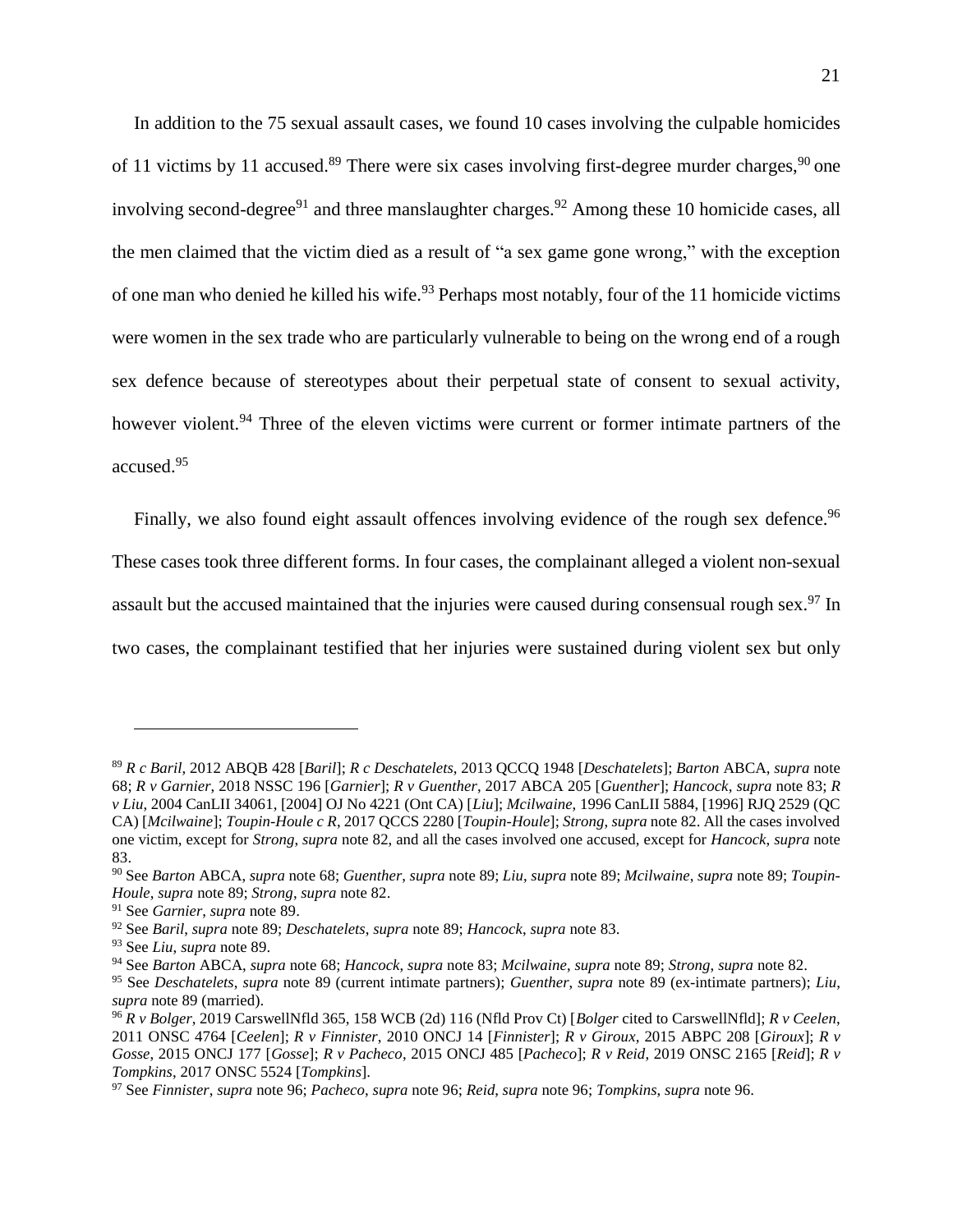In addition to the 75 sexual assault cases, we found 10 cases involving the culpable homicides of 11 victims by 11 accused.[89] There were six cases involving first-degree murder charges,[90] one involving second-degree[91] and three manslaughter charges.[92] Among these 10 homicide cases, all the men claimed that the victim died as a result of "a sex game gone wrong," with the exception of one man who denied he killed his wife.[93] Perhaps most notably, four of the 11 homicide victims were women in the sex trade who are particularly vulnerable to being on the wrong end of a rough sex defence because of stereotypes about their perpetual state of consent to sexual activity, however violent.[94] Three of the eleven victims were current or former intimate partners of the accused.[95]

Finally, we also found eight assault offences involving evidence of the rough sex defence.[96] These cases took three different forms. In four cases, the complainant alleged a violent non-sexual assault but the accused maintained that the injuries were caused during consensual rough sex.[97] In two cases, the complainant testified that her injuries were sustained during violent sex but only

---

[89] *R c Baril*, 2012 ABQB 428 [*Baril*]; *R c Deschatelets*, 2013 QCCQ 1948 [*Deschatelets*]; *Barton* ABCA, *supra* note 68; *R v Garnier*, 2018 NSSC 196 [*Garnier*]; *R v Guenther*, 2017 ABCA 205 [*Guenther*]; *Hancock*, *supra* note 83; *R v Liu*, 2004 CanLII 34061, [2004] OJ No 4221 (Ont CA) [*Liu*]; *Mcilwaine*, 1996 CanLII 5884, [1996] RJQ 2529 (QC CA) [*Mcilwaine*]; *Toupin-Houle c R*, 2017 QCCS 2280 [*Toupin-Houle*]; *Strong*, *supra* note 82. All the cases involved one victim, except for *Strong*, *supra* note 82, and all the cases involved one accused, except for *Hancock*, *supra* note 83.

[90] See *Barton* ABCA, *supra* note 68; *Guenther*, *supra* note 89; *Liu*, *supra* note 89; *Mcilwaine*, *supra* note 89; *Toupin-Houle*, *supra* note 89; *Strong*, *supra* note 82.

[91] See *Garnier*, *supra* note 89.

[92] See *Baril*, *supra* note 89; *Deschatelets*, *supra* note 89; *Hancock*, *supra* note 83.

[93] See *Liu*, *supra* note 89.

[94] See *Barton* ABCA, *supra* note 68; *Hancock*, *supra* note 83; *Mcilwaine*, *supra* note 89; *Strong*, *supra* note 82.

[95] See *Deschatelets*, *supra* note 89 (current intimate partners); *Guenther*, *supra* note 89 (ex-intimate partners); *Liu*, *supra* note 89 (married).

[96] *R v Bolger*, 2019 CarswellNfld 365, 158 WCB (2d) 116 (Nfld Prov Ct) [*Bolger* cited to CarswellNfld]; *R v Ceelen*, 2011 ONSC 4764 [*Ceelen*]; *R v Finnister*, 2010 ONCJ 14 [*Finnister*]; *R v Giroux*, 2015 ABPC 208 [*Giroux*]; *R v Gosse*, 2015 ONCJ 177 [*Gosse*]; *R v Pacheco*, 2015 ONCJ 485 [*Pacheco*]; *R v Reid*, 2019 ONSC 2165 [*Reid*]; *R v Tompkins*, 2017 ONSC 5524 [*Tompkins*].

[97] See *Finnister*, *supra* note 96; *Pacheco*, *supra* note 96; *Reid*, *supra* note 96; *Tompkins*, *supra* note 96.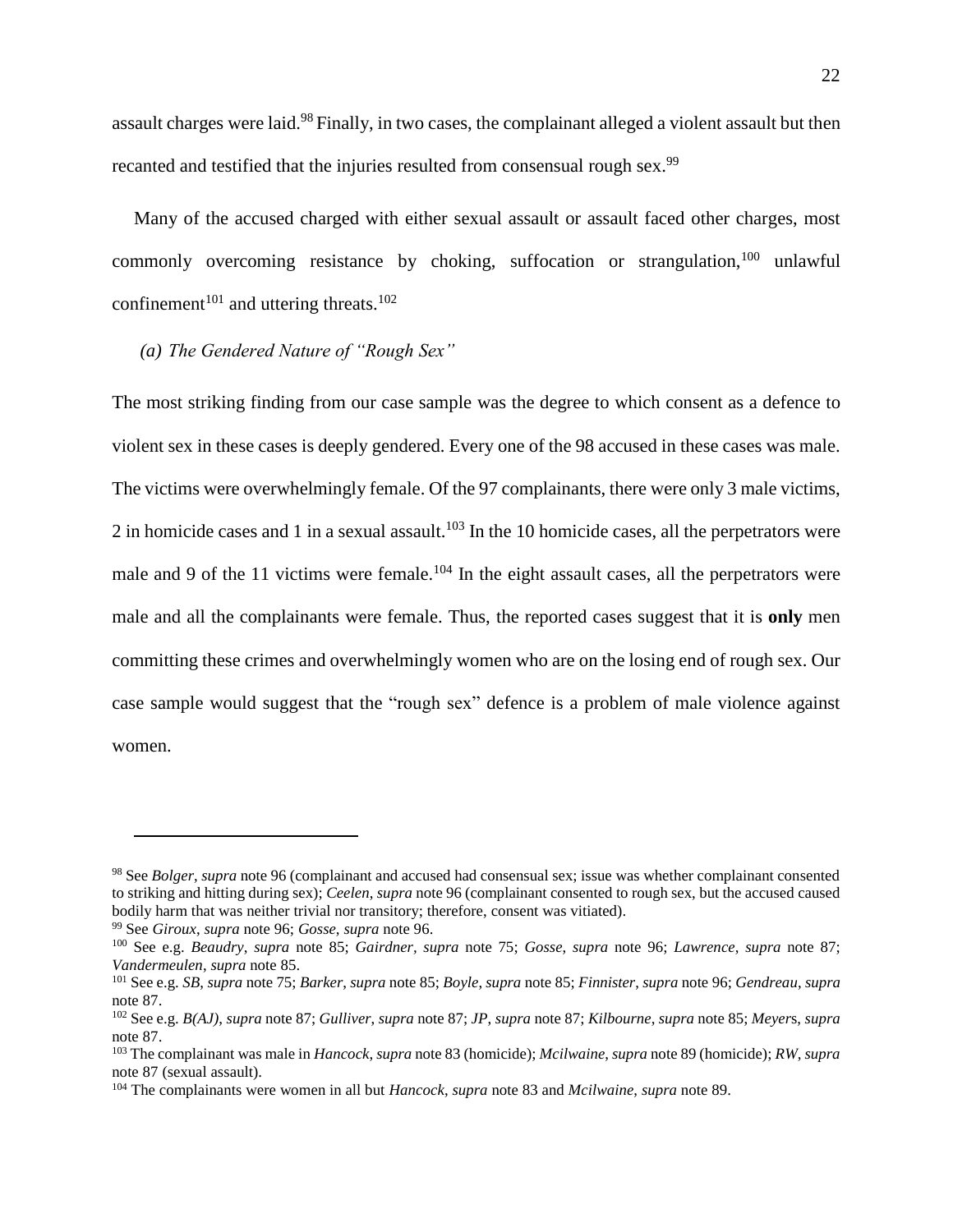assault charges were laid.[98] Finally, in two cases, the complainant alleged a violent assault but then recanted and testified that the injuries resulted from consensual rough sex.[99]

Many of the accused charged with either sexual assault or assault faced other charges, most commonly overcoming resistance by choking, suffocation or strangulation,[100] unlawful confinement[101] and uttering threats.[102]

*(a) The Gendered Nature of "Rough Sex"*

The most striking finding from our case sample was the degree to which consent as a defence to violent sex in these cases is deeply gendered. Every one of the 98 accused in these cases was male. The victims were overwhelmingly female. Of the 97 complainants, there were only 3 male victims, 2 in homicide cases and 1 in a sexual assault.[103] In the 10 homicide cases, all the perpetrators were male and 9 of the 11 victims were female.[104] In the eight assault cases, all the perpetrators were male and all the complainants were female. Thus, the reported cases suggest that it is **only** men committing these crimes and overwhelmingly women who are on the losing end of rough sex. Our case sample would suggest that the "rough sex" defence is a problem of male violence against women.

---

[98] See *Bolger*, *supra* note 96 (complainant and accused had consensual sex; issue was whether complainant consented to striking and hitting during sex); *Ceelen*, *supra* note 96 (complainant consented to rough sex, but the accused caused bodily harm that was neither trivial nor transitory; therefore, consent was vitiated).

[99] See *Giroux*, *supra* note 96; *Gosse*, *supra* note 96.

[100] See e.g. *Beaudry*, *supra* note 85; *Gairdner*, *supra* note 75; *Gosse*, *supra* note 96; *Lawrence*, *supra* note 87; *Vandermeulen*, *supra* note 85.

[101] See e.g. *SB*, *supra* note 75; *Barker*, *supra* note 85; *Boyle*, *supra* note 85; *Finnister*, *supra* note 96; *Gendreau*, *supra* note 87.

[102] See e.g. *B(AJ)*, *supra* note 87; *Gulliver*, *supra* note 87; *JP*, *supra* note 87; *Kilbourne*, *supra* note 85; *Meyers*, *supra* note 87.

[103] The complainant was male in *Hancock*, *supra* note 83 (homicide); *Mcilwaine*, *supra* note 89 (homicide); *RW*, *supra* note 87 (sexual assault).

[104] The complainants were women in all but *Hancock*, *supra* note 83 and *Mcilwaine*, *supra* note 89.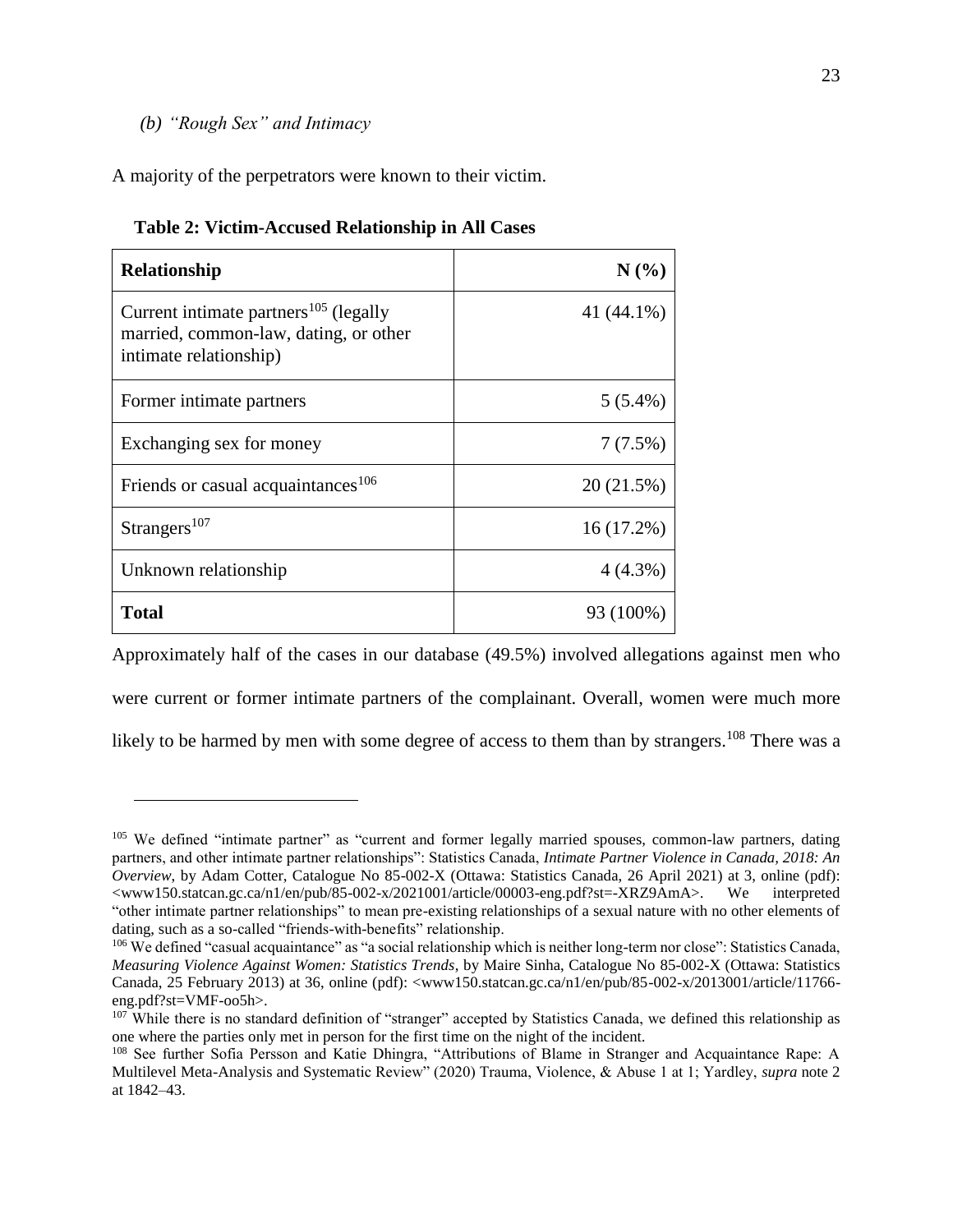### *(b) "Rough Sex" and Intimacy*

A majority of the perpetrators were known to their victim.

**Table 2: Victim-Accused Relationship in All Cases**

| **Relationship** | **N (%)** |
|---|---|
| Current intimate partners[105] (legally married, common-law, dating, or other intimate relationship) | 41 (44.1%) |
| Former intimate partners | 5 (5.4%) |
| Exchanging sex for money | 7 (7.5%) |
| Friends or casual acquaintances[106] | 20 (21.5%) |
| Strangers[107] | 16 (17.2%) |
| Unknown relationship | 4 (4.3%) |
| **Total** | 93 (100%) |

Approximately half of the cases in our database (49.5%) involved allegations against men who were current or former intimate partners of the complainant. Overall, women were much more likely to be harmed by men with some degree of access to them than by strangers.[108] There was a

---

[105] We defined "intimate partner" as "current and former legally married spouses, common-law partners, dating partners, and other intimate partner relationships": Statistics Canada, *Intimate Partner Violence in Canada, 2018: An Overview*, by Adam Cotter, Catalogue No 85-002-X (Ottawa: Statistics Canada, 26 April 2021) at 3, online (pdf): <www150.statcan.gc.ca/n1/en/pub/85-002-x/2021001/article/00003-eng.pdf?st=-XRZ9AmA>. We interpreted "other intimate partner relationships" to mean pre-existing relationships of a sexual nature with no other elements of dating, such as a so-called "friends-with-benefits" relationship.

[106] We defined "casual acquaintance" as "a social relationship which is neither long-term nor close": Statistics Canada, *Measuring Violence Against Women: Statistics Trends*, by Maire Sinha, Catalogue No 85-002-X (Ottawa: Statistics Canada, 25 February 2013) at 36, online (pdf): <www150.statcan.gc.ca/n1/en/pub/85-002-x/2013001/article/11766-eng.pdf?st=VMF-oo5h>.

[107] While there is no standard definition of "stranger" accepted by Statistics Canada, we defined this relationship as one where the parties only met in person for the first time on the night of the incident.

[108] See further Sofia Persson and Katie Dhingra, "Attributions of Blame in Stranger and Acquaintance Rape: A Multilevel Meta-Analysis and Systematic Review" (2020) Trauma, Violence, & Abuse 1 at 1; Yardley, *supra* note 2 at 1842–43.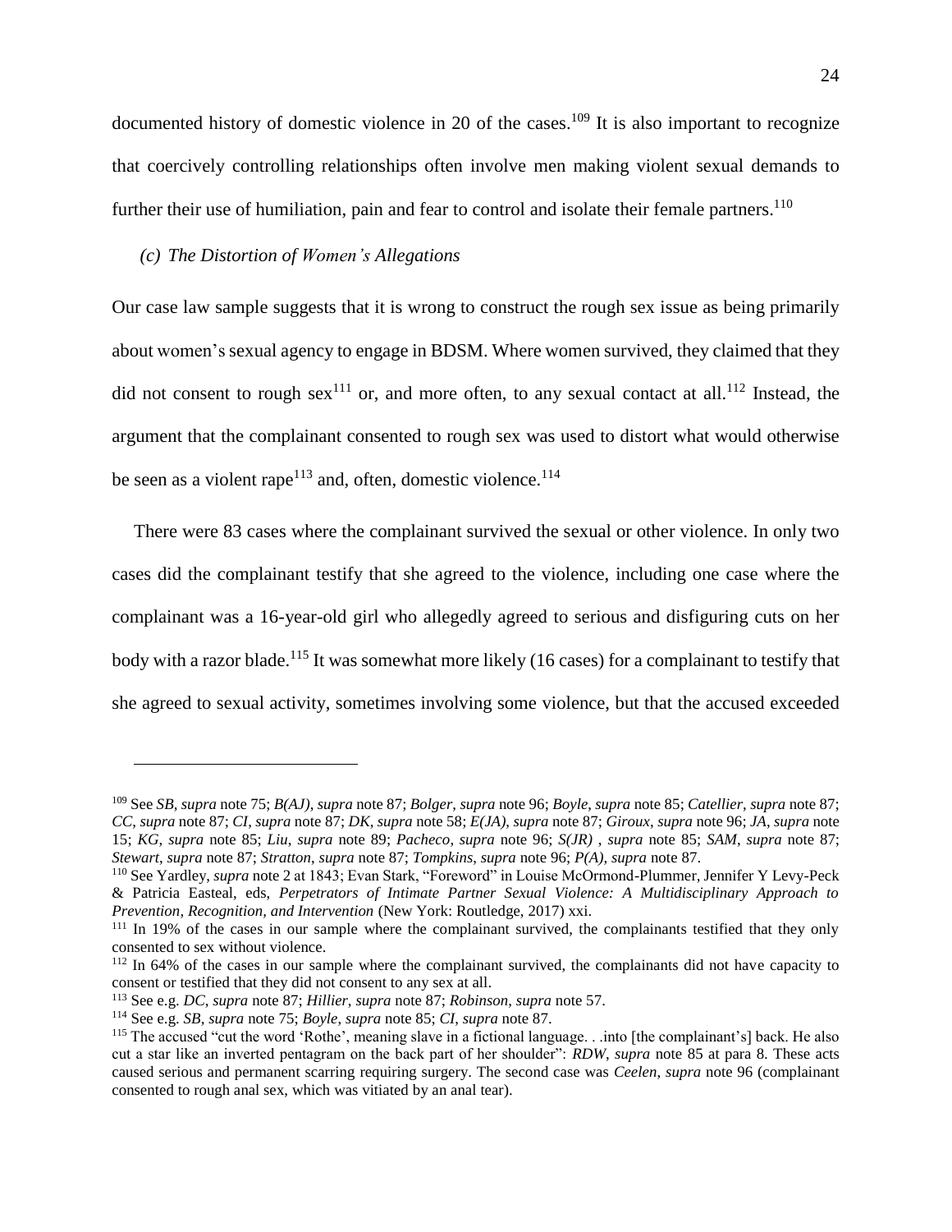documented history of domestic violence in 20 of the cases.[109] It is also important to recognize that coercively controlling relationships often involve men making violent sexual demands to further their use of humiliation, pain and fear to control and isolate their female partners.[110]

### *(c) The Distortion of Women's Allegations*

Our case law sample suggests that it is wrong to construct the rough sex issue as being primarily about women's sexual agency to engage in BDSM. Where women survived, they claimed that they did not consent to rough sex[111] or, and more often, to any sexual contact at all.[112] Instead, the argument that the complainant consented to rough sex was used to distort what would otherwise be seen as a violent rape[113] and, often, domestic violence.[114]

There were 83 cases where the complainant survived the sexual or other violence. In only two cases did the complainant testify that she agreed to the violence, including one case where the complainant was a 16-year-old girl who allegedly agreed to serious and disfiguring cuts on her body with a razor blade.[115] It was somewhat more likely (16 cases) for a complainant to testify that she agreed to sexual activity, sometimes involving some violence, but that the accused exceeded

---

[109] See *SB*, *supra* note 75; *B(AJ)*, *supra* note 87; *Bolger*, *supra* note 96; *Boyle*, *supra* note 85; *Catellier*, *supra* note 87; *CC*, *supra* note 87; *CI*, *supra* note 87; *DK*, *supra* note 58; *E(JA)*, *supra* note 87; *Giroux*, *supra* note 96; *JA*, *supra* note 15; *KG*, *supra* note 85; *Liu*, *supra* note 89; *Pacheco*, *supra* note 96; *S(JR)* , *supra* note 85; *SAM*, *supra* note 87; *Stewart*, *supra* note 87; *Stratton*, *supra* note 87; *Tompkins*, *supra* note 96; *P(A)*, *supra* note 87.

[110] See Yardley, *supra* note 2 at 1843; Evan Stark, "Foreword" in Louise McOrmond-Plummer, Jennifer Y Levy-Peck & Patricia Easteal, eds, *Perpetrators of Intimate Partner Sexual Violence: A Multidisciplinary Approach to Prevention, Recognition, and Intervention* (New York: Routledge, 2017) xxi.

[111] In 19% of the cases in our sample where the complainant survived, the complainants testified that they only consented to sex without violence.

[112] In 64% of the cases in our sample where the complainant survived, the complainants did not have capacity to consent or testified that they did not consent to any sex at all.

[113] See e.g. *DC*, *supra* note 87; *Hillier*, *supra* note 87; *Robinson*, *supra* note 57.

[114] See e.g. *SB*, *supra* note 75; *Boyle*, *supra* note 85; *CI*, *supra* note 87.

[115] The accused "cut the word 'Rothe', meaning slave in a fictional language. . .into [the complainant's] back. He also cut a star like an inverted pentagram on the back part of her shoulder": *RDW*, *supra* note 85 at para 8. These acts caused serious and permanent scarring requiring surgery. The second case was *Ceelen*, *supra* note 96 (complainant consented to rough anal sex, which was vitiated by an anal tear).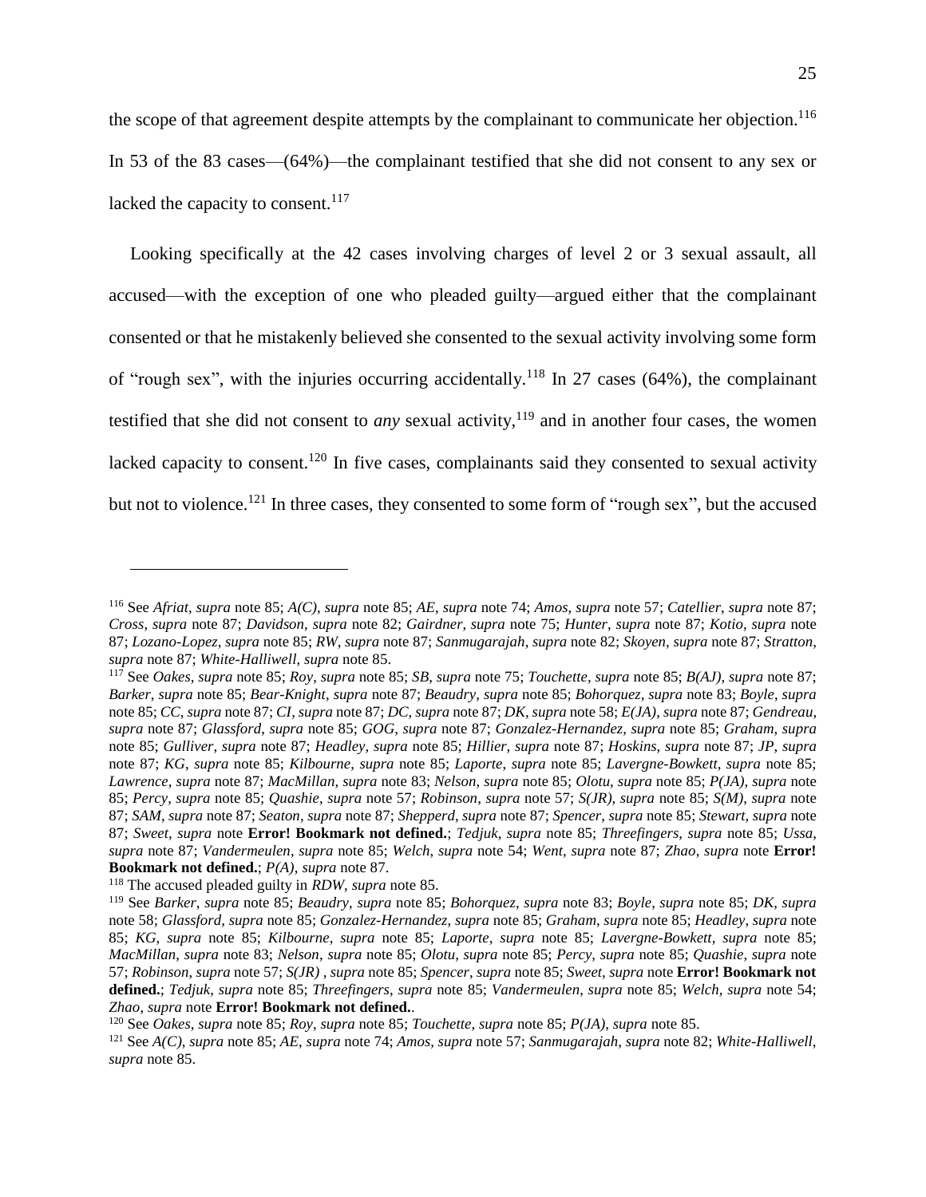the scope of that agreement despite attempts by the complainant to communicate her objection.[116] In 53 of the 83 cases—(64%)—the complainant testified that she did not consent to any sex or lacked the capacity to consent.[117]

Looking specifically at the 42 cases involving charges of level 2 or 3 sexual assault, all accused—with the exception of one who pleaded guilty—argued either that the complainant consented or that he mistakenly believed she consented to the sexual activity involving some form of "rough sex", with the injuries occurring accidentally.[118] In 27 cases (64%), the complainant testified that she did not consent to *any* sexual activity,[119] and in another four cases, the women lacked capacity to consent.[120] In five cases, complainants said they consented to sexual activity but not to violence.[121] In three cases, they consented to some form of "rough sex", but the accused

---

[116] See *Afriat*, *supra* note 85; *A(C)*, *supra* note 85; *AE*, *supra* note 74; *Amos*, *supra* note 57; *Catellier*, *supra* note 87; *Cross*, *supra* note 87; *Davidson*, *supra* note 82; *Gairdner*, *supra* note 75; *Hunter*, *supra* note 87; *Kotio*, *supra* note 87; *Lozano-Lopez*, *supra* note 85; *RW*, *supra* note 87; *Sanmugarajah*, *supra* note 82; *Skoyen*, *supra* note 87; *Stratton*, *supra* note 87; *White-Halliwell*, *supra* note 85.

[117] See *Oakes*, *supra* note 85; *Roy*, *supra* note 85; *SB*, *supra* note 75; *Touchette*, *supra* note 85; *B(AJ)*, *supra* note 87; *Barker*, *supra* note 85; *Bear-Knight*, *supra* note 87; *Beaudry*, *supra* note 85; *Bohorquez*, *supra* note 83; *Boyle*, *supra* note 85; *CC*, *supra* note 87; *CI*, *supra* note 87; *DC*, *supra* note 87; *DK*, *supra* note 58; *E(JA)*, *supra* note 87; *Gendreau*, *supra* note 87; *Glassford*, *supra* note 85; *GOG*, *supra* note 87; *Gonzalez-Hernandez*, *supra* note 85; *Graham*, *supra* note 85; *Gulliver*, *supra* note 87; *Headley*, *supra* note 85; *Hillier*, *supra* note 87; *Hoskins*, *supra* note 87; *JP*, *supra* note 87; *KG*, *supra* note 85; *Kilbourne*, *supra* note 85; *Laporte*, *supra* note 85; *Lavergne-Bowkett*, *supra* note 85; *Lawrence*, *supra* note 87; *MacMillan*, *supra* note 83; *Nelson*, *supra* note 85; *Olotu*, *supra* note 85; *P(JA)*, *supra* note 85; *Percy*, *supra* note 85; *Quashie*, *supra* note 57; *Robinson*, *supra* note 57; *S(JR)*, *supra* note 85; *S(M)*, *supra* note 87; *SAM*, *supra* note 87; *Seaton*, *supra* note 87; *Shepperd*, *supra* note 87; *Spencer*, *supra* note 85; *Stewart*, *supra* note 87; *Sweet*, *supra* note **Error! Bookmark not defined.**; *Tedjuk*, *supra* note 85; *Threefingers*, *supra* note 85; *Ussa*, *supra* note 87; *Vandermeulen*, *supra* note 85; *Welch*, *supra* note 54; *Went*, *supra* note 87; *Zhao*, *supra* note **Error! Bookmark not defined.**; *P(A)*, *supra* note 87.

[118] The accused pleaded guilty in *RDW*, *supra* note 85.

[119] See *Barker*, *supra* note 85; *Beaudry*, *supra* note 85; *Bohorquez*, *supra* note 83; *Boyle*, *supra* note 85; *DK*, *supra* note 58; *Glassford*, *supra* note 85; *Gonzalez-Hernandez*, *supra* note 85; *Graham*, *supra* note 85; *Headley*, *supra* note 85; *KG*, *supra* note 85; *Kilbourne*, *supra* note 85; *Laporte*, *supra* note 85; *Lavergne-Bowkett*, *supra* note 85; *MacMillan*, *supra* note 83; *Nelson*, *supra* note 85; *Olotu*, *supra* note 85; *Percy*, *supra* note 85; *Quashie*, *supra* note 57; *Robinson*, *supra* note 57; *S(JR)* , *supra* note 85; *Spencer*, *supra* note 85; *Sweet*, *supra* note **Error! Bookmark not defined.**; *Tedjuk*, *supra* note 85; *Threefingers*, *supra* note 85; *Vandermeulen*, *supra* note 85; *Welch*, *supra* note 54; *Zhao*, *supra* note **Error! Bookmark not defined.**.

[120] See *Oakes*, *supra* note 85; *Roy*, *supra* note 85; *Touchette*, *supra* note 85; *P(JA)*, *supra* note 85.

[121] See *A(C)*, *supra* note 85; *AE*, *supra* note 74; *Amos*, *supra* note 57; *Sanmugarajah*, *supra* note 82; *White-Halliwell*, *supra* note 85.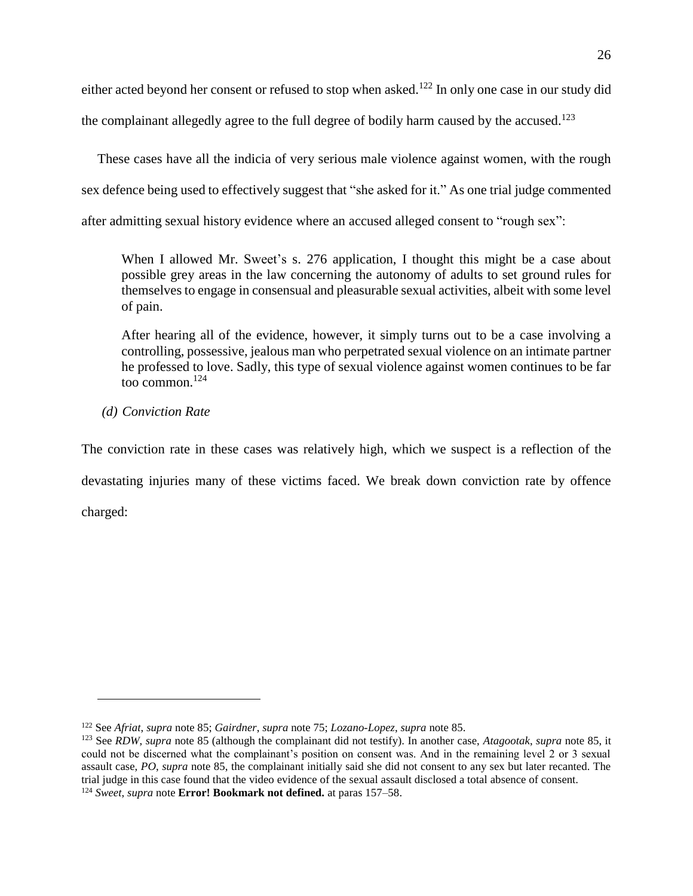either acted beyond her consent or refused to stop when asked.[122] In only one case in our study did the complainant allegedly agree to the full degree of bodily harm caused by the accused.[123]

These cases have all the indicia of very serious male violence against women, with the rough sex defence being used to effectively suggest that "she asked for it." As one trial judge commented after admitting sexual history evidence where an accused alleged consent to "rough sex":

> When I allowed Mr. Sweet's s. 276 application, I thought this might be a case about possible grey areas in the law concerning the autonomy of adults to set ground rules for themselves to engage in consensual and pleasurable sexual activities, albeit with some level of pain.
>
> After hearing all of the evidence, however, it simply turns out to be a case involving a controlling, possessive, jealous man who perpetrated sexual violence on an intimate partner he professed to love. Sadly, this type of sexual violence against women continues to be far too common.[124]

*(d) Conviction Rate*

The conviction rate in these cases was relatively high, which we suspect is a reflection of the devastating injuries many of these victims faced. We break down conviction rate by offence charged:

---

[122] See *Afriat*, *supra* note 85; *Gairdner*, *supra* note 75; *Lozano-Lopez*, *supra* note 85.

[123] See *RDW*, *supra* note 85 (although the complainant did not testify). In another case, *Atagootak*, *supra* note 85, it could not be discerned what the complainant's position on consent was. And in the remaining level 2 or 3 sexual assault case, *PO*, *supra* note 85, the complainant initially said she did not consent to any sex but later recanted. The trial judge in this case found that the video evidence of the sexual assault disclosed a total absence of consent.

[124] *Sweet*, *supra* note **Error! Bookmark not defined.** at paras 157–58.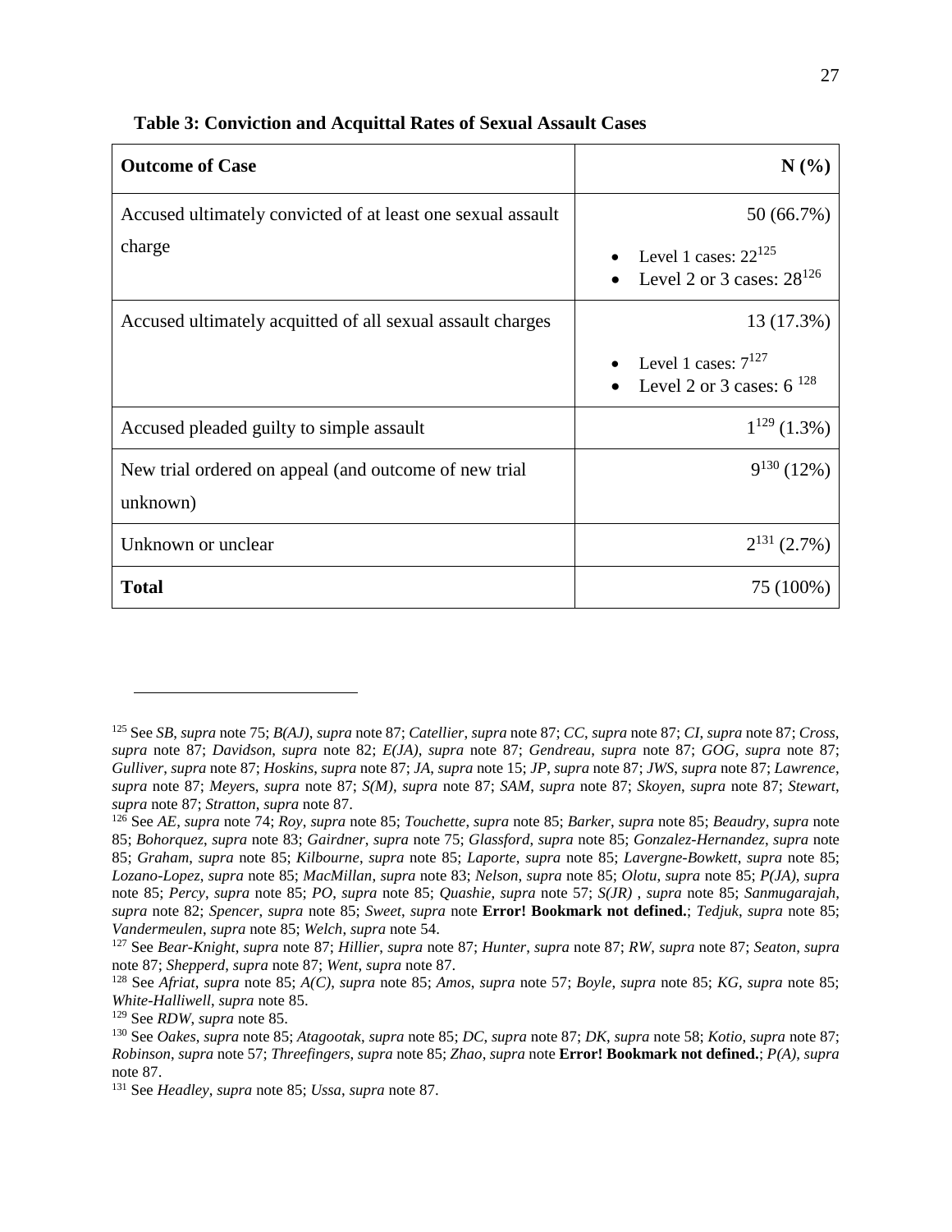**Table 3: Conviction and Acquittal Rates of Sexual Assault Cases**

| Outcome of Case | N (%) |
|---|---|
| Accused ultimately convicted of at least one sexual assault charge | 50 (66.7%)<br>• Level 1 cases: 22[125]<br>• Level 2 or 3 cases: 28[126] |
| Accused ultimately acquitted of all sexual assault charges | 13 (17.3%)<br>• Level 1 cases: 7[127]<br>• Level 2 or 3 cases: 6 [128] |
| Accused pleaded guilty to simple assault | 1[129] (1.3%) |
| New trial ordered on appeal (and outcome of new trial unknown) | 9[130] (12%) |
| Unknown or unclear | 2[131] (2.7%) |
| **Total** | 75 (100%) |

---

[125] See *SB*, *supra* note 75; *B(AJ)*, *supra* note 87; *Catellier*, *supra* note 87; *CC*, *supra* note 87; *CI*, *supra* note 87; *Cross*, *supra* note 87; *Davidson*, *supra* note 82; *E(JA)*, *supra* note 87; *Gendreau*, *supra* note 87; *GOG*, *supra* note 87; *Gulliver*, *supra* note 87; *Hoskins*, *supra* note 87; *JA*, *supra* note 15; *JP*, *supra* note 87; *JWS*, *supra* note 87; *Lawrence*, *supra* note 87; *Meyers*, *supra* note 87; *S(M)*, *supra* note 87; *SAM*, *supra* note 87; *Skoyen*, *supra* note 87; *Stewart*, *supra* note 87; *Stratton*, *supra* note 87.

[126] See *AE*, *supra* note 74; *Roy*, *supra* note 85; *Touchette*, *supra* note 85; *Barker*, *supra* note 85; *Beaudry*, *supra* note 85; *Bohorquez*, *supra* note 83; *Gairdner*, *supra* note 75; *Glassford*, *supra* note 85; *Gonzalez-Hernandez*, *supra* note 85; *Graham*, *supra* note 85; *Kilbourne*, *supra* note 85; *Laporte*, *supra* note 85; *Lavergne-Bowkett*, *supra* note 85; *Lozano-Lopez*, *supra* note 85; *MacMillan*, *supra* note 83; *Nelson*, *supra* note 85; *Olotu*, *supra* note 85; *P(JA)*, *supra* note 85; *Percy*, *supra* note 85; *PO*, *supra* note 85; *Quashie*, *supra* note 57; *S(JR)* , *supra* note 85; *Sanmugarajah*, *supra* note 82; *Spencer*, *supra* note 85; *Sweet*, *supra* note **Error! Bookmark not defined.**; *Tedjuk*, *supra* note 85; *Vandermeulen*, *supra* note 85; *Welch*, *supra* note 54.

[127] See *Bear-Knight*, *supra* note 87; *Hillier*, *supra* note 87; *Hunter*, *supra* note 87; *RW*, *supra* note 87; *Seaton*, *supra* note 87; *Shepperd*, *supra* note 87; *Went*, *supra* note 87.

[128] See *Afriat*, *supra* note 85; *A(C)*, *supra* note 85; *Amos*, *supra* note 57; *Boyle*, *supra* note 85; *KG*, *supra* note 85; *White-Halliwell*, *supra* note 85.

[129] See *RDW*, *supra* note 85.

[130] See *Oakes*, *supra* note 85; *Atagootak*, *supra* note 85; *DC*, *supra* note 87; *DK*, *supra* note 58; *Kotio*, *supra* note 87; *Robinson*, *supra* note 57; *Threefingers*, *supra* note 85; *Zhao*, *supra* note **Error! Bookmark not defined.**; *P(A)*, *supra* note 87.

[131] See *Headley*, *supra* note 85; *Ussa*, *supra* note 87.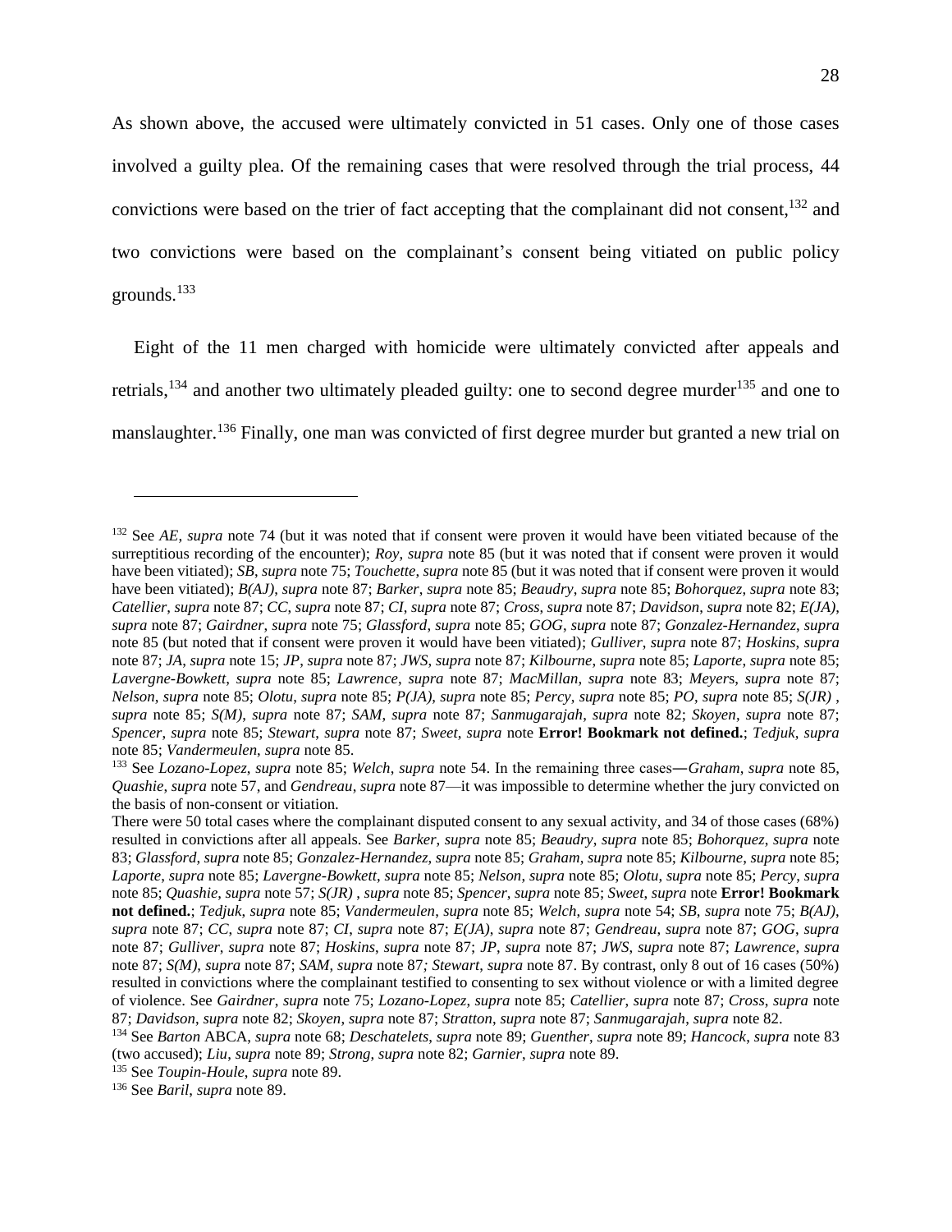As shown above, the accused were ultimately convicted in 51 cases. Only one of those cases involved a guilty plea. Of the remaining cases that were resolved through the trial process, 44 convictions were based on the trier of fact accepting that the complainant did not consent,[132] and two convictions were based on the complainant's consent being vitiated on public policy grounds.[133]

Eight of the 11 men charged with homicide were ultimately convicted after appeals and retrials,[134] and another two ultimately pleaded guilty: one to second degree murder[135] and one to manslaughter.[136] Finally, one man was convicted of first degree murder but granted a new trial on

---

[132] See *AE*, *supra* note 74 (but it was noted that if consent were proven it would have been vitiated because of the surreptitious recording of the encounter); *Roy*, *supra* note 85 (but it was noted that if consent were proven it would have been vitiated); *SB*, *supra* note 75; *Touchette*, *supra* note 85 (but it was noted that if consent were proven it would have been vitiated); *B(AJ)*, *supra* note 87; *Barker*, *supra* note 85; *Beaudry*, *supra* note 85; *Bohorquez*, *supra* note 83; *Catellier*, *supra* note 87; *CC*, *supra* note 87; *CI*, *supra* note 87; *Cross*, *supra* note 87; *Davidson*, *supra* note 82; *E(JA)*, *supra* note 87; *Gairdner*, *supra* note 75; *Glassford*, *supra* note 85; *GOG*, *supra* note 87; *Gonzalez-Hernandez*, *supra* note 85 (but noted that if consent were proven it would have been vitiated); *Gulliver*, *supra* note 87; *Hoskins*, *supra* note 87; *JA*, *supra* note 15; *JP*, *supra* note 87; *JWS*, *supra* note 87; *Kilbourne*, *supra* note 85; *Laporte*, *supra* note 85; *Lavergne-Bowkett*, *supra* note 85; *Lawrence*, *supra* note 87; *MacMillan*, *supra* note 83; *Meyers*, *supra* note 87; *Nelson*, *supra* note 85; *Olotu*, *supra* note 85; *P(JA)*, *supra* note 85; *Percy*, *supra* note 85; *PO*, *supra* note 85; *S(JR)* , *supra* note 85; *S(M)*, *supra* note 87; *SAM*, *supra* note 87; *Sanmugarajah*, *supra* note 82; *Skoyen*, *supra* note 87; *Spencer*, *supra* note 85; *Stewart*, *supra* note 87; *Sweet*, *supra* note **Error! Bookmark not defined.**; *Tedjuk*, *supra* note 85; *Vandermeulen*, *supra* note 85.

[133] See *Lozano-Lopez*, *supra* note 85; *Welch*, *supra* note 54. In the remaining three cases—*Graham*, *supra* note 85, *Quashie*, *supra* note 57, and *Gendreau*, *supra* note 87—it was impossible to determine whether the jury convicted on the basis of non-consent or vitiation.

There were 50 total cases where the complainant disputed consent to any sexual activity, and 34 of those cases (68%) resulted in convictions after all appeals. See *Barker*, *supra* note 85; *Beaudry*, *supra* note 85; *Bohorquez*, *supra* note 83; *Glassford*, *supra* note 85; *Gonzalez-Hernandez*, *supra* note 85; *Graham*, *supra* note 85; *Kilbourne*, *supra* note 85; *Laporte*, *supra* note 85; *Lavergne-Bowkett*, *supra* note 85; *Nelson*, *supra* note 85; *Olotu*, *supra* note 85; *Percy*, *supra* note 85; *Quashie*, *supra* note 57; *S(JR)* , *supra* note 85; *Spencer*, *supra* note 85; *Sweet*, *supra* note **Error! Bookmark not defined.**; *Tedjuk*, *supra* note 85; *Vandermeulen*, *supra* note 85; *Welch*, *supra* note 54; *SB*, *supra* note 75; *B(AJ)*, *supra* note 87; *CC*, *supra* note 87; *CI*, *supra* note 87; *E(JA)*, *supra* note 87; *Gendreau*, *supra* note 87; *GOG*, *supra* note 87; *Gulliver*, *supra* note 87; *Hoskins*, *supra* note 87; *JP*, *supra* note 87; *JWS*, *supra* note 87; *Lawrence*, *supra* note 87; *S(M)*, *supra* note 87; *SAM*, *supra* note 87; *Stewart*, *supra* note 87. By contrast, only 8 out of 16 cases (50%) resulted in convictions where the complainant testified to consenting to sex without violence or with a limited degree of violence. See *Gairdner*, *supra* note 75; *Lozano-Lopez*, *supra* note 85; *Catellier*, *supra* note 87; *Cross*, *supra* note 87; *Davidson*, *supra* note 82; *Skoyen*, *supra* note 87; *Stratton*, *supra* note 87; *Sanmugarajah*, *supra* note 82.

[134] See *Barton* ABCA, *supra* note 68; *Deschatelets*, *supra* note 89; *Guenther*, *supra* note 89; *Hancock*, *supra* note 83 (two accused); *Liu*, *supra* note 89; *Strong*, *supra* note 82; *Garnier*, *supra* note 89.

[135] See *Toupin-Houle*, *supra* note 89.

[136] See *Baril*, *supra* note 89.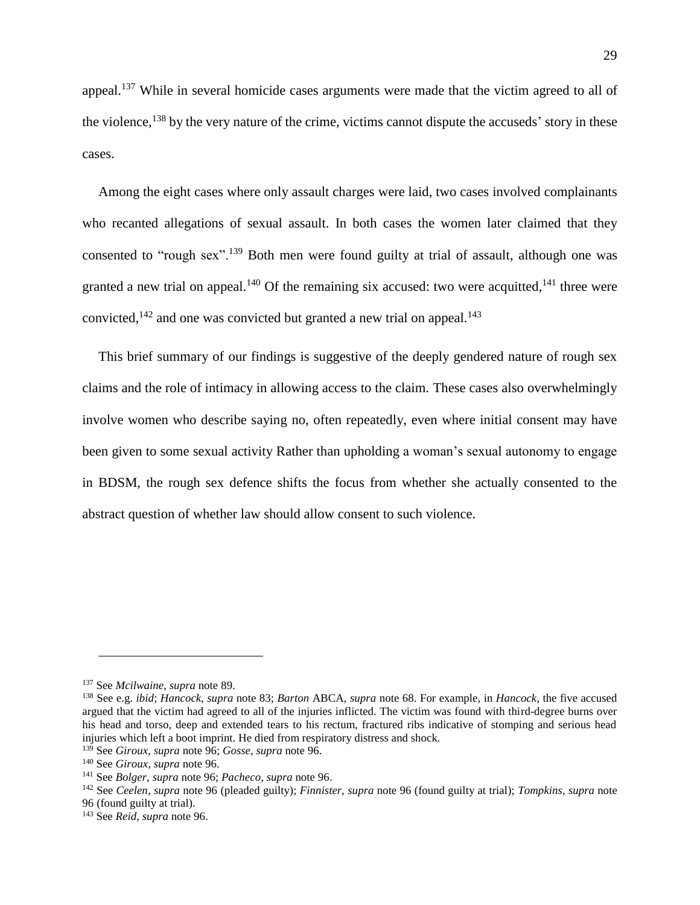appeal.[137] While in several homicide cases arguments were made that the victim agreed to all of the violence,[138] by the very nature of the crime, victims cannot dispute the accuseds' story in these cases.

Among the eight cases where only assault charges were laid, two cases involved complainants who recanted allegations of sexual assault. In both cases the women later claimed that they consented to "rough sex".[139] Both men were found guilty at trial of assault, although one was granted a new trial on appeal.[140] Of the remaining six accused: two were acquitted,[141] three were convicted,[142] and one was convicted but granted a new trial on appeal.[143]

This brief summary of our findings is suggestive of the deeply gendered nature of rough sex claims and the role of intimacy in allowing access to the claim. These cases also overwhelmingly involve women who describe saying no, often repeatedly, even where initial consent may have been given to some sexual activity Rather than upholding a woman's sexual autonomy to engage in BDSM, the rough sex defence shifts the focus from whether she actually consented to the abstract question of whether law should allow consent to such violence.

---

[137] See *Mcilwaine*, *supra* note 89.

[138] See e.g. *ibid*; *Hancock*, *supra* note 83; *Barton* ABCA, *supra* note 68. For example, in *Hancock*, the five accused argued that the victim had agreed to all of the injuries inflicted. The victim was found with third-degree burns over his head and torso, deep and extended tears to his rectum, fractured ribs indicative of stomping and serious head injuries which left a boot imprint. He died from respiratory distress and shock.

[139] See *Giroux*, *supra* note 96; *Gosse*, *supra* note 96.

[140] See *Giroux*, *supra* note 96.

[141] See *Bolger*, *supra* note 96; *Pacheco*, *supra* note 96.

[142] See *Ceelen*, *supra* note 96 (pleaded guilty); *Finnister*, *supra* note 96 (found guilty at trial); *Tompkins*, *supra* note 96 (found guilty at trial).

[143] See *Reid*, *supra* note 96.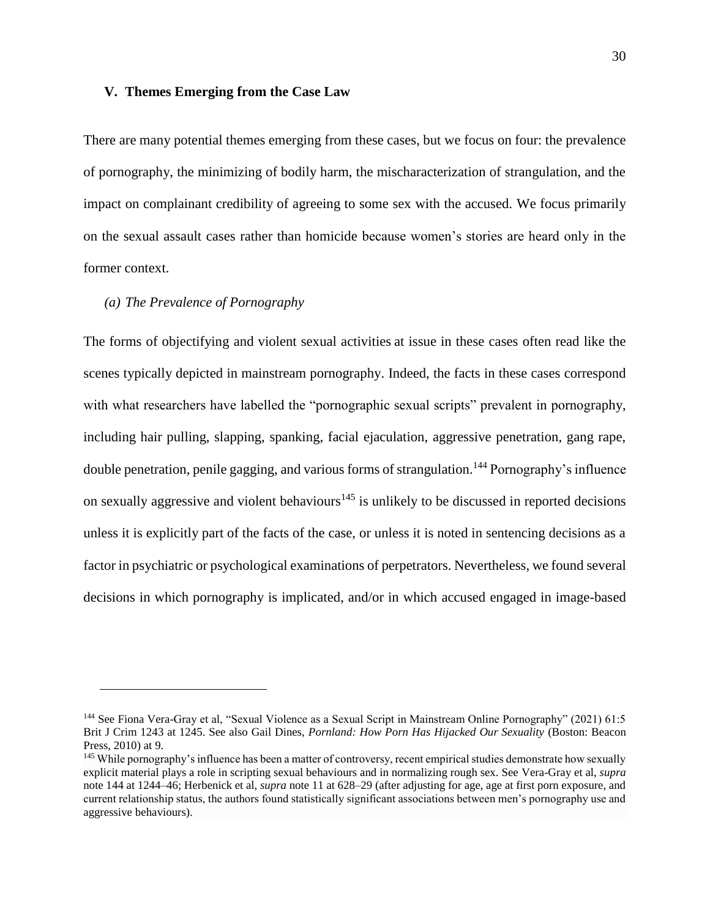## V. Themes Emerging from the Case Law

There are many potential themes emerging from these cases, but we focus on four: the prevalence of pornography, the minimizing of bodily harm, the mischaracterization of strangulation, and the impact on complainant credibility of agreeing to some sex with the accused. We focus primarily on the sexual assault cases rather than homicide because women's stories are heard only in the former context.

### *(a) The Prevalence of Pornography*

The forms of objectifying and violent sexual activities at issue in these cases often read like the scenes typically depicted in mainstream pornography. Indeed, the facts in these cases correspond with what researchers have labelled the "pornographic sexual scripts" prevalent in pornography, including hair pulling, slapping, spanking, facial ejaculation, aggressive penetration, gang rape, double penetration, penile gagging, and various forms of strangulation.[144] Pornography's influence on sexually aggressive and violent behaviours[145] is unlikely to be discussed in reported decisions unless it is explicitly part of the facts of the case, or unless it is noted in sentencing decisions as a factor in psychiatric or psychological examinations of perpetrators. Nevertheless, we found several decisions in which pornography is implicated, and/or in which accused engaged in image-based

---

[144] See Fiona Vera-Gray et al, "Sexual Violence as a Sexual Script in Mainstream Online Pornography" (2021) 61:5 Brit J Crim 1243 at 1245. See also Gail Dines, *Pornland: How Porn Has Hijacked Our Sexuality* (Boston: Beacon Press, 2010) at 9.

[145] While pornography's influence has been a matter of controversy, recent empirical studies demonstrate how sexually explicit material plays a role in scripting sexual behaviours and in normalizing rough sex. See Vera-Gray et al, *supra* note 144 at 1244–46; Herbenick et al, *supra* note 11 at 628–29 (after adjusting for age, age at first porn exposure, and current relationship status, the authors found statistically significant associations between men's pornography use and aggressive behaviours).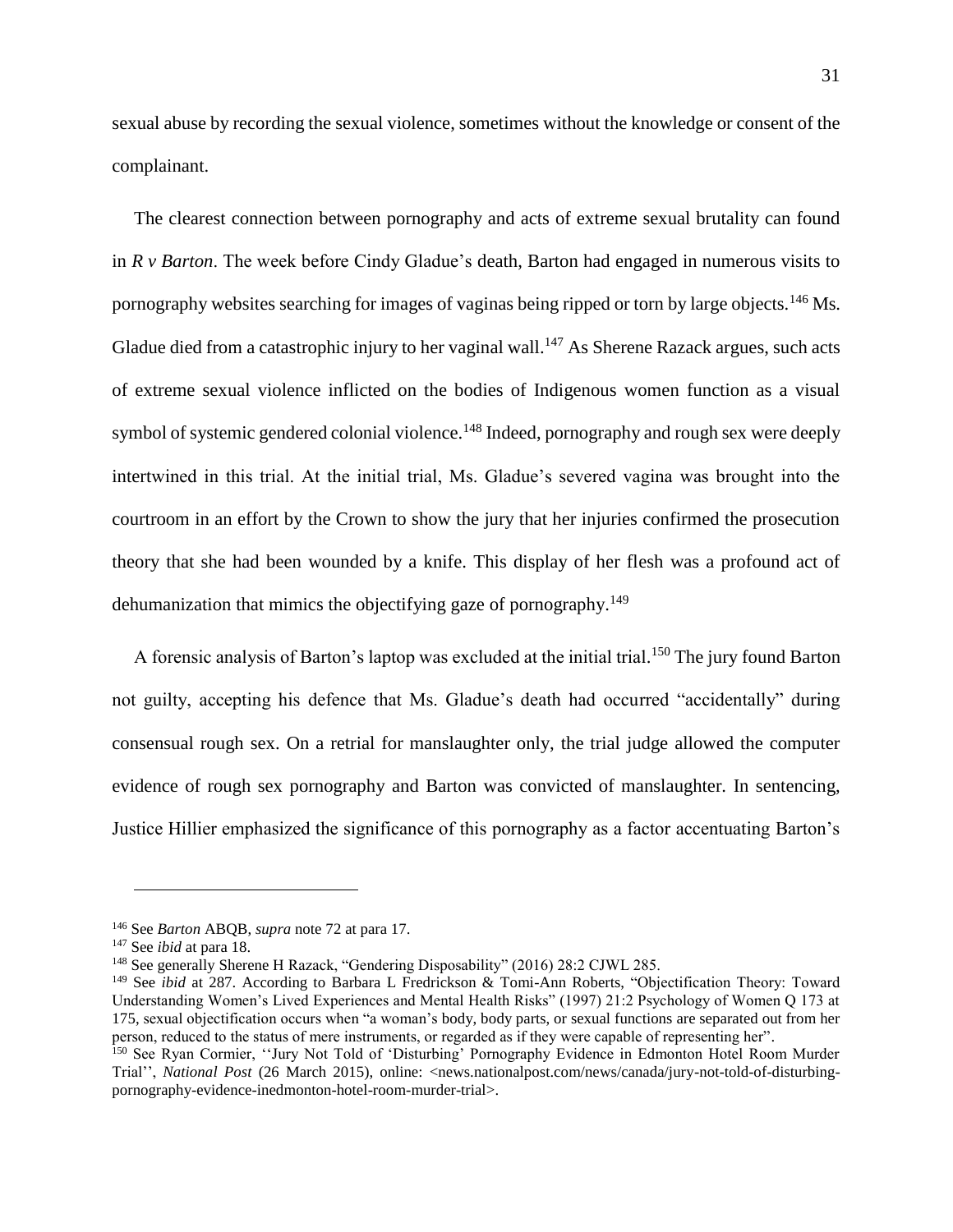sexual abuse by recording the sexual violence, sometimes without the knowledge or consent of the complainant.

The clearest connection between pornography and acts of extreme sexual brutality can found in *R v Barton*. The week before Cindy Gladue's death, Barton had engaged in numerous visits to pornography websites searching for images of vaginas being ripped or torn by large objects.[146] Ms. Gladue died from a catastrophic injury to her vaginal wall.[147] As Sherene Razack argues, such acts of extreme sexual violence inflicted on the bodies of Indigenous women function as a visual symbol of systemic gendered colonial violence.[148] Indeed, pornography and rough sex were deeply intertwined in this trial. At the initial trial, Ms. Gladue's severed vagina was brought into the courtroom in an effort by the Crown to show the jury that her injuries confirmed the prosecution theory that she had been wounded by a knife. This display of her flesh was a profound act of dehumanization that mimics the objectifying gaze of pornography.[149]

A forensic analysis of Barton's laptop was excluded at the initial trial.[150] The jury found Barton not guilty, accepting his defence that Ms. Gladue's death had occurred "accidentally" during consensual rough sex. On a retrial for manslaughter only, the trial judge allowed the computer evidence of rough sex pornography and Barton was convicted of manslaughter. In sentencing, Justice Hillier emphasized the significance of this pornography as a factor accentuating Barton's

---

[146] See *Barton* ABQB, *supra* note 72 at para 17.

[147] See *ibid* at para 18.

[148] See generally Sherene H Razack, "Gendering Disposability" (2016) 28:2 CJWL 285.

[149] See *ibid* at 287. According to Barbara L Fredrickson & Tomi-Ann Roberts, "Objectification Theory: Toward Understanding Women's Lived Experiences and Mental Health Risks" (1997) 21:2 Psychology of Women Q 173 at 175, sexual objectification occurs when "a woman's body, body parts, or sexual functions are separated out from her person, reduced to the status of mere instruments, or regarded as if they were capable of representing her".

[150] See Ryan Cormier, ''Jury Not Told of 'Disturbing' Pornography Evidence in Edmonton Hotel Room Murder Trial'', *National Post* (26 March 2015), online: <news.nationalpost.com/news/canada/jury-not-told-of-disturbing-pornography-evidence-inedmonton-hotel-room-murder-trial>.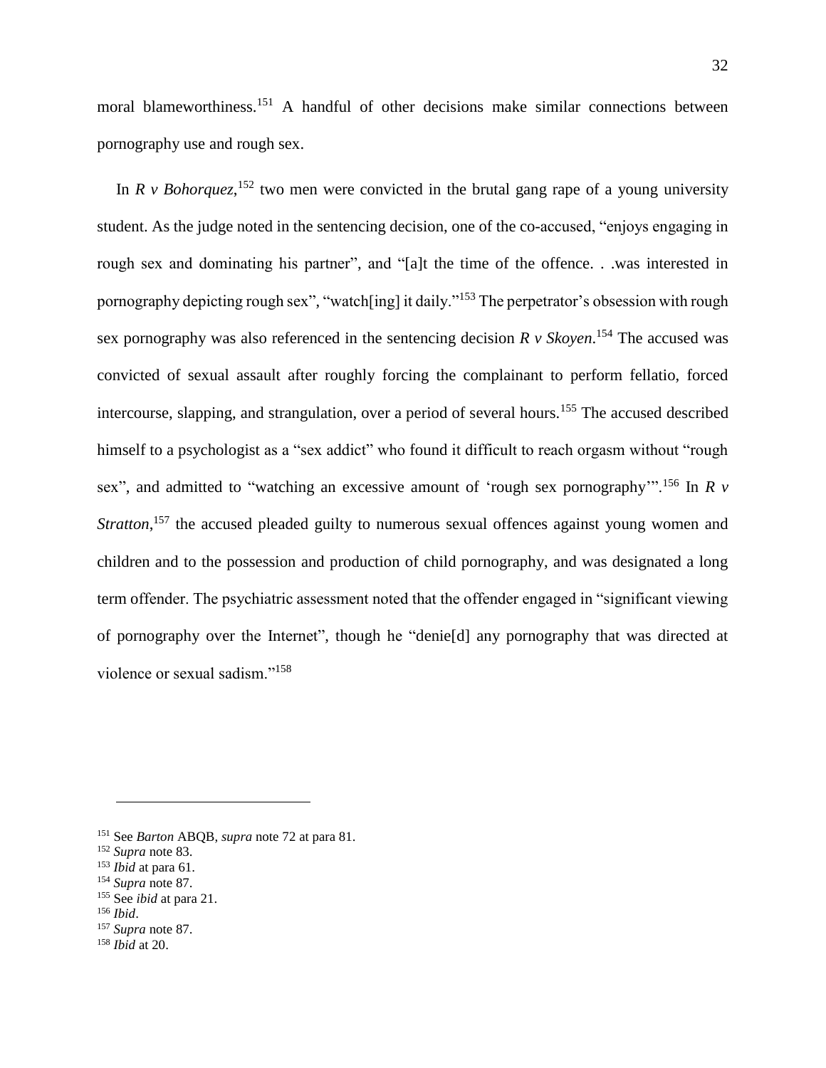moral blameworthiness.[151] A handful of other decisions make similar connections between pornography use and rough sex.

In *R v Bohorquez*,[152] two men were convicted in the brutal gang rape of a young university student. As the judge noted in the sentencing decision, one of the co-accused, "enjoys engaging in rough sex and dominating his partner", and "[a]t the time of the offence. . .was interested in pornography depicting rough sex", "watch[ing] it daily."[153] The perpetrator's obsession with rough sex pornography was also referenced in the sentencing decision *R v Skoyen*.[154] The accused was convicted of sexual assault after roughly forcing the complainant to perform fellatio, forced intercourse, slapping, and strangulation, over a period of several hours.[155] The accused described himself to a psychologist as a "sex addict" who found it difficult to reach orgasm without "rough sex", and admitted to "watching an excessive amount of 'rough sex pornography'".[156] In *R v Stratton*,[157] the accused pleaded guilty to numerous sexual offences against young women and children and to the possession and production of child pornography, and was designated a long term offender. The psychiatric assessment noted that the offender engaged in "significant viewing of pornography over the Internet", though he "denie[d] any pornography that was directed at violence or sexual sadism."[158]

---

[151] See *Barton* ABQB, *supra* note 72 at para 81.
[152] *Supra* note 83.
[153] *Ibid* at para 61.
[154] *Supra* note 87.
[155] See *ibid* at para 21.
[156] *Ibid*.
[157] *Supra* note 87.
[158] *Ibid* at 20.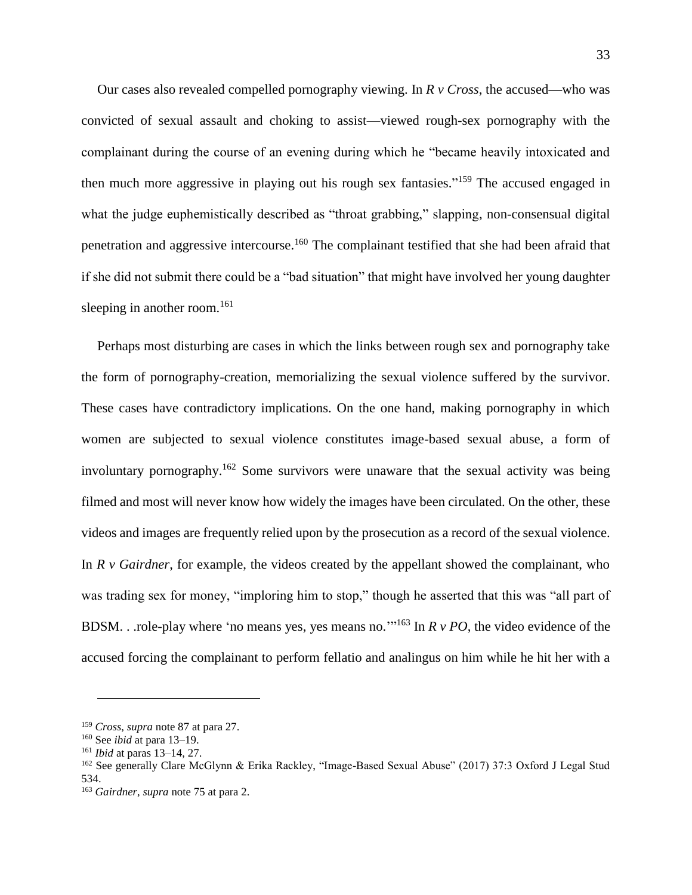Our cases also revealed compelled pornography viewing. In *R v Cross*, the accused—who was convicted of sexual assault and choking to assist—viewed rough-sex pornography with the complainant during the course of an evening during which he "became heavily intoxicated and then much more aggressive in playing out his rough sex fantasies."[159] The accused engaged in what the judge euphemistically described as "throat grabbing," slapping, non-consensual digital penetration and aggressive intercourse.[160] The complainant testified that she had been afraid that if she did not submit there could be a "bad situation" that might have involved her young daughter sleeping in another room.[161]

Perhaps most disturbing are cases in which the links between rough sex and pornography take the form of pornography-creation, memorializing the sexual violence suffered by the survivor. These cases have contradictory implications. On the one hand, making pornography in which women are subjected to sexual violence constitutes image-based sexual abuse, a form of involuntary pornography.[162] Some survivors were unaware that the sexual activity was being filmed and most will never know how widely the images have been circulated. On the other, these videos and images are frequently relied upon by the prosecution as a record of the sexual violence. In *R v Gairdner*, for example, the videos created by the appellant showed the complainant, who was trading sex for money, "imploring him to stop," though he asserted that this was "all part of BDSM. . .role-play where 'no means yes, yes means no.'"[163] In *R v PO*, the video evidence of the accused forcing the complainant to perform fellatio and analingus on him while he hit her with a

---

[159] *Cross*, *supra* note 87 at para 27.

[160] See *ibid* at para 13–19.

[161] *Ibid* at paras 13–14, 27.

[162] See generally Clare McGlynn & Erika Rackley, "Image-Based Sexual Abuse" (2017) 37:3 Oxford J Legal Stud 534.

[163] *Gairdner*, *supra* note 75 at para 2.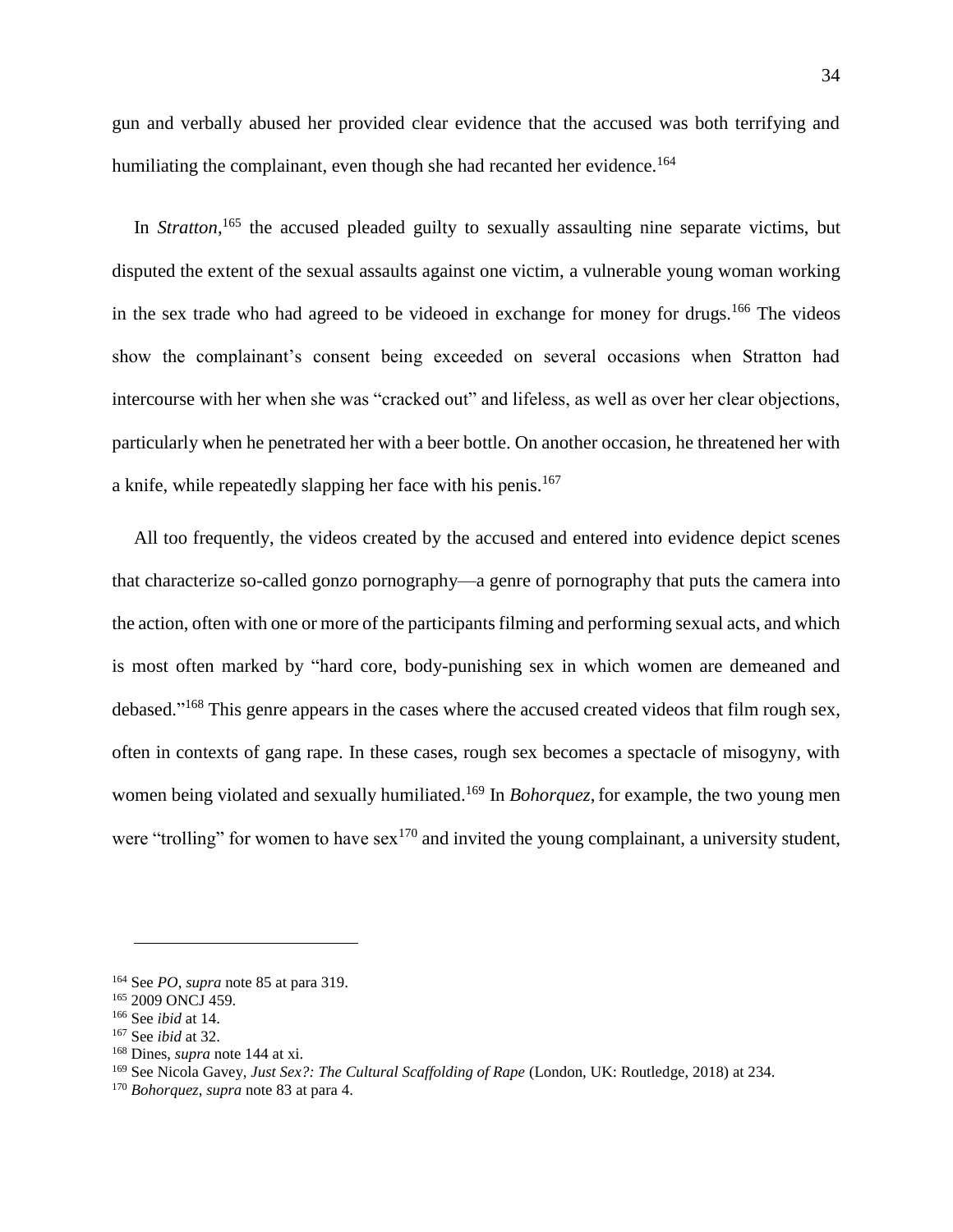gun and verbally abused her provided clear evidence that the accused was both terrifying and humiliating the complainant, even though she had recanted her evidence.[164]

In *Stratton*,[165] the accused pleaded guilty to sexually assaulting nine separate victims, but disputed the extent of the sexual assaults against one victim, a vulnerable young woman working in the sex trade who had agreed to be videoed in exchange for money for drugs.[166] The videos show the complainant's consent being exceeded on several occasions when Stratton had intercourse with her when she was "cracked out" and lifeless, as well as over her clear objections, particularly when he penetrated her with a beer bottle. On another occasion, he threatened her with a knife, while repeatedly slapping her face with his penis.[167]

All too frequently, the videos created by the accused and entered into evidence depict scenes that characterize so-called gonzo pornography—a genre of pornography that puts the camera into the action, often with one or more of the participants filming and performing sexual acts, and which is most often marked by "hard core, body-punishing sex in which women are demeaned and debased."[168] This genre appears in the cases where the accused created videos that film rough sex, often in contexts of gang rape. In these cases, rough sex becomes a spectacle of misogyny, with women being violated and sexually humiliated.[169] In *Bohorquez*, for example, the two young men were "trolling" for women to have sex[170] and invited the young complainant, a university student,

---

[164] See *PO*, *supra* note 85 at para 319.

[165] 2009 ONCJ 459.

[166] See *ibid* at 14.

[167] See *ibid* at 32.

[168] Dines, *supra* note 144 at xi.

[169] See Nicola Gavey, *Just Sex?: The Cultural Scaffolding of Rape* (London, UK: Routledge, 2018) at 234.

[170] *Bohorquez*, *supra* note 83 at para 4.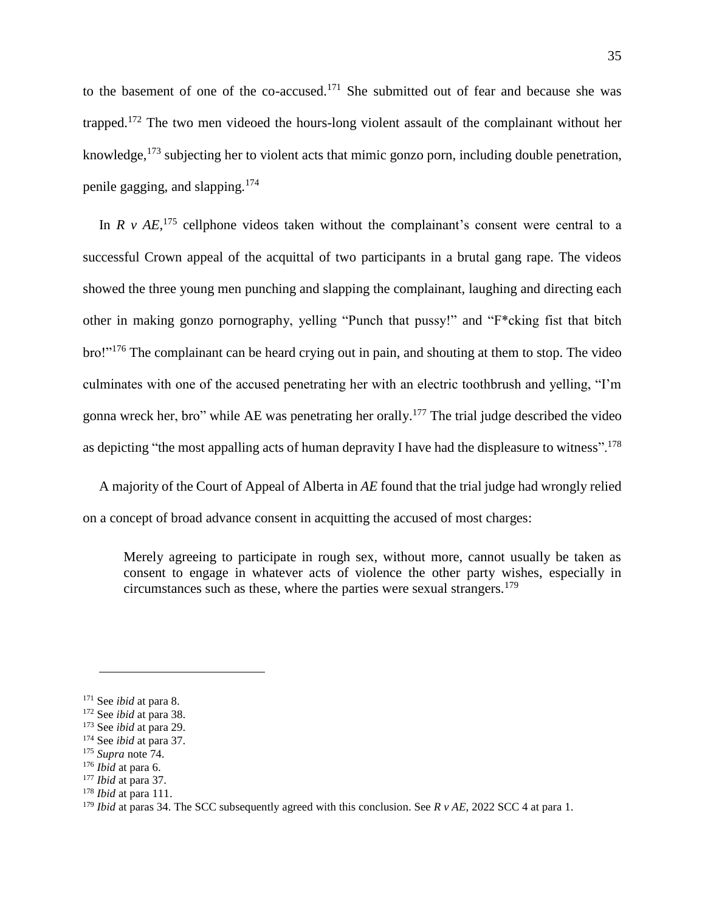to the basement of one of the co-accused.[171] She submitted out of fear and because she was trapped.[172] The two men videoed the hours-long violent assault of the complainant without her knowledge,[173] subjecting her to violent acts that mimic gonzo porn, including double penetration, penile gagging, and slapping.[174]

In *R v AE*,[175] cellphone videos taken without the complainant's consent were central to a successful Crown appeal of the acquittal of two participants in a brutal gang rape. The videos showed the three young men punching and slapping the complainant, laughing and directing each other in making gonzo pornography, yelling "Punch that pussy!" and "F*cking fist that bitch bro!"[176] The complainant can be heard crying out in pain, and shouting at them to stop. The video culminates with one of the accused penetrating her with an electric toothbrush and yelling, "I'm gonna wreck her, bro" while AE was penetrating her orally.[177] The trial judge described the video as depicting "the most appalling acts of human depravity I have had the displeasure to witness".[178]

A majority of the Court of Appeal of Alberta in *AE* found that the trial judge had wrongly relied on a concept of broad advance consent in acquitting the accused of most charges:

> Merely agreeing to participate in rough sex, without more, cannot usually be taken as consent to engage in whatever acts of violence the other party wishes, especially in circumstances such as these, where the parties were sexual strangers.[179]

---

[171] See *ibid* at para 8.
[172] See *ibid* at para 38.
[173] See *ibid* at para 29.
[174] See *ibid* at para 37.
[175] *Supra* note 74.
[176] *Ibid* at para 6.
[177] *Ibid* at para 37.
[178] *Ibid* at para 111.
[179] *Ibid* at paras 34. The SCC subsequently agreed with this conclusion. See *R v AE*, 2022 SCC 4 at para 1.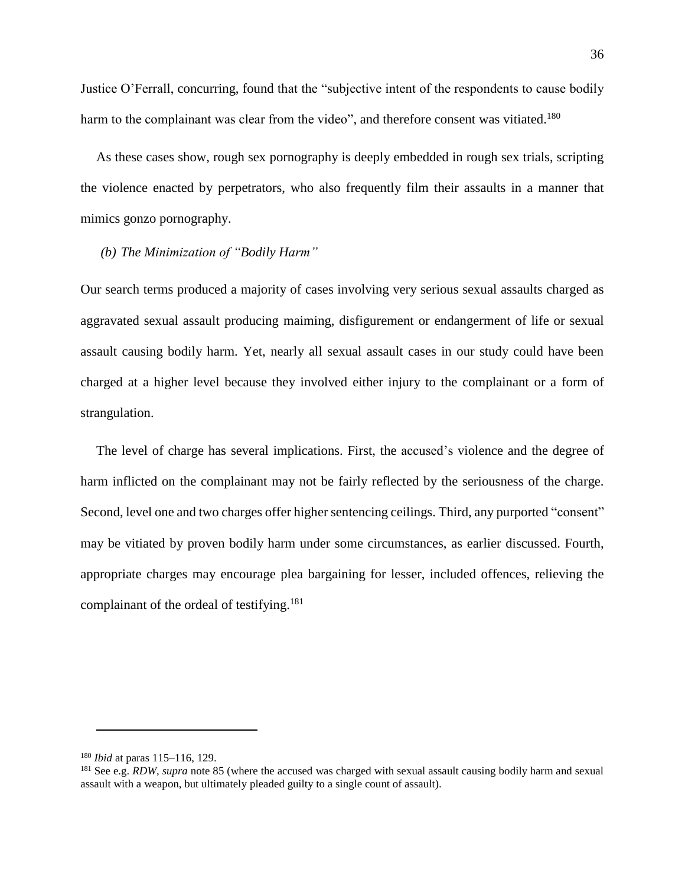Justice O'Ferrall, concurring, found that the "subjective intent of the respondents to cause bodily harm to the complainant was clear from the video", and therefore consent was vitiated.[180]

As these cases show, rough sex pornography is deeply embedded in rough sex trials, scripting the violence enacted by perpetrators, who also frequently film their assaults in a manner that mimics gonzo pornography.

### *(b) The Minimization of "Bodily Harm"*

Our search terms produced a majority of cases involving very serious sexual assaults charged as aggravated sexual assault producing maiming, disfigurement or endangerment of life or sexual assault causing bodily harm. Yet, nearly all sexual assault cases in our study could have been charged at a higher level because they involved either injury to the complainant or a form of strangulation.

The level of charge has several implications. First, the accused's violence and the degree of harm inflicted on the complainant may not be fairly reflected by the seriousness of the charge. Second, level one and two charges offer higher sentencing ceilings. Third, any purported "consent" may be vitiated by proven bodily harm under some circumstances, as earlier discussed. Fourth, appropriate charges may encourage plea bargaining for lesser, included offences, relieving the complainant of the ordeal of testifying.[181]

---

[180] *Ibid* at paras 115–116, 129.

[181] See e.g. *RDW*, *supra* note 85 (where the accused was charged with sexual assault causing bodily harm and sexual assault with a weapon, but ultimately pleaded guilty to a single count of assault).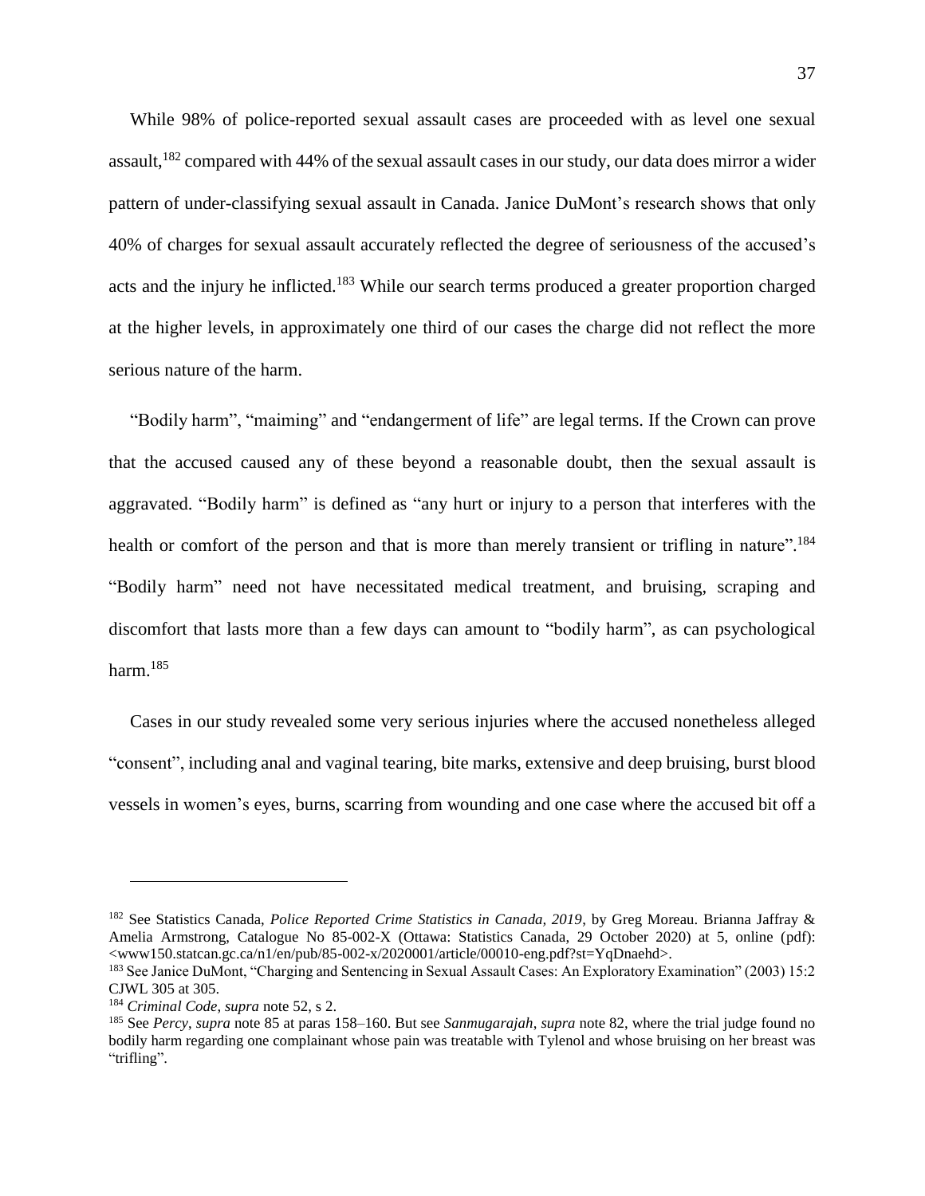While 98% of police-reported sexual assault cases are proceeded with as level one sexual assault,[182] compared with 44% of the sexual assault cases in our study, our data does mirror a wider pattern of under-classifying sexual assault in Canada. Janice DuMont's research shows that only 40% of charges for sexual assault accurately reflected the degree of seriousness of the accused's acts and the injury he inflicted.[183] While our search terms produced a greater proportion charged at the higher levels, in approximately one third of our cases the charge did not reflect the more serious nature of the harm.

"Bodily harm", "maiming" and "endangerment of life" are legal terms. If the Crown can prove that the accused caused any of these beyond a reasonable doubt, then the sexual assault is aggravated. "Bodily harm" is defined as "any hurt or injury to a person that interferes with the health or comfort of the person and that is more than merely transient or trifling in nature".[184] "Bodily harm" need not have necessitated medical treatment, and bruising, scraping and discomfort that lasts more than a few days can amount to "bodily harm", as can psychological harm.[185]

Cases in our study revealed some very serious injuries where the accused nonetheless alleged "consent", including anal and vaginal tearing, bite marks, extensive and deep bruising, burst blood vessels in women's eyes, burns, scarring from wounding and one case where the accused bit off a

---

[182] See Statistics Canada, *Police Reported Crime Statistics in Canada, 2019*, by Greg Moreau. Brianna Jaffray & Amelia Armstrong, Catalogue No 85-002-X (Ottawa: Statistics Canada, 29 October 2020) at 5, online (pdf): <www150.statcan.gc.ca/n1/en/pub/85-002-x/2020001/article/00010-eng.pdf?st=YqDnaehd>.

[183] See Janice DuMont, "Charging and Sentencing in Sexual Assault Cases: An Exploratory Examination" (2003) 15:2 CJWL 305 at 305.

[184] *Criminal Code*, *supra* note 52, s 2.

[185] See *Percy*, *supra* note 85 at paras 158–160. But see *Sanmugarajah*, *supra* note 82, where the trial judge found no bodily harm regarding one complainant whose pain was treatable with Tylenol and whose bruising on her breast was "trifling".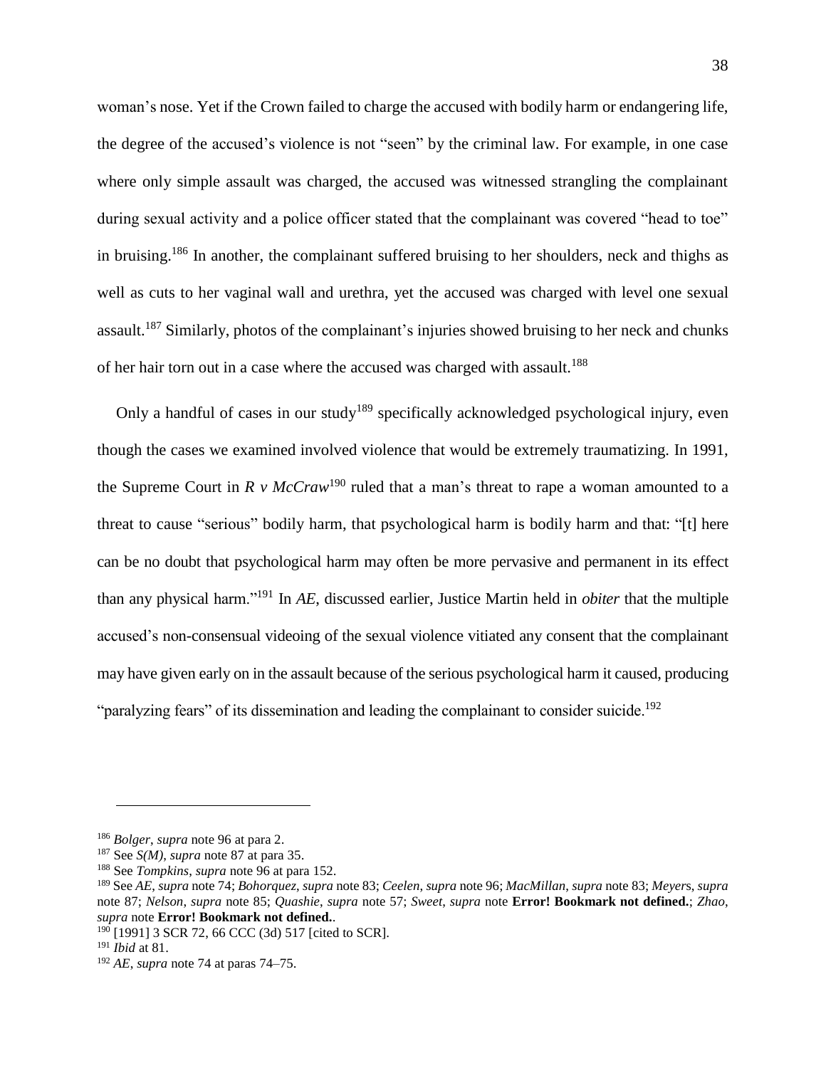woman's nose. Yet if the Crown failed to charge the accused with bodily harm or endangering life, the degree of the accused's violence is not "seen" by the criminal law. For example, in one case where only simple assault was charged, the accused was witnessed strangling the complainant during sexual activity and a police officer stated that the complainant was covered "head to toe" in bruising.[186] In another, the complainant suffered bruising to her shoulders, neck and thighs as well as cuts to her vaginal wall and urethra, yet the accused was charged with level one sexual assault.[187] Similarly, photos of the complainant's injuries showed bruising to her neck and chunks of her hair torn out in a case where the accused was charged with assault.[188]

Only a handful of cases in our study[189] specifically acknowledged psychological injury, even though the cases we examined involved violence that would be extremely traumatizing. In 1991, the Supreme Court in *R v McCraw*[190] ruled that a man's threat to rape a woman amounted to a threat to cause "serious" bodily harm, that psychological harm is bodily harm and that: "[t] here can be no doubt that psychological harm may often be more pervasive and permanent in its effect than any physical harm."[191] In *AE*, discussed earlier, Justice Martin held in *obiter* that the multiple accused's non-consensual videoing of the sexual violence vitiated any consent that the complainant may have given early on in the assault because of the serious psychological harm it caused, producing "paralyzing fears" of its dissemination and leading the complainant to consider suicide.[192]

---

[186] *Bolger*, *supra* note 96 at para 2.

[187] See *S(M)*, *supra* note 87 at para 35.

[188] See *Tompkins*, *supra* note 96 at para 152.

[189] See *AE*, *supra* note 74; *Bohorquez*, *supra* note 83; *Ceelen*, *supra* note 96; *MacMillan*, *supra* note 83; *Meyers*, *supra* note 87; *Nelson*, *supra* note 85; *Quashie*, *supra* note 57; *Sweet*, *supra* note **Error! Bookmark not defined.**; *Zhao*, *supra* note **Error! Bookmark not defined.**.

[190] [1991] 3 SCR 72, 66 CCC (3d) 517 [cited to SCR].

[191] *Ibid* at 81.

[192] *AE*, *supra* note 74 at paras 74–75.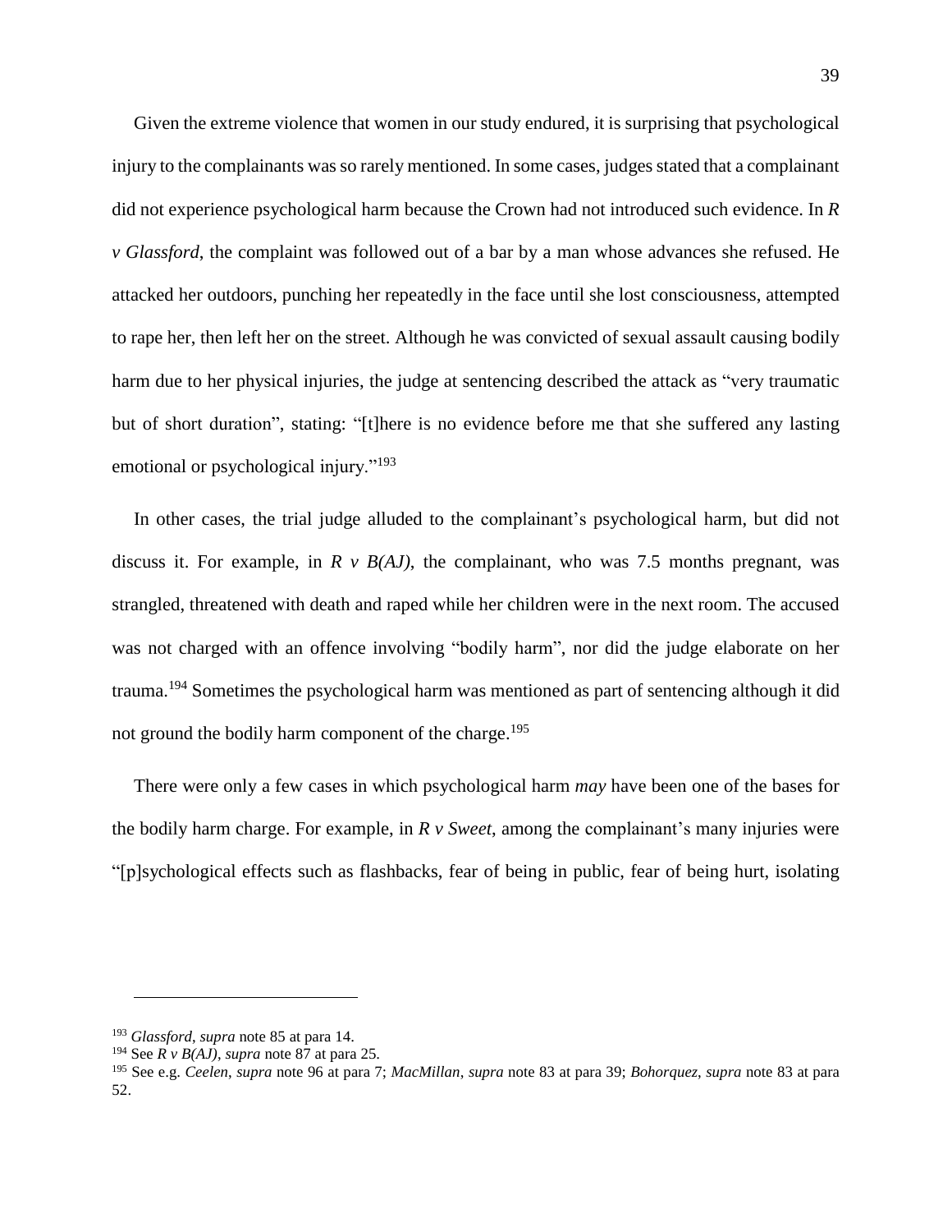Given the extreme violence that women in our study endured, it is surprising that psychological injury to the complainants was so rarely mentioned. In some cases, judges stated that a complainant did not experience psychological harm because the Crown had not introduced such evidence. In *R v Glassford*, the complaint was followed out of a bar by a man whose advances she refused. He attacked her outdoors, punching her repeatedly in the face until she lost consciousness, attempted to rape her, then left her on the street. Although he was convicted of sexual assault causing bodily harm due to her physical injuries, the judge at sentencing described the attack as "very traumatic but of short duration", stating: "[t]here is no evidence before me that she suffered any lasting emotional or psychological injury."[193]

In other cases, the trial judge alluded to the complainant's psychological harm, but did not discuss it. For example, in *R v B(AJ)*, the complainant, who was 7.5 months pregnant, was strangled, threatened with death and raped while her children were in the next room. The accused was not charged with an offence involving "bodily harm", nor did the judge elaborate on her trauma.[194] Sometimes the psychological harm was mentioned as part of sentencing although it did not ground the bodily harm component of the charge.[195]

There were only a few cases in which psychological harm *may* have been one of the bases for the bodily harm charge. For example, in *R v Sweet*, among the complainant's many injuries were "[p]sychological effects such as flashbacks, fear of being in public, fear of being hurt, isolating

---

[193] *Glassford*, *supra* note 85 at para 14.

[194] See *R v B(AJ)*, *supra* note 87 at para 25.

[195] See e.g. *Ceelen*, *supra* note 96 at para 7; *MacMillan*, *supra* note 83 at para 39; *Bohorquez*, *supra* note 83 at para 52.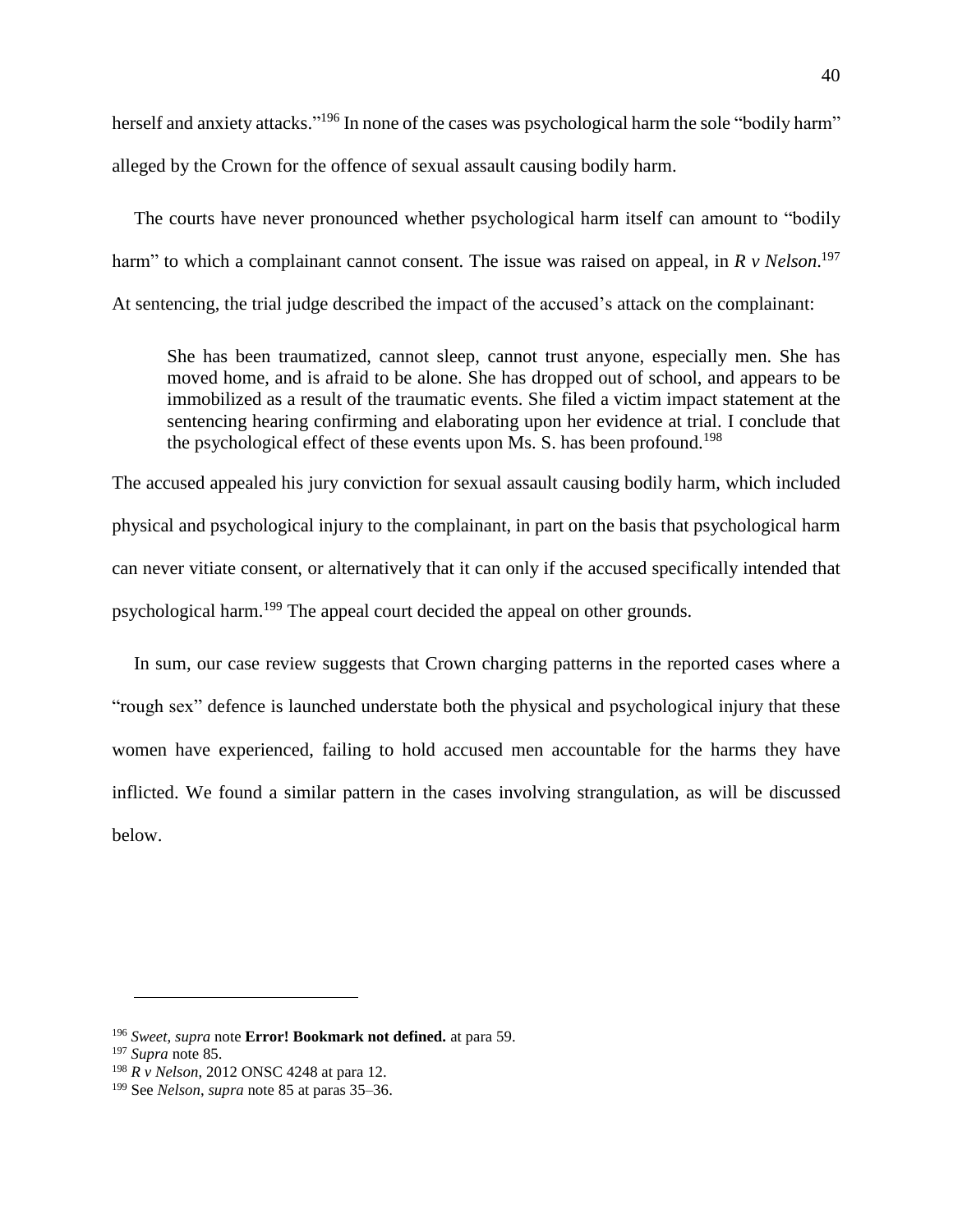herself and anxiety attacks."[196] In none of the cases was psychological harm the sole "bodily harm" alleged by the Crown for the offence of sexual assault causing bodily harm.

The courts have never pronounced whether psychological harm itself can amount to "bodily harm" to which a complainant cannot consent. The issue was raised on appeal, in *R v Nelson*.[197] At sentencing, the trial judge described the impact of the accused's attack on the complainant:

> She has been traumatized, cannot sleep, cannot trust anyone, especially men. She has moved home, and is afraid to be alone. She has dropped out of school, and appears to be immobilized as a result of the traumatic events. She filed a victim impact statement at the sentencing hearing confirming and elaborating upon her evidence at trial. I conclude that the psychological effect of these events upon Ms. S. has been profound.[198]

The accused appealed his jury conviction for sexual assault causing bodily harm, which included physical and psychological injury to the complainant, in part on the basis that psychological harm can never vitiate consent, or alternatively that it can only if the accused specifically intended that psychological harm.[199] The appeal court decided the appeal on other grounds.

In sum, our case review suggests that Crown charging patterns in the reported cases where a "rough sex" defence is launched understate both the physical and psychological injury that these women have experienced, failing to hold accused men accountable for the harms they have inflicted. We found a similar pattern in the cases involving strangulation, as will be discussed below.

---

[196] *Sweet*, *supra* note **Error! Bookmark not defined.** at para 59.

[197] *Supra* note 85.

[198] *R v Nelson*, 2012 ONSC 4248 at para 12.

[199] See *Nelson*, *supra* note 85 at paras 35–36.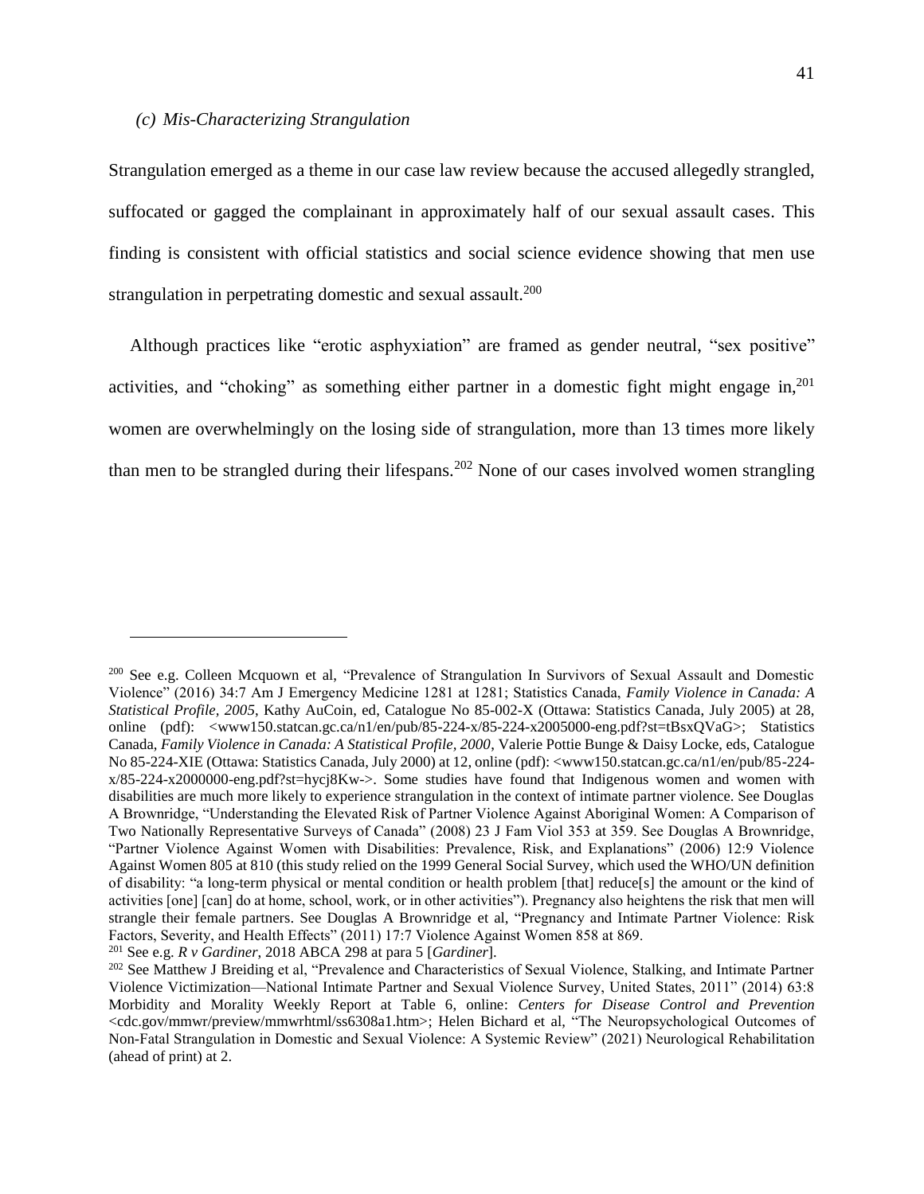### *(c) Mis-Characterizing Strangulation*

Strangulation emerged as a theme in our case law review because the accused allegedly strangled, suffocated or gagged the complainant in approximately half of our sexual assault cases. This finding is consistent with official statistics and social science evidence showing that men use strangulation in perpetrating domestic and sexual assault.[200]

Although practices like "erotic asphyxiation" are framed as gender neutral, "sex positive" activities, and "choking" as something either partner in a domestic fight might engage in,[201] women are overwhelmingly on the losing side of strangulation, more than 13 times more likely than men to be strangled during their lifespans.[202] None of our cases involved women strangling

---

[200] See e.g. Colleen Mcquown et al, "Prevalence of Strangulation In Survivors of Sexual Assault and Domestic Violence" (2016) 34:7 Am J Emergency Medicine 1281 at 1281; Statistics Canada, *Family Violence in Canada: A Statistical Profile, 2005*, Kathy AuCoin, ed, Catalogue No 85-002-X (Ottawa: Statistics Canada, July 2005) at 28, online (pdf): <www150.statcan.gc.ca/n1/en/pub/85-224-x/85-224-x2005000-eng.pdf?st=tBsxQVaG>; Statistics Canada, *Family Violence in Canada: A Statistical Profile, 2000*, Valerie Pottie Bunge & Daisy Locke, eds, Catalogue No 85-224-XIE (Ottawa: Statistics Canada, July 2000) at 12, online (pdf): <www150.statcan.gc.ca/n1/en/pub/85-224-x/85-224-x2000000-eng.pdf?st=hycj8Kw->. Some studies have found that Indigenous women and women with disabilities are much more likely to experience strangulation in the context of intimate partner violence. See Douglas A Brownridge, "Understanding the Elevated Risk of Partner Violence Against Aboriginal Women: A Comparison of Two Nationally Representative Surveys of Canada" (2008) 23 J Fam Viol 353 at 359. See Douglas A Brownridge, "Partner Violence Against Women with Disabilities: Prevalence, Risk, and Explanations" (2006) 12:9 Violence Against Women 805 at 810 (this study relied on the 1999 General Social Survey, which used the WHO/UN definition of disability: "a long-term physical or mental condition or health problem [that] reduce[s] the amount or the kind of activities [one] [can] do at home, school, work, or in other activities"). Pregnancy also heightens the risk that men will strangle their female partners. See Douglas A Brownridge et al, "Pregnancy and Intimate Partner Violence: Risk Factors, Severity, and Health Effects" (2011) 17:7 Violence Against Women 858 at 869.

[201] See e.g. *R v Gardiner*, 2018 ABCA 298 at para 5 [*Gardiner*].

[202] See Matthew J Breiding et al, "Prevalence and Characteristics of Sexual Violence, Stalking, and Intimate Partner Violence Victimization—National Intimate Partner and Sexual Violence Survey, United States, 2011" (2014) 63:8 Morbidity and Morality Weekly Report at Table 6, online: *Centers for Disease Control and Prevention* <cdc.gov/mmwr/preview/mmwrhtml/ss6308a1.htm>; Helen Bichard et al, "The Neuropsychological Outcomes of Non-Fatal Strangulation in Domestic and Sexual Violence: A Systemic Review" (2021) Neurological Rehabilitation (ahead of print) at 2.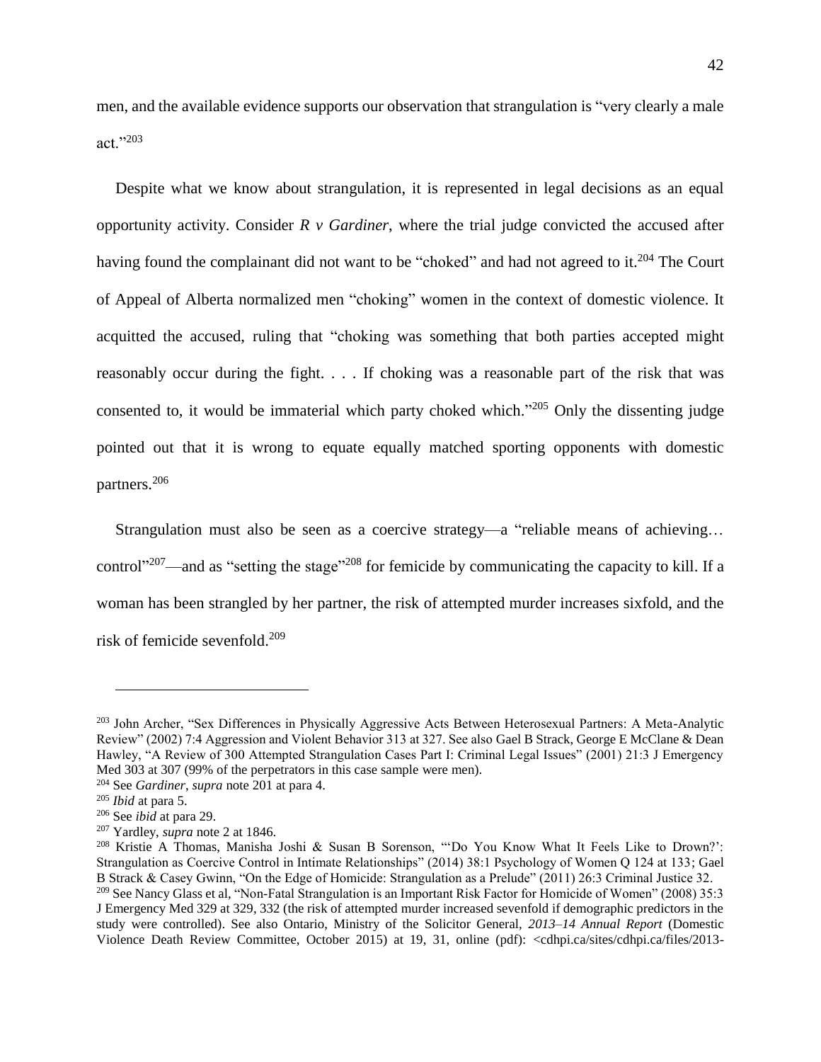men, and the available evidence supports our observation that strangulation is "very clearly a male act."[203]

Despite what we know about strangulation, it is represented in legal decisions as an equal opportunity activity. Consider *R v Gardiner*, where the trial judge convicted the accused after having found the complainant did not want to be "choked" and had not agreed to it.[204] The Court of Appeal of Alberta normalized men "choking" women in the context of domestic violence. It acquitted the accused, ruling that "choking was something that both parties accepted might reasonably occur during the fight. . . . If choking was a reasonable part of the risk that was consented to, it would be immaterial which party choked which."[205] Only the dissenting judge pointed out that it is wrong to equate equally matched sporting opponents with domestic partners.[206]

Strangulation must also be seen as a coercive strategy—a "reliable means of achieving… control"[207]—and as "setting the stage"[208] for femicide by communicating the capacity to kill. If a woman has been strangled by her partner, the risk of attempted murder increases sixfold, and the risk of femicide sevenfold.[209]

---

[203] John Archer, "Sex Differences in Physically Aggressive Acts Between Heterosexual Partners: A Meta-Analytic Review" (2002) 7:4 Aggression and Violent Behavior 313 at 327. See also Gael B Strack, George E McClane & Dean Hawley, "A Review of 300 Attempted Strangulation Cases Part I: Criminal Legal Issues" (2001) 21:3 J Emergency Med 303 at 307 (99% of the perpetrators in this case sample were men).

[204] See *Gardiner*, *supra* note 201 at para 4.

[205] *Ibid* at para 5.

[206] See *ibid* at para 29.

[207] Yardley, *supra* note 2 at 1846.

[208] Kristie A Thomas, Manisha Joshi & Susan B Sorenson, "'Do You Know What It Feels Like to Drown?': Strangulation as Coercive Control in Intimate Relationships" (2014) 38:1 Psychology of Women Q 124 at 133; Gael B Strack & Casey Gwinn, "On the Edge of Homicide: Strangulation as a Prelude" (2011) 26:3 Criminal Justice 32.

[209] See Nancy Glass et al, "Non-Fatal Strangulation is an Important Risk Factor for Homicide of Women" (2008) 35:3 J Emergency Med 329 at 329, 332 (the risk of attempted murder increased sevenfold if demographic predictors in the study were controlled). See also Ontario, Ministry of the Solicitor General, *2013–14 Annual Report* (Domestic Violence Death Review Committee, October 2015) at 19, 31, online (pdf): <cdhpi.ca/sites/cdhpi.ca/files/2013-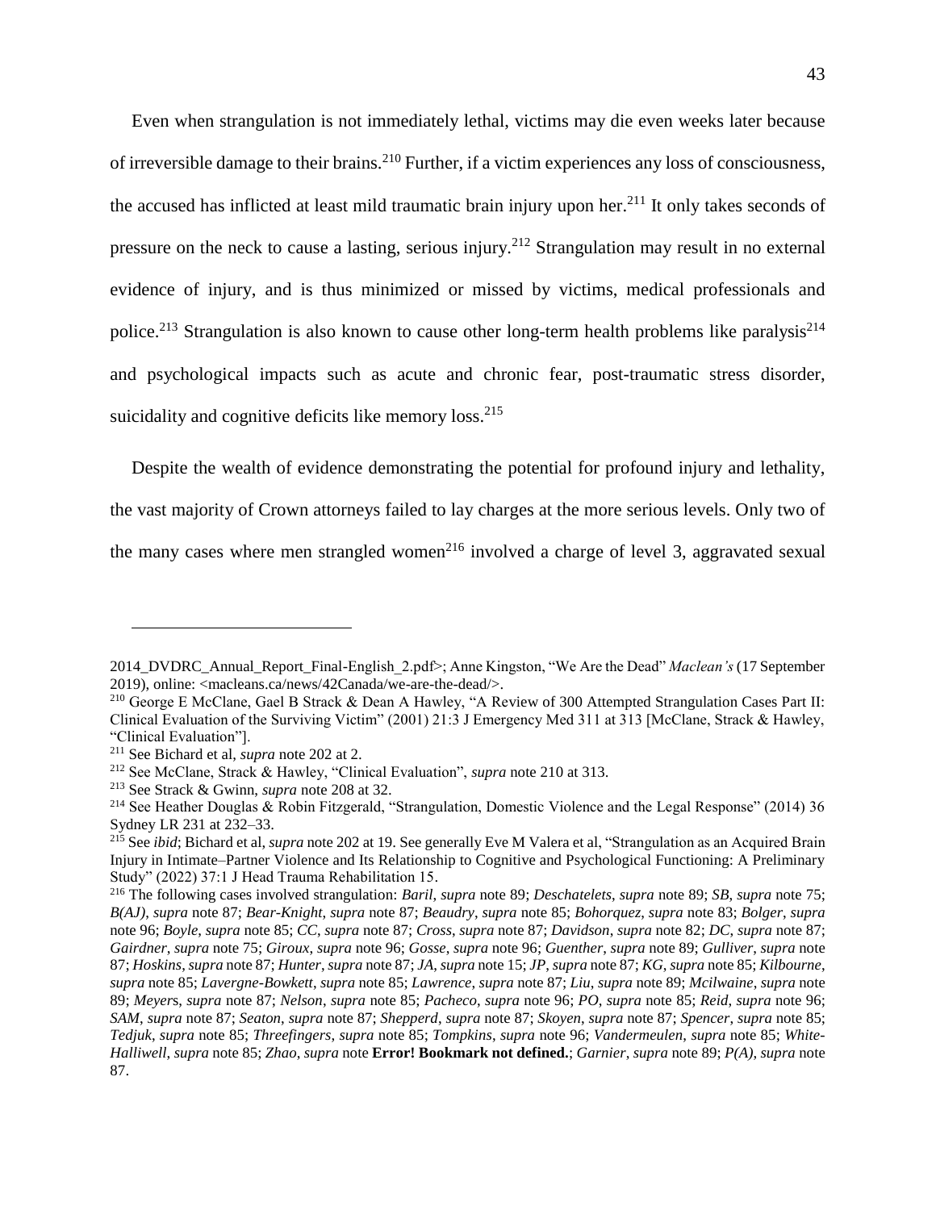Even when strangulation is not immediately lethal, victims may die even weeks later because of irreversible damage to their brains.[210] Further, if a victim experiences any loss of consciousness, the accused has inflicted at least mild traumatic brain injury upon her.[211] It only takes seconds of pressure on the neck to cause a lasting, serious injury.[212] Strangulation may result in no external evidence of injury, and is thus minimized or missed by victims, medical professionals and police.[213] Strangulation is also known to cause other long-term health problems like paralysis[214] and psychological impacts such as acute and chronic fear, post-traumatic stress disorder, suicidality and cognitive deficits like memory loss.[215]

Despite the wealth of evidence demonstrating the potential for profound injury and lethality, the vast majority of Crown attorneys failed to lay charges at the more serious levels. Only two of the many cases where men strangled women[216] involved a charge of level 3, aggravated sexual

---

2014_DVDRC_Annual_Report_Final-English_2.pdf>; Anne Kingston, "We Are the Dead" *Maclean's* (17 September 2019), online: <macleans.ca/news/42Canada/we-are-the-dead/>.

[210] George E McClane, Gael B Strack & Dean A Hawley, "A Review of 300 Attempted Strangulation Cases Part II: Clinical Evaluation of the Surviving Victim" (2001) 21:3 J Emergency Med 311 at 313 [McClane, Strack & Hawley, "Clinical Evaluation"].

[211] See Bichard et al, *supra* note 202 at 2.

[212] See McClane, Strack & Hawley, "Clinical Evaluation", *supra* note 210 at 313.

[213] See Strack & Gwinn, *supra* note 208 at 32.

[214] See Heather Douglas & Robin Fitzgerald, "Strangulation, Domestic Violence and the Legal Response" (2014) 36 Sydney LR 231 at 232–33.

[215] See *ibid*; Bichard et al, *supra* note 202 at 19. See generally Eve M Valera et al, "Strangulation as an Acquired Brain Injury in Intimate–Partner Violence and Its Relationship to Cognitive and Psychological Functioning: A Preliminary Study" (2022) 37:1 J Head Trauma Rehabilitation 15.

[216] The following cases involved strangulation: *Baril*, *supra* note 89; *Deschatelets*, *supra* note 89; *SB*, *supra* note 75; *B(AJ)*, *supra* note 87; *Bear-Knight*, *supra* note 87; *Beaudry*, *supra* note 85; *Bohorquez*, *supra* note 83; *Bolger*, *supra* note 96; *Boyle*, *supra* note 85; *CC*, *supra* note 87; *Cross*, *supra* note 87; *Davidson*, *supra* note 82; *DC*, *supra* note 87; *Gairdner*, *supra* note 75; *Giroux*, *supra* note 96; *Gosse*, *supra* note 96; *Guenther*, *supra* note 89; *Gulliver*, *supra* note 87; *Hoskins*, *supra* note 87; *Hunter*, *supra* note 87; *JA*, *supra* note 15; *JP*, *supra* note 87; *KG*, *supra* note 85; *Kilbourne*, *supra* note 85; *Lavergne-Bowkett*, *supra* note 85; *Lawrence*, *supra* note 87; *Liu*, *supra* note 89; *Mcilwaine*, *supra* note 89; *Meyers*, *supra* note 87; *Nelson*, *supra* note 85; *Pacheco*, *supra* note 96; *PO*, *supra* note 85; *Reid*, *supra* note 96; *SAM*, *supra* note 87; *Seaton*, *supra* note 87; *Shepperd*, *supra* note 87; *Skoyen*, *supra* note 87; *Spencer*, *supra* note 85; *Tedjuk*, *supra* note 85; *Threefingers*, *supra* note 85; *Tompkins*, *supra* note 96; *Vandermeulen*, *supra* note 85; *White-Halliwell*, *supra* note 85; *Zhao*, *supra* note **Error! Bookmark not defined.**; *Garnier*, *supra* note 89; *P(A)*, *supra* note 87.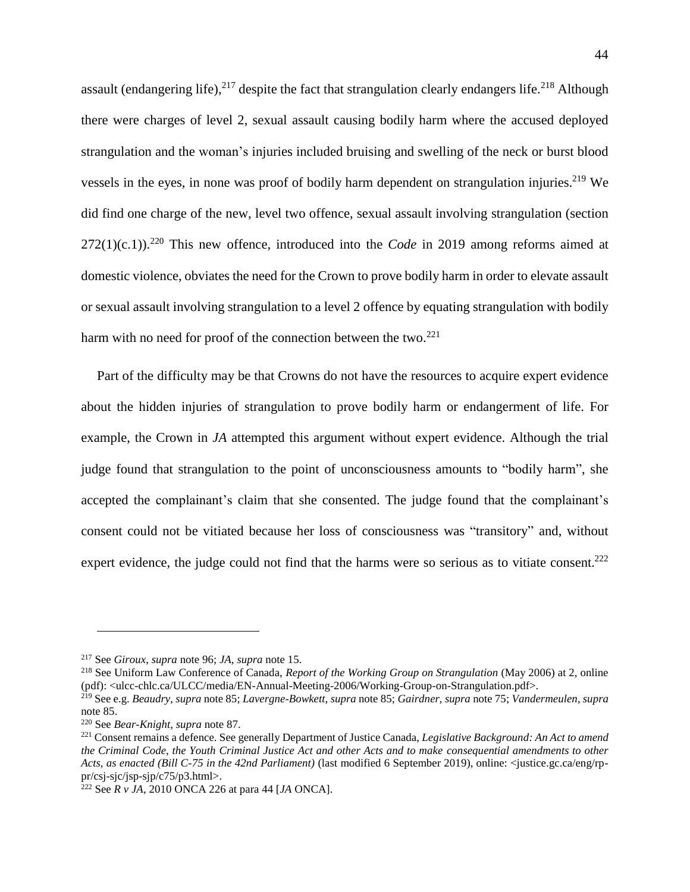assault (endangering life),[217] despite the fact that strangulation clearly endangers life.[218] Although there were charges of level 2, sexual assault causing bodily harm where the accused deployed strangulation and the woman's injuries included bruising and swelling of the neck or burst blood vessels in the eyes, in none was proof of bodily harm dependent on strangulation injuries.[219] We did find one charge of the new, level two offence, sexual assault involving strangulation (section 272(1)(c.1)).[220] This new offence, introduced into the *Code* in 2019 among reforms aimed at domestic violence, obviates the need for the Crown to prove bodily harm in order to elevate assault or sexual assault involving strangulation to a level 2 offence by equating strangulation with bodily harm with no need for proof of the connection between the two.[221]

Part of the difficulty may be that Crowns do not have the resources to acquire expert evidence about the hidden injuries of strangulation to prove bodily harm or endangerment of life. For example, the Crown in *JA* attempted this argument without expert evidence. Although the trial judge found that strangulation to the point of unconsciousness amounts to "bodily harm", she accepted the complainant's claim that she consented. The judge found that the complainant's consent could not be vitiated because her loss of consciousness was "transitory" and, without expert evidence, the judge could not find that the harms were so serious as to vitiate consent.[222]

---

[217] See *Giroux*, *supra* note 96; *JA*, *supra* note 15.

[218] See Uniform Law Conference of Canada, *Report of the Working Group on Strangulation* (May 2006) at 2, online (pdf): <ulcc-chlc.ca/ULCC/media/EN-Annual-Meeting-2006/Working-Group-on-Strangulation.pdf>.

[219] See e.g. *Beaudry*, *supra* note 85; *Lavergne-Bowkett*, *supra* note 85; *Gairdner*, *supra* note 75; *Vandermeulen*, *supra* note 85.

[220] See *Bear-Knight*, *supra* note 87.

[221] Consent remains a defence. See generally Department of Justice Canada, *Legislative Background: An Act to amend the Criminal Code, the Youth Criminal Justice Act and other Acts and to make consequential amendments to other Acts, as enacted (Bill C-75 in the 42nd Parliament)* (last modified 6 September 2019), online: <justice.gc.ca/eng/rp-pr/csj-sjc/jsp-sjp/c75/p3.html>.

[222] See *R v JA*, 2010 ONCA 226 at para 44 [*JA* ONCA].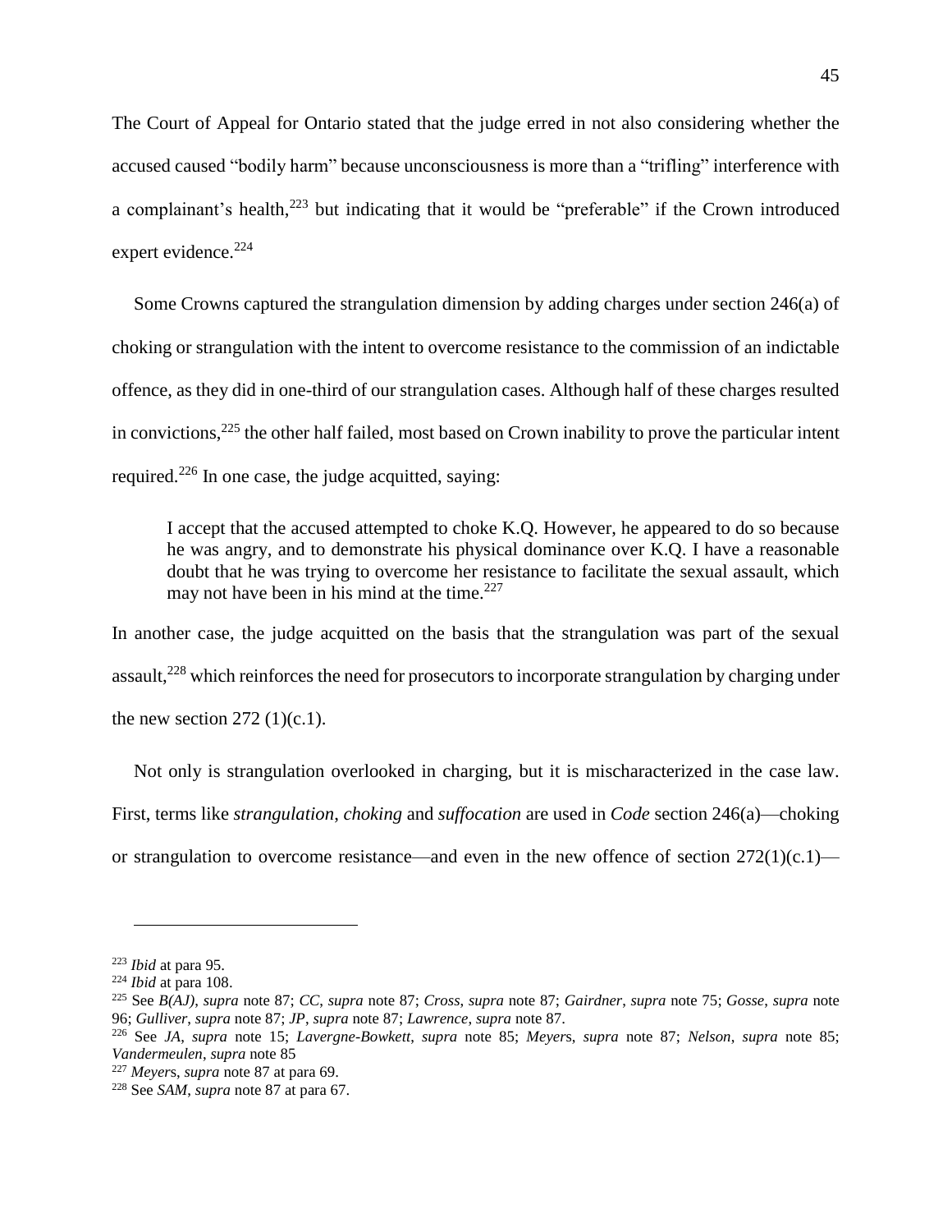The Court of Appeal for Ontario stated that the judge erred in not also considering whether the accused caused "bodily harm" because unconsciousness is more than a "trifling" interference with a complainant's health,[223] but indicating that it would be "preferable" if the Crown introduced expert evidence.[224]

Some Crowns captured the strangulation dimension by adding charges under section 246(a) of choking or strangulation with the intent to overcome resistance to the commission of an indictable offence, as they did in one-third of our strangulation cases. Although half of these charges resulted in convictions,[225] the other half failed, most based on Crown inability to prove the particular intent required.[226] In one case, the judge acquitted, saying:

> I accept that the accused attempted to choke K.Q. However, he appeared to do so because he was angry, and to demonstrate his physical dominance over K.Q. I have a reasonable doubt that he was trying to overcome her resistance to facilitate the sexual assault, which may not have been in his mind at the time.[227]

In another case, the judge acquitted on the basis that the strangulation was part of the sexual assault,[228] which reinforces the need for prosecutors to incorporate strangulation by charging under the new section 272 (1)(c.1).

Not only is strangulation overlooked in charging, but it is mischaracterized in the case law. First, terms like *strangulation*, *choking* and *suffocation* are used in *Code* section 246(a)—choking or strangulation to overcome resistance—and even in the new offence of section 272(1)(c.1)—

---

[223] *Ibid* at para 95.

[224] *Ibid* at para 108.

[225] See *B(AJ)*, *supra* note 87; *CC*, *supra* note 87; *Cross*, *supra* note 87; *Gairdner*, *supra* note 75; *Gosse*, *supra* note 96; *Gulliver*, *supra* note 87; *JP*, *supra* note 87; *Lawrence*, *supra* note 87.

[226] See *JA*, *supra* note 15; *Lavergne-Bowkett*, *supra* note 85; *Meyers*, *supra* note 87; *Nelson*, *supra* note 85; *Vandermeulen*, *supra* note 85

[227] *Meyers*, *supra* note 87 at para 69.

[228] See *SAM*, *supra* note 87 at para 67.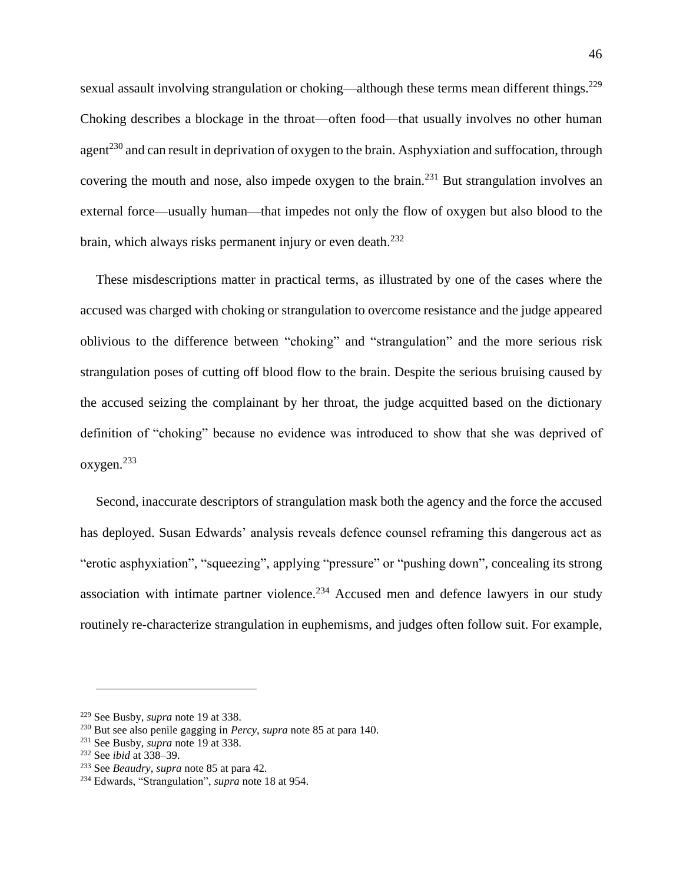sexual assault involving strangulation or choking—although these terms mean different things.[229] Choking describes a blockage in the throat—often food—that usually involves no other human agent[230] and can result in deprivation of oxygen to the brain. Asphyxiation and suffocation, through covering the mouth and nose, also impede oxygen to the brain.[231] But strangulation involves an external force—usually human—that impedes not only the flow of oxygen but also blood to the brain, which always risks permanent injury or even death.[232]

These misdescriptions matter in practical terms, as illustrated by one of the cases where the accused was charged with choking or strangulation to overcome resistance and the judge appeared oblivious to the difference between "choking" and "strangulation" and the more serious risk strangulation poses of cutting off blood flow to the brain. Despite the serious bruising caused by the accused seizing the complainant by her throat, the judge acquitted based on the dictionary definition of "choking" because no evidence was introduced to show that she was deprived of oxygen.[233]

Second, inaccurate descriptors of strangulation mask both the agency and the force the accused has deployed. Susan Edwards' analysis reveals defence counsel reframing this dangerous act as "erotic asphyxiation", "squeezing", applying "pressure" or "pushing down", concealing its strong association with intimate partner violence.[234] Accused men and defence lawyers in our study routinely re-characterize strangulation in euphemisms, and judges often follow suit. For example,

---

[229] See Busby, *supra* note 19 at 338.

[230] But see also penile gagging in *Percy*, *supra* note 85 at para 140.

[231] See Busby, *supra* note 19 at 338.

[232] See *ibid* at 338–39.

[233] See *Beaudry*, *supra* note 85 at para 42.

[234] Edwards, "Strangulation", *supra* note 18 at 954.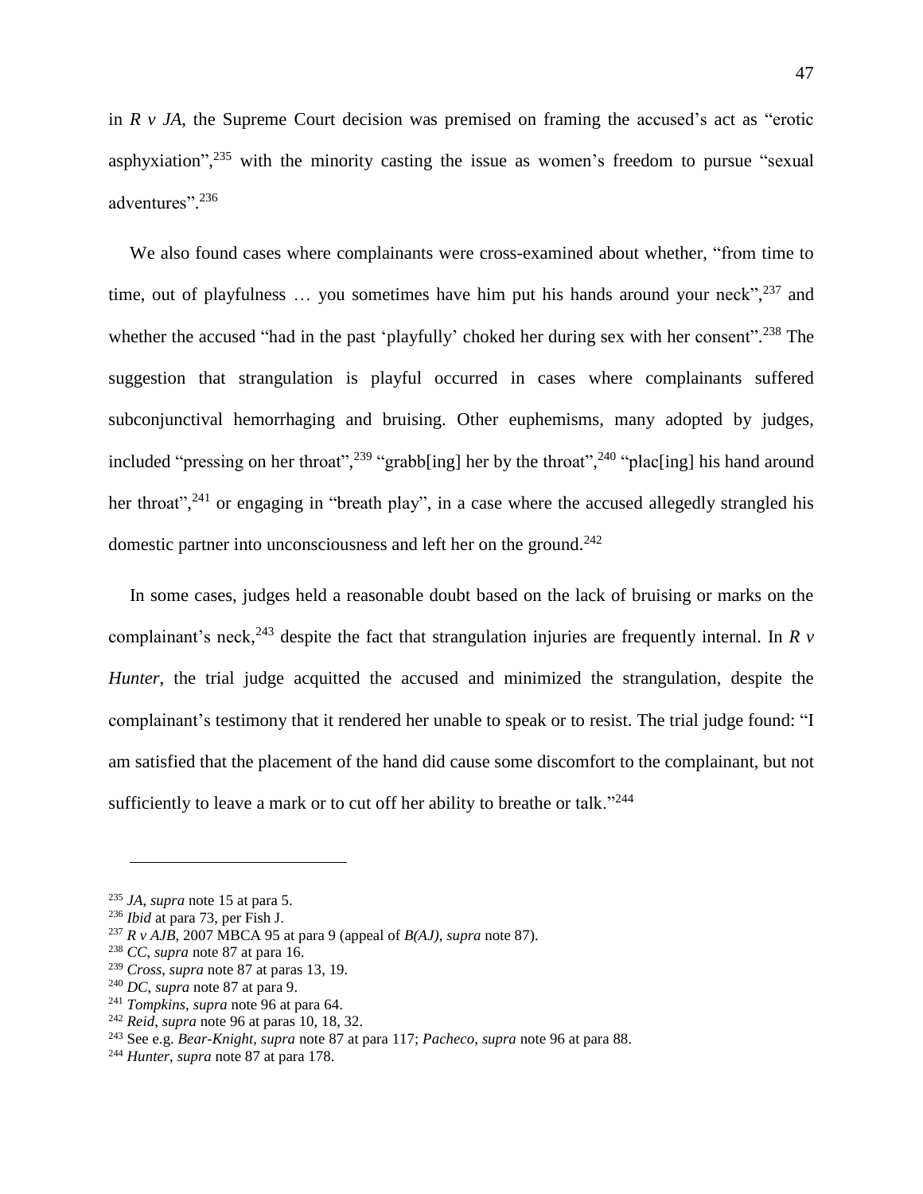in *R v JA*, the Supreme Court decision was premised on framing the accused's act as "erotic asphyxiation",[235] with the minority casting the issue as women's freedom to pursue "sexual adventures".[236]

We also found cases where complainants were cross-examined about whether, "from time to time, out of playfulness … you sometimes have him put his hands around your neck",[237] and whether the accused "had in the past 'playfully' choked her during sex with her consent".[238] The suggestion that strangulation is playful occurred in cases where complainants suffered subconjunctival hemorrhaging and bruising. Other euphemisms, many adopted by judges, included "pressing on her throat",[239] "grabb[ing] her by the throat",[240] "plac[ing] his hand around her throat",[241] or engaging in "breath play", in a case where the accused allegedly strangled his domestic partner into unconsciousness and left her on the ground.[242]

In some cases, judges held a reasonable doubt based on the lack of bruising or marks on the complainant's neck,[243] despite the fact that strangulation injuries are frequently internal. In *R v Hunter*, the trial judge acquitted the accused and minimized the strangulation, despite the complainant's testimony that it rendered her unable to speak or to resist. The trial judge found: "I am satisfied that the placement of the hand did cause some discomfort to the complainant, but not sufficiently to leave a mark or to cut off her ability to breathe or talk."[244]

---

[235] *JA*, *supra* note 15 at para 5.

[236] *Ibid* at para 73, per Fish J.

[237] *R v AJB*, 2007 MBCA 95 at para 9 (appeal of *B(AJ)*, *supra* note 87).

[238] *CC*, *supra* note 87 at para 16.

[239] *Cross*, *supra* note 87 at paras 13, 19.

[240] *DC*, *supra* note 87 at para 9.

[241] *Tompkins*, *supra* note 96 at para 64.

[242] *Reid*, *supra* note 96 at paras 10, 18, 32.

[243] See e.g. *Bear-Knight*, *supra* note 87 at para 117; *Pacheco*, *supra* note 96 at para 88.

[244] *Hunter*, *supra* note 87 at para 178.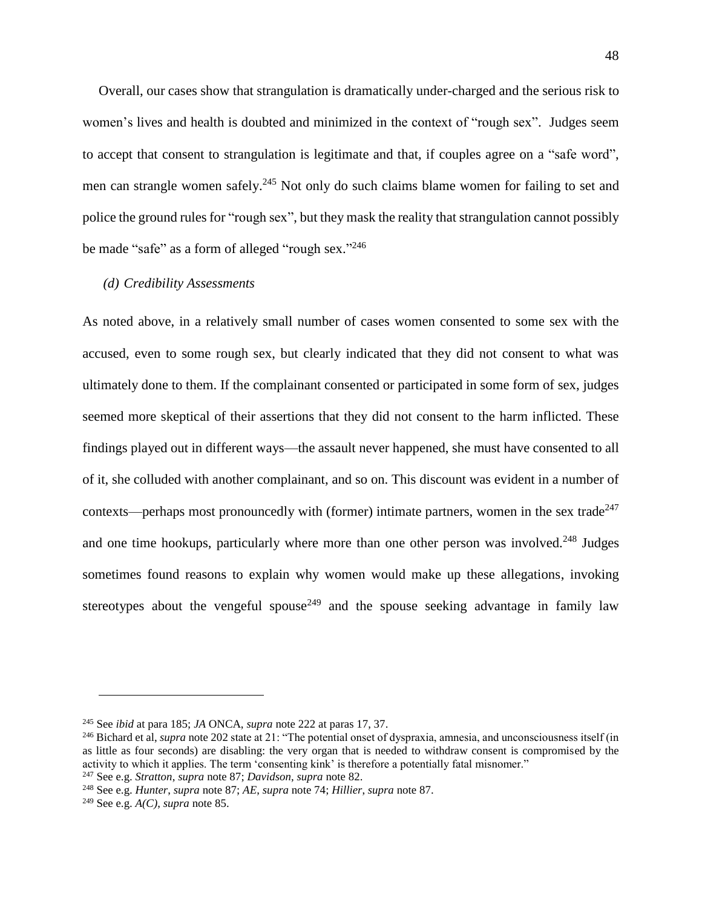Overall, our cases show that strangulation is dramatically under-charged and the serious risk to women's lives and health is doubted and minimized in the context of "rough sex". Judges seem to accept that consent to strangulation is legitimate and that, if couples agree on a "safe word", men can strangle women safely.[245] Not only do such claims blame women for failing to set and police the ground rules for "rough sex", but they mask the reality that strangulation cannot possibly be made "safe" as a form of alleged "rough sex."[246]

*(d) Credibility Assessments*

As noted above, in a relatively small number of cases women consented to some sex with the accused, even to some rough sex, but clearly indicated that they did not consent to what was ultimately done to them. If the complainant consented or participated in some form of sex, judges seemed more skeptical of their assertions that they did not consent to the harm inflicted. These findings played out in different ways—the assault never happened, she must have consented to all of it, she colluded with another complainant, and so on. This discount was evident in a number of contexts—perhaps most pronouncedly with (former) intimate partners, women in the sex trade[247] and one time hookups, particularly where more than one other person was involved.[248] Judges sometimes found reasons to explain why women would make up these allegations, invoking stereotypes about the vengeful spouse[249] and the spouse seeking advantage in family law

---

[245] See *ibid* at para 185; *JA* ONCA, *supra* note 222 at paras 17, 37.

[246] Bichard et al, *supra* note 202 state at 21: "The potential onset of dyspraxia, amnesia, and unconsciousness itself (in as little as four seconds) are disabling: the very organ that is needed to withdraw consent is compromised by the activity to which it applies. The term 'consenting kink' is therefore a potentially fatal misnomer."

[247] See e.g. *Stratton*, *supra* note 87; *Davidson*, *supra* note 82.

[248] See e.g. *Hunter*, *supra* note 87; *AE*, *supra* note 74; *Hillier*, *supra* note 87.

[249] See e.g. *A(C)*, *supra* note 85.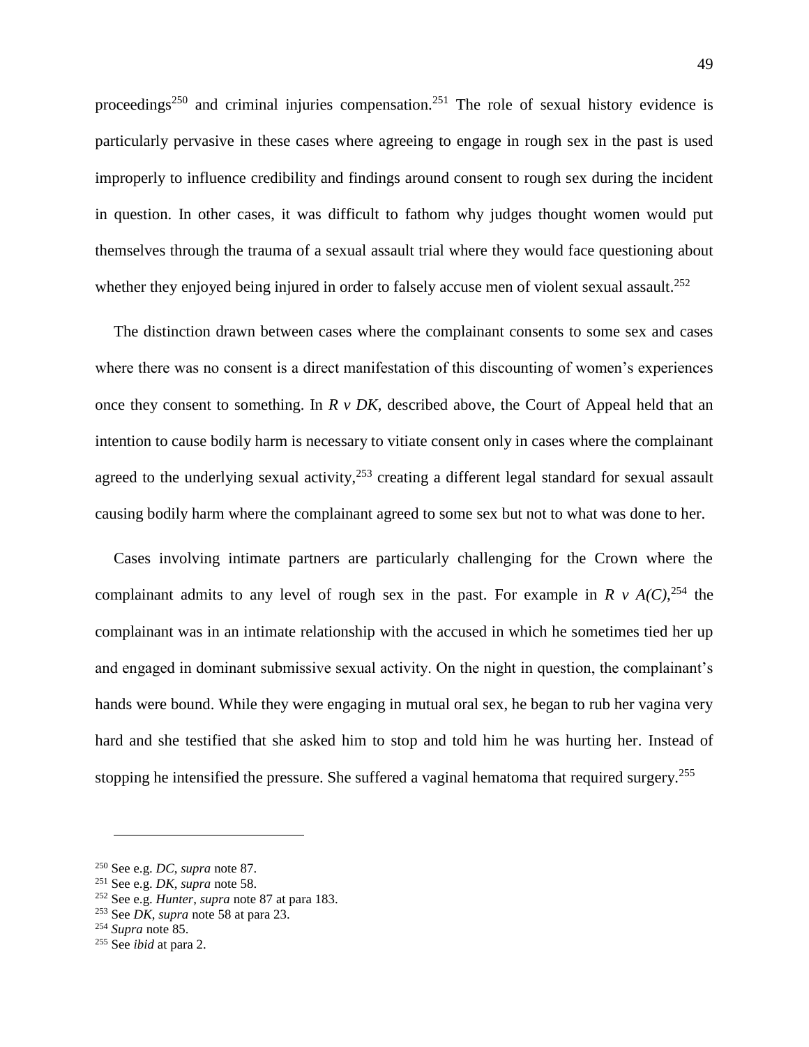proceedings[250] and criminal injuries compensation.[251] The role of sexual history evidence is particularly pervasive in these cases where agreeing to engage in rough sex in the past is used improperly to influence credibility and findings around consent to rough sex during the incident in question. In other cases, it was difficult to fathom why judges thought women would put themselves through the trauma of a sexual assault trial where they would face questioning about whether they enjoyed being injured in order to falsely accuse men of violent sexual assault.[252]

The distinction drawn between cases where the complainant consents to some sex and cases where there was no consent is a direct manifestation of this discounting of women's experiences once they consent to something. In *R v DK*, described above, the Court of Appeal held that an intention to cause bodily harm is necessary to vitiate consent only in cases where the complainant agreed to the underlying sexual activity,[253] creating a different legal standard for sexual assault causing bodily harm where the complainant agreed to some sex but not to what was done to her.

Cases involving intimate partners are particularly challenging for the Crown where the complainant admits to any level of rough sex in the past. For example in *R v A(C)*,[254] the complainant was in an intimate relationship with the accused in which he sometimes tied her up and engaged in dominant submissive sexual activity. On the night in question, the complainant's hands were bound. While they were engaging in mutual oral sex, he began to rub her vagina very hard and she testified that she asked him to stop and told him he was hurting her. Instead of stopping he intensified the pressure. She suffered a vaginal hematoma that required surgery.[255]

---

[250] See e.g. *DC*, *supra* note 87.

[251] See e.g. *DK*, *supra* note 58.

[252] See e.g. *Hunter*, *supra* note 87 at para 183.

[253] See *DK*, *supra* note 58 at para 23.

[254] *Supra* note 85.

[255] See *ibid* at para 2.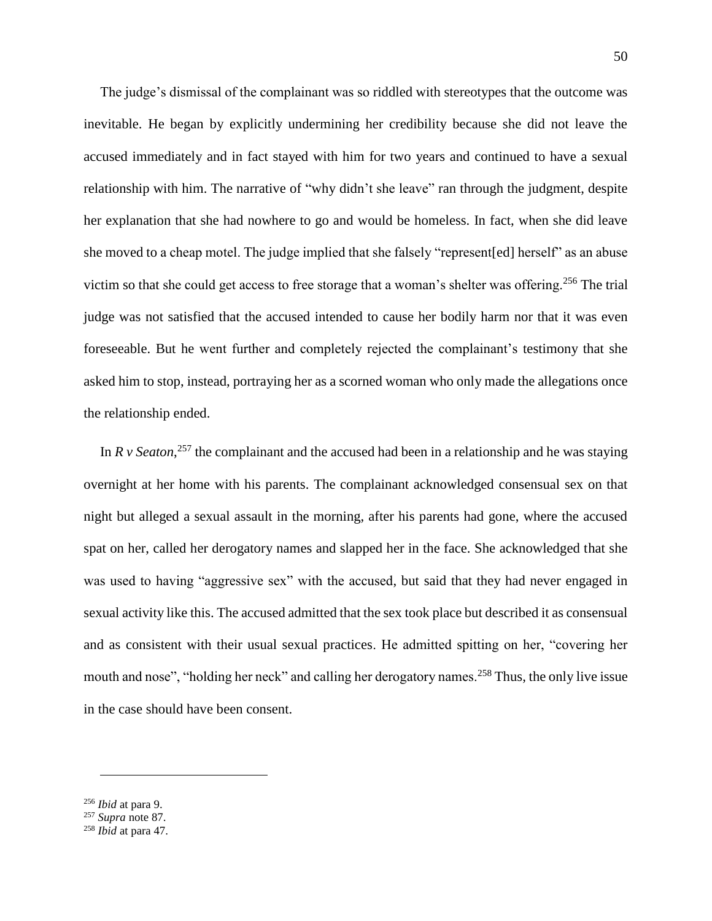The judge's dismissal of the complainant was so riddled with stereotypes that the outcome was inevitable. He began by explicitly undermining her credibility because she did not leave the accused immediately and in fact stayed with him for two years and continued to have a sexual relationship with him. The narrative of "why didn't she leave" ran through the judgment, despite her explanation that she had nowhere to go and would be homeless. In fact, when she did leave she moved to a cheap motel. The judge implied that she falsely "represent[ed] herself" as an abuse victim so that she could get access to free storage that a woman's shelter was offering.[256] The trial judge was not satisfied that the accused intended to cause her bodily harm nor that it was even foreseeable. But he went further and completely rejected the complainant's testimony that she asked him to stop, instead, portraying her as a scorned woman who only made the allegations once the relationship ended.

In *R v Seaton*,[257] the complainant and the accused had been in a relationship and he was staying overnight at her home with his parents. The complainant acknowledged consensual sex on that night but alleged a sexual assault in the morning, after his parents had gone, where the accused spat on her, called her derogatory names and slapped her in the face. She acknowledged that she was used to having "aggressive sex" with the accused, but said that they had never engaged in sexual activity like this. The accused admitted that the sex took place but described it as consensual and as consistent with their usual sexual practices. He admitted spitting on her, "covering her mouth and nose", "holding her neck" and calling her derogatory names.[258] Thus, the only live issue in the case should have been consent.

---

[256] *Ibid* at para 9.
[257] *Supra* note 87.
[258] *Ibid* at para 47.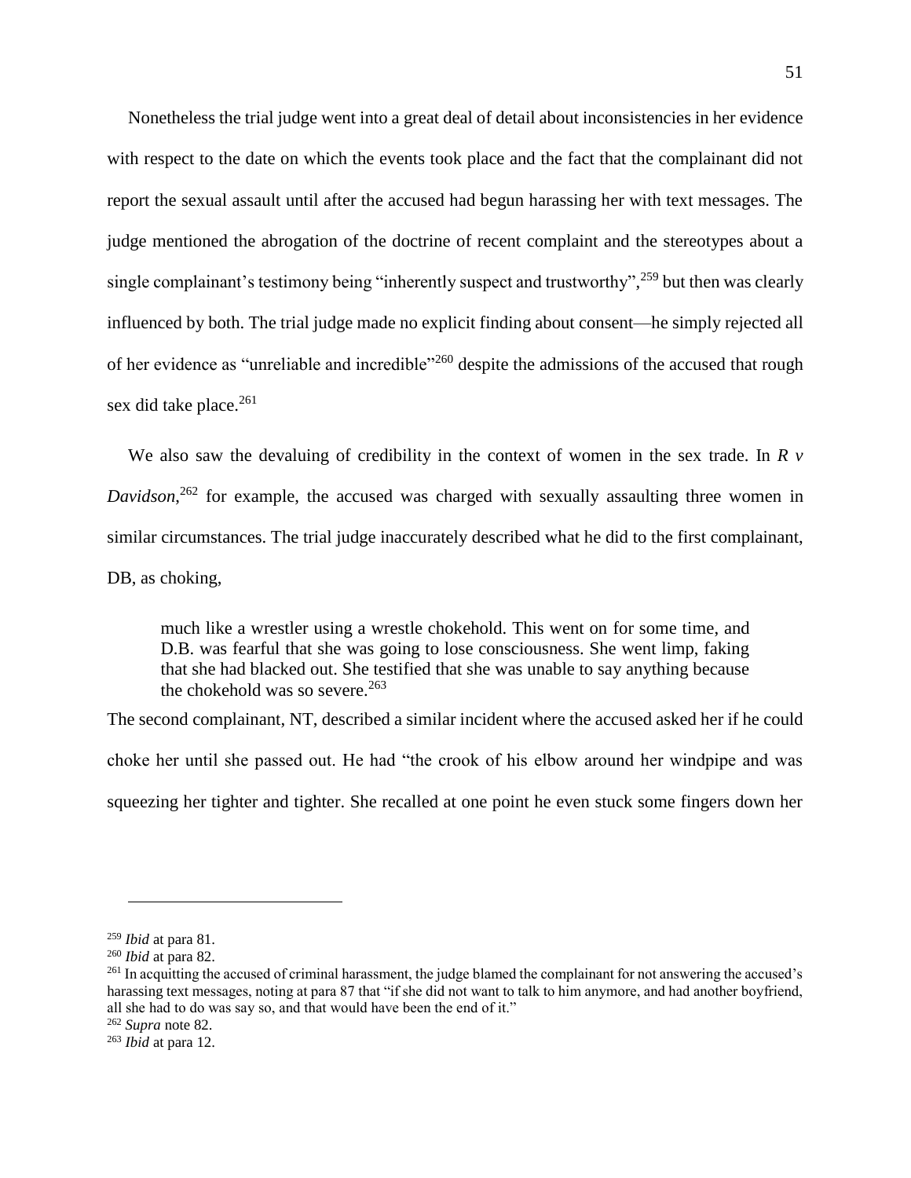Nonetheless the trial judge went into a great deal of detail about inconsistencies in her evidence with respect to the date on which the events took place and the fact that the complainant did not report the sexual assault until after the accused had begun harassing her with text messages. The judge mentioned the abrogation of the doctrine of recent complaint and the stereotypes about a single complainant's testimony being "inherently suspect and trustworthy",[259] but then was clearly influenced by both. The trial judge made no explicit finding about consent—he simply rejected all of her evidence as "unreliable and incredible"[260] despite the admissions of the accused that rough sex did take place.[261]

We also saw the devaluing of credibility in the context of women in the sex trade. In *R v Davidson*,[262] for example, the accused was charged with sexually assaulting three women in similar circumstances. The trial judge inaccurately described what he did to the first complainant, DB, as choking,

> much like a wrestler using a wrestle chokehold. This went on for some time, and D.B. was fearful that she was going to lose consciousness. She went limp, faking that she had blacked out. She testified that she was unable to say anything because the chokehold was so severe.[263]

The second complainant, NT, described a similar incident where the accused asked her if he could choke her until she passed out. He had "the crook of his elbow around her windpipe and was squeezing her tighter and tighter. She recalled at one point he even stuck some fingers down her

---

[259] *Ibid* at para 81.

[260] *Ibid* at para 82.

[261] In acquitting the accused of criminal harassment, the judge blamed the complainant for not answering the accused's harassing text messages, noting at para 87 that "if she did not want to talk to him anymore, and had another boyfriend, all she had to do was say so, and that would have been the end of it."

[262] *Supra* note 82.

[263] *Ibid* at para 12.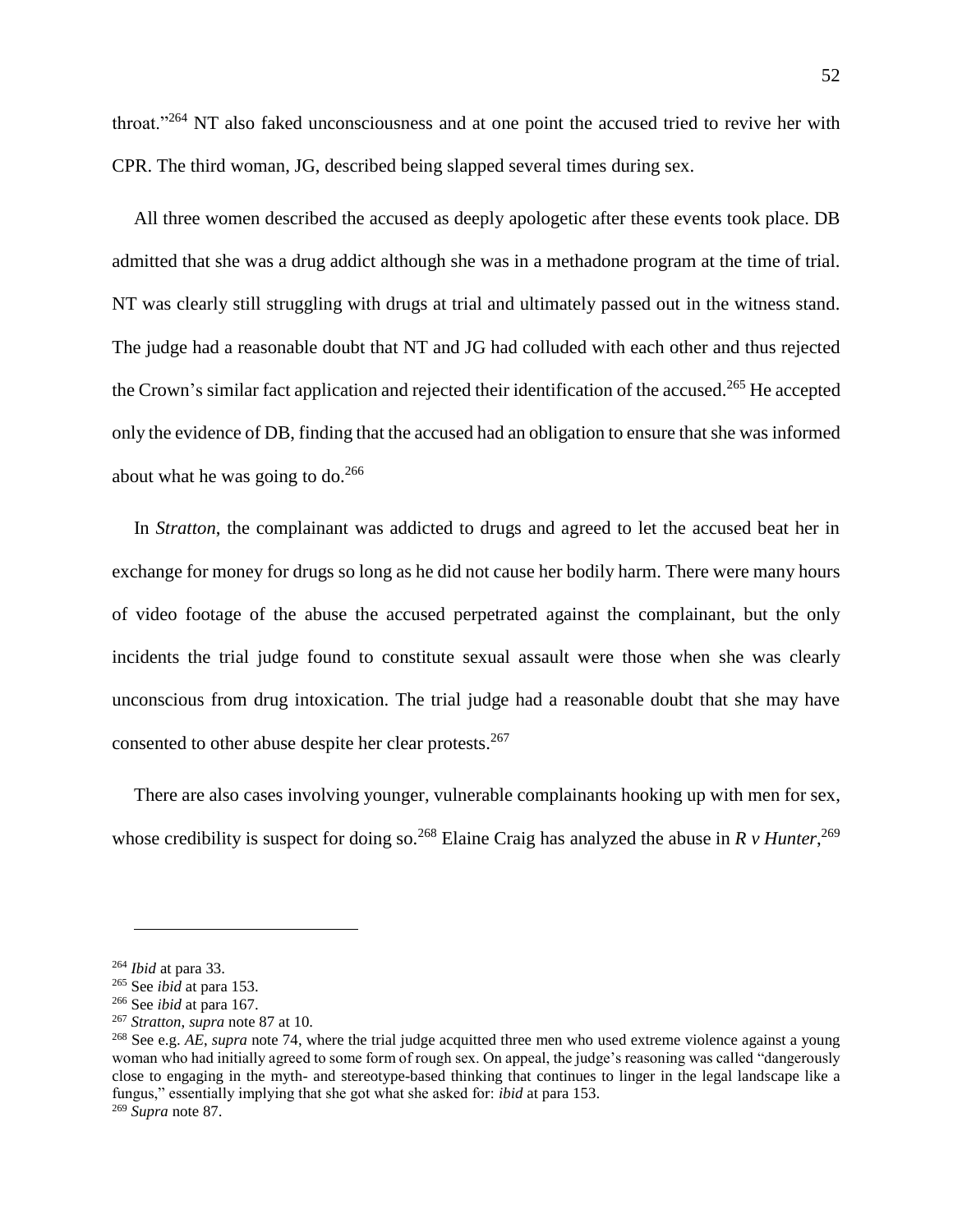throat."[264] NT also faked unconsciousness and at one point the accused tried to revive her with CPR. The third woman, JG, described being slapped several times during sex.

All three women described the accused as deeply apologetic after these events took place. DB admitted that she was a drug addict although she was in a methadone program at the time of trial. NT was clearly still struggling with drugs at trial and ultimately passed out in the witness stand. The judge had a reasonable doubt that NT and JG had colluded with each other and thus rejected the Crown's similar fact application and rejected their identification of the accused.[265] He accepted only the evidence of DB, finding that the accused had an obligation to ensure that she was informed about what he was going to do.[266]

In *Stratton*, the complainant was addicted to drugs and agreed to let the accused beat her in exchange for money for drugs so long as he did not cause her bodily harm. There were many hours of video footage of the abuse the accused perpetrated against the complainant, but the only incidents the trial judge found to constitute sexual assault were those when she was clearly unconscious from drug intoxication. The trial judge had a reasonable doubt that she may have consented to other abuse despite her clear protests.[267]

There are also cases involving younger, vulnerable complainants hooking up with men for sex, whose credibility is suspect for doing so.[268] Elaine Craig has analyzed the abuse in *R v Hunter*,[269]

---

[264] *Ibid* at para 33.

[265] See *ibid* at para 153.

[266] See *ibid* at para 167.

[267] *Stratton*, *supra* note 87 at 10.

[268] See e.g. *AE*, *supra* note 74, where the trial judge acquitted three men who used extreme violence against a young woman who had initially agreed to some form of rough sex. On appeal, the judge's reasoning was called "dangerously close to engaging in the myth- and stereotype-based thinking that continues to linger in the legal landscape like a fungus," essentially implying that she got what she asked for: *ibid* at para 153.

[269] *Supra* note 87.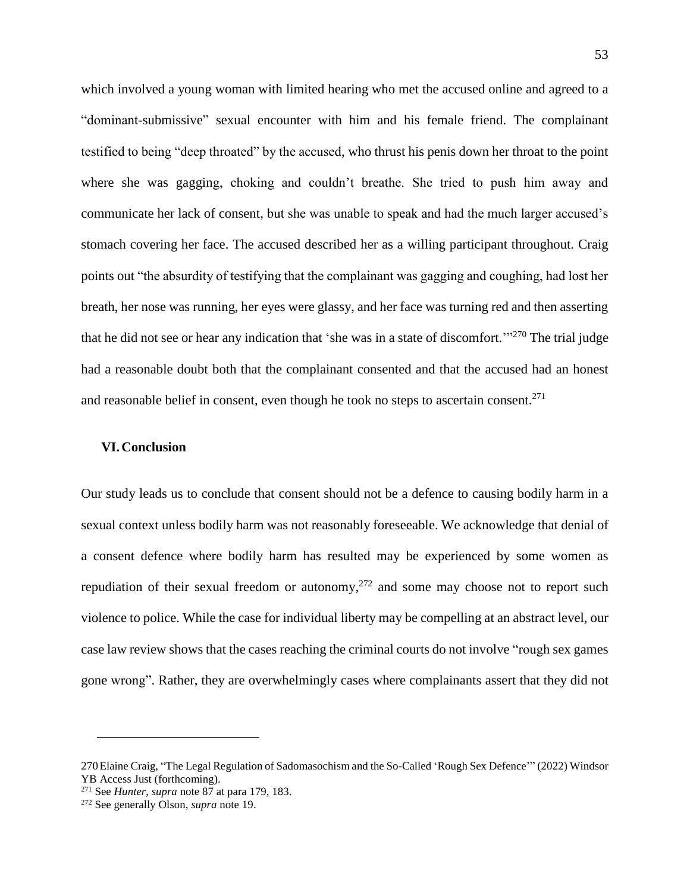which involved a young woman with limited hearing who met the accused online and agreed to a "dominant-submissive" sexual encounter with him and his female friend. The complainant testified to being "deep throated" by the accused, who thrust his penis down her throat to the point where she was gagging, choking and couldn't breathe. She tried to push him away and communicate her lack of consent, but she was unable to speak and had the much larger accused's stomach covering her face. The accused described her as a willing participant throughout. Craig points out "the absurdity of testifying that the complainant was gagging and coughing, had lost her breath, her nose was running, her eyes were glassy, and her face was turning red and then asserting that he did not see or hear any indication that 'she was in a state of discomfort.'"[270] The trial judge had a reasonable doubt both that the complainant consented and that the accused had an honest and reasonable belief in consent, even though he took no steps to ascertain consent.[271]

## VI. Conclusion

Our study leads us to conclude that consent should not be a defence to causing bodily harm in a sexual context unless bodily harm was not reasonably foreseeable. We acknowledge that denial of a consent defence where bodily harm has resulted may be experienced by some women as repudiation of their sexual freedom or autonomy,[272] and some may choose not to report such violence to police. While the case for individual liberty may be compelling at an abstract level, our case law review shows that the cases reaching the criminal courts do not involve "rough sex games gone wrong". Rather, they are overwhelmingly cases where complainants assert that they did not

---

270 Elaine Craig, "The Legal Regulation of Sadomasochism and the So-Called 'Rough Sex Defence'" (2022) Windsor YB Access Just (forthcoming).

271 See *Hunter*, *supra* note 87 at para 179, 183.

272 See generally Olson, *supra* note 19.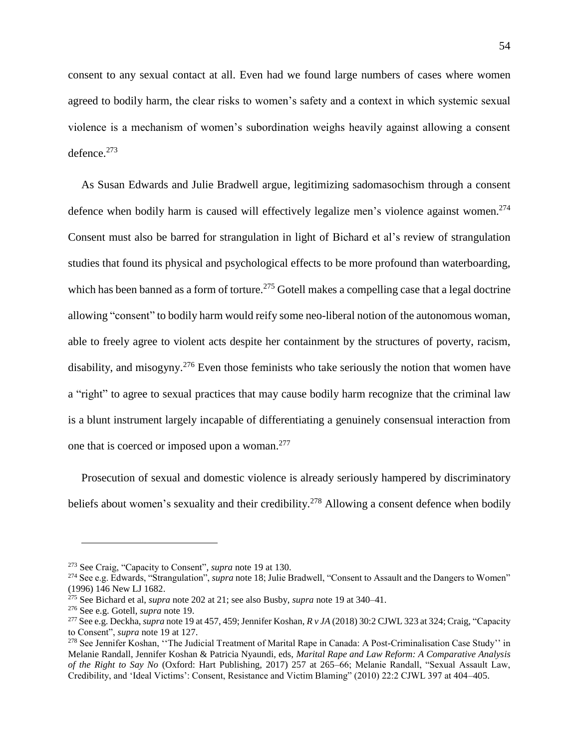consent to any sexual contact at all. Even had we found large numbers of cases where women agreed to bodily harm, the clear risks to women's safety and a context in which systemic sexual violence is a mechanism of women's subordination weighs heavily against allowing a consent defence.[273]

As Susan Edwards and Julie Bradwell argue, legitimizing sadomasochism through a consent defence when bodily harm is caused will effectively legalize men's violence against women.[274] Consent must also be barred for strangulation in light of Bichard et al's review of strangulation studies that found its physical and psychological effects to be more profound than waterboarding, which has been banned as a form of torture.[275] Gotell makes a compelling case that a legal doctrine allowing "consent" to bodily harm would reify some neo-liberal notion of the autonomous woman, able to freely agree to violent acts despite her containment by the structures of poverty, racism, disability, and misogyny.[276] Even those feminists who take seriously the notion that women have a "right" to agree to sexual practices that may cause bodily harm recognize that the criminal law is a blunt instrument largely incapable of differentiating a genuinely consensual interaction from one that is coerced or imposed upon a woman.[277]

Prosecution of sexual and domestic violence is already seriously hampered by discriminatory beliefs about women's sexuality and their credibility.[278] Allowing a consent defence when bodily

---

[273] See Craig, "Capacity to Consent", *supra* note 19 at 130.

[274] See e.g. Edwards, "Strangulation", *supra* note 18; Julie Bradwell, "Consent to Assault and the Dangers to Women" (1996) 146 New LJ 1682.

[275] See Bichard et al, *supra* note 202 at 21; see also Busby, *supra* note 19 at 340–41.

[276] See e.g. Gotell, *supra* note 19.

[277] See e.g. Deckha, *supra* note 19 at 457, 459; Jennifer Koshan, *R v JA* (2018) 30:2 CJWL 323 at 324; Craig, "Capacity to Consent", *supra* note 19 at 127.

[278] See Jennifer Koshan, ''The Judicial Treatment of Marital Rape in Canada: A Post-Criminalisation Case Study'' in Melanie Randall, Jennifer Koshan & Patricia Nyaundi, eds, *Marital Rape and Law Reform: A Comparative Analysis of the Right to Say No* (Oxford: Hart Publishing, 2017) 257 at 265–66; Melanie Randall, "Sexual Assault Law, Credibility, and 'Ideal Victims': Consent, Resistance and Victim Blaming" (2010) 22:2 CJWL 397 at 404–405.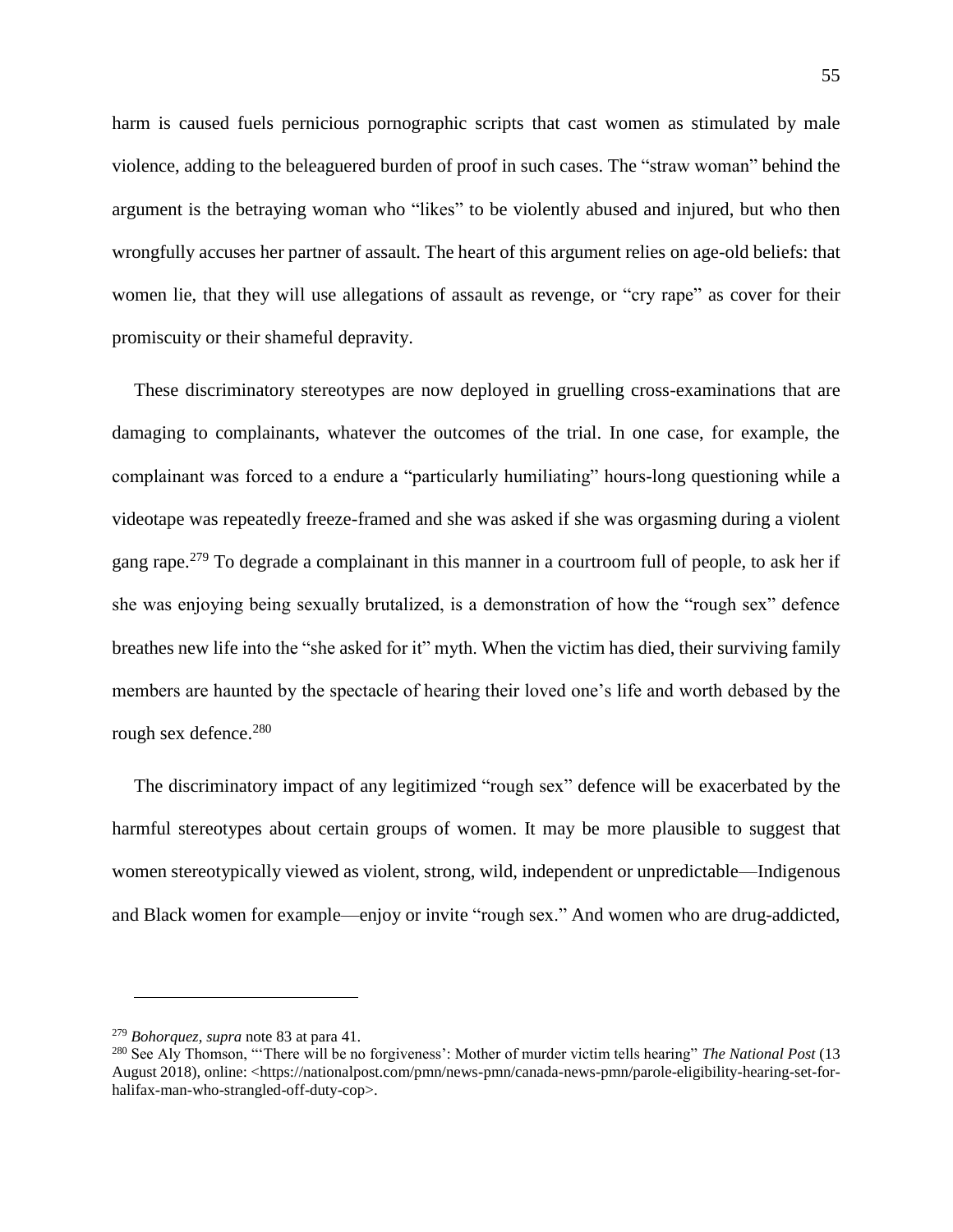harm is caused fuels pernicious pornographic scripts that cast women as stimulated by male violence, adding to the beleaguered burden of proof in such cases. The "straw woman" behind the argument is the betraying woman who "likes" to be violently abused and injured, but who then wrongfully accuses her partner of assault. The heart of this argument relies on age-old beliefs: that women lie, that they will use allegations of assault as revenge, or "cry rape" as cover for their promiscuity or their shameful depravity.

These discriminatory stereotypes are now deployed in gruelling cross-examinations that are damaging to complainants, whatever the outcomes of the trial. In one case, for example, the complainant was forced to a endure a "particularly humiliating" hours-long questioning while a videotape was repeatedly freeze-framed and she was asked if she was orgasming during a violent gang rape.[279] To degrade a complainant in this manner in a courtroom full of people, to ask her if she was enjoying being sexually brutalized, is a demonstration of how the "rough sex" defence breathes new life into the "she asked for it" myth. When the victim has died, their surviving family members are haunted by the spectacle of hearing their loved one's life and worth debased by the rough sex defence.[280]

The discriminatory impact of any legitimized "rough sex" defence will be exacerbated by the harmful stereotypes about certain groups of women. It may be more plausible to suggest that women stereotypically viewed as violent, strong, wild, independent or unpredictable—Indigenous and Black women for example—enjoy or invite "rough sex." And women who are drug-addicted,

---

[279] *Bohorquez*, *supra* note 83 at para 41.

[280] See Aly Thomson, "'There will be no forgiveness': Mother of murder victim tells hearing" *The National Post* (13 August 2018), online: <https://nationalpost.com/pmn/news-pmn/canada-news-pmn/parole-eligibility-hearing-set-for-halifax-man-who-strangled-off-duty-cop>.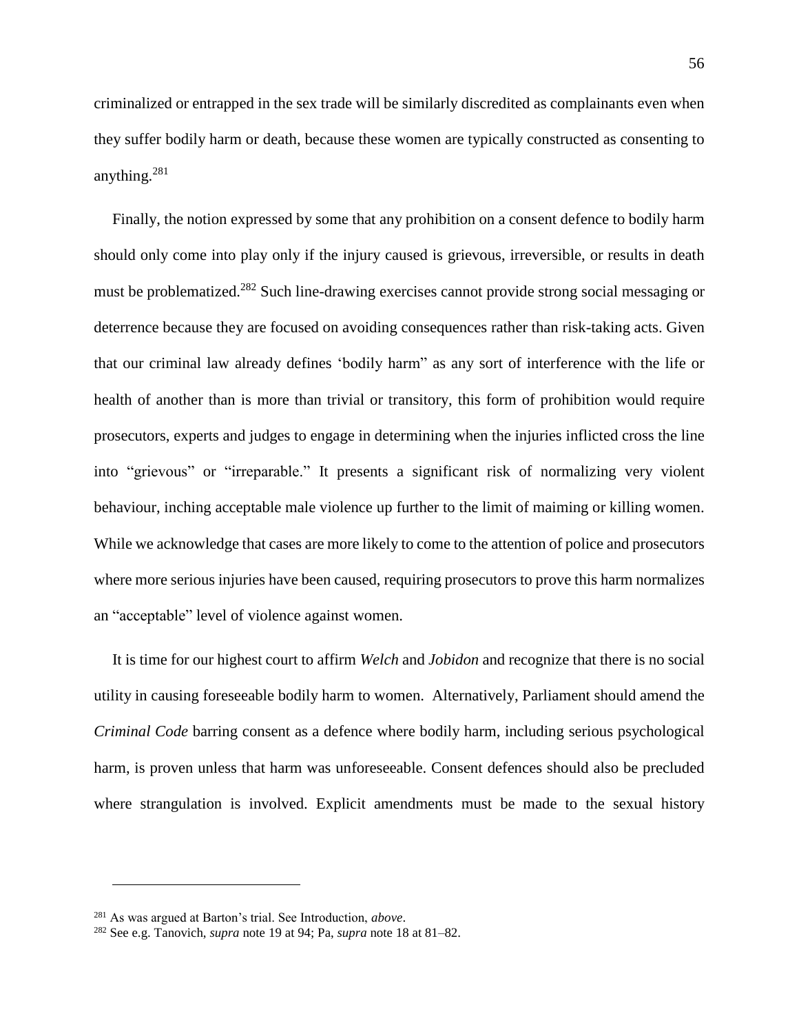criminalized or entrapped in the sex trade will be similarly discredited as complainants even when they suffer bodily harm or death, because these women are typically constructed as consenting to anything.[281]

Finally, the notion expressed by some that any prohibition on a consent defence to bodily harm should only come into play only if the injury caused is grievous, irreversible, or results in death must be problematized.[282] Such line-drawing exercises cannot provide strong social messaging or deterrence because they are focused on avoiding consequences rather than risk-taking acts. Given that our criminal law already defines 'bodily harm" as any sort of interference with the life or health of another than is more than trivial or transitory, this form of prohibition would require prosecutors, experts and judges to engage in determining when the injuries inflicted cross the line into "grievous" or "irreparable." It presents a significant risk of normalizing very violent behaviour, inching acceptable male violence up further to the limit of maiming or killing women. While we acknowledge that cases are more likely to come to the attention of police and prosecutors where more serious injuries have been caused, requiring prosecutors to prove this harm normalizes an "acceptable" level of violence against women.

It is time for our highest court to affirm *Welch* and *Jobidon* and recognize that there is no social utility in causing foreseeable bodily harm to women. Alternatively, Parliament should amend the *Criminal Code* barring consent as a defence where bodily harm, including serious psychological harm, is proven unless that harm was unforeseeable. Consent defences should also be precluded where strangulation is involved. Explicit amendments must be made to the sexual history

---

[281] As was argued at Barton's trial. See Introduction, *above*.

[282] See e.g. Tanovich, *supra* note 19 at 94; Pa, *supra* note 18 at 81–82.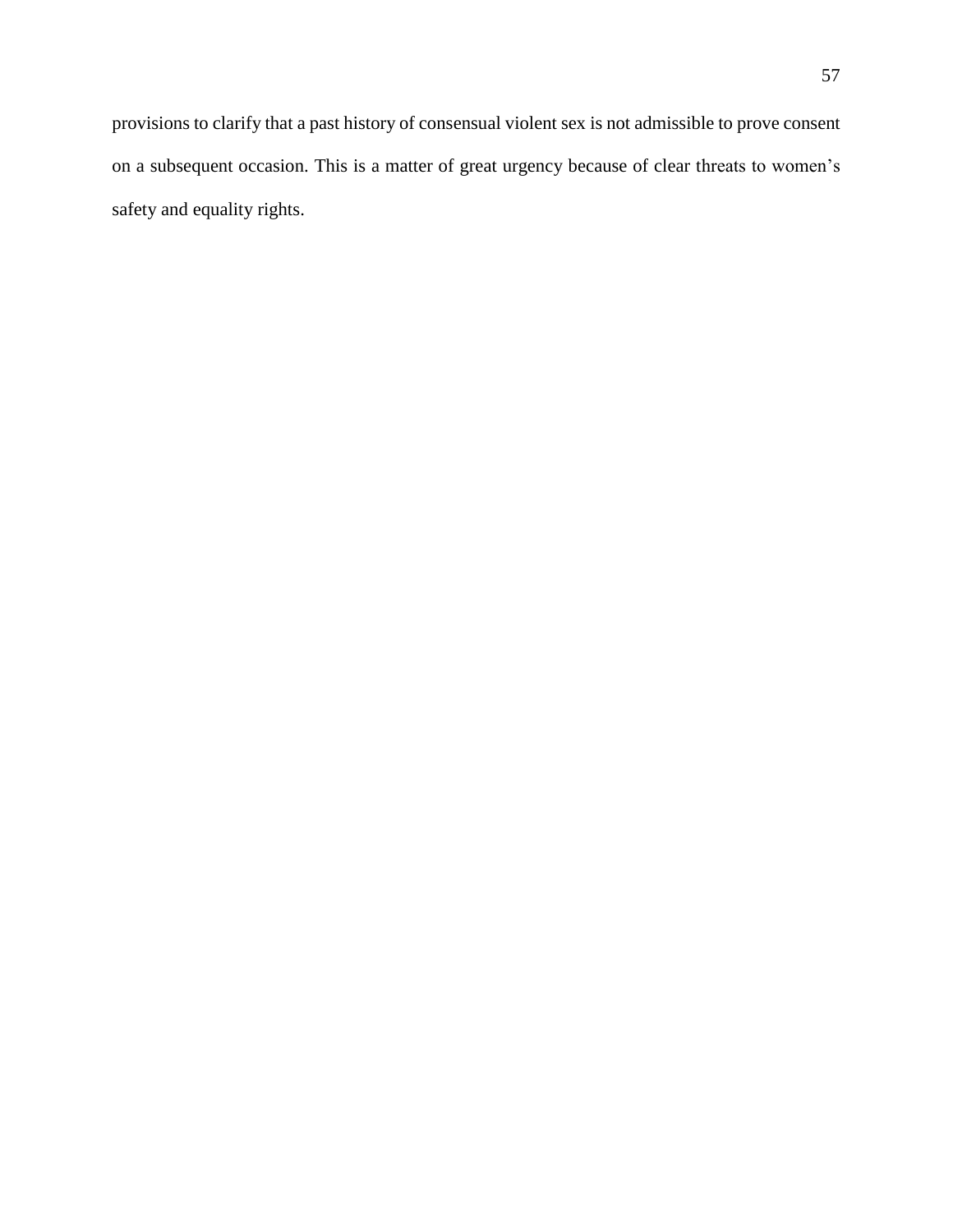provisions to clarify that a past history of consensual violent sex is not admissible to prove consent on a subsequent occasion. This is a matter of great urgency because of clear threats to women's safety and equality rights.